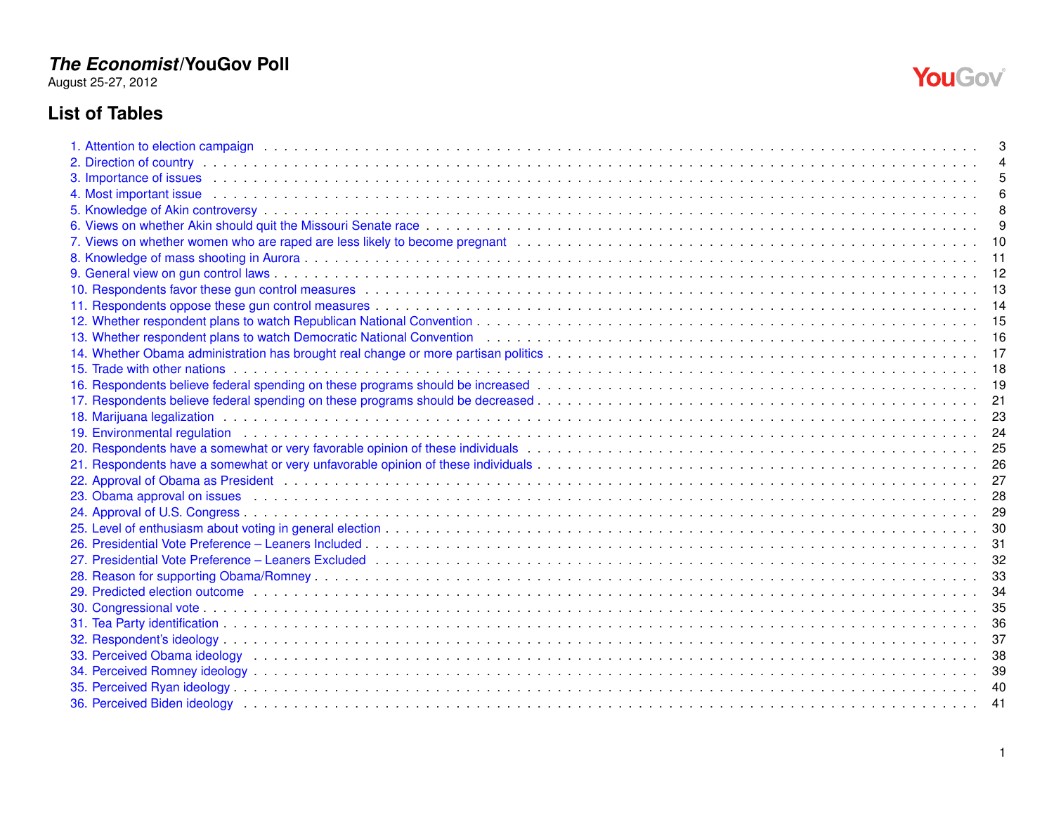***The Economist*/YouGov Poll**

August 25-27, 2012

# List of Tables

1. Attention to election campaign . . . 3
2. Direction of country . . . 4
3. Importance of issues . . . 5
4. Most important issue . . . 6
5. Knowledge of Akin controversy . . . 8
6. Views on whether Akin should quit the Missouri Senate race . . . 9
7. Views on whether women who are raped are less likely to become pregnant . . . 10
8. Knowledge of mass shooting in Aurora . . . 11
9. General view on gun control laws . . . 12
10. Respondents favor these gun control measures . . . 13
11. Respondents oppose these gun control measures . . . 14
12. Whether respondent plans to watch Republican National Convention . . . 15
13. Whether respondent plans to watch Democratic National Convention . . . 16
14. Whether Obama administration has brought real change or more partisan politics . . . 17
15. Trade with other nations . . . 18
16. Respondents believe federal spending on these programs should be increased . . . 19
17. Respondents believe federal spending on these programs should be decreased . . . 21
18. Marijuana legalization . . . 23
19. Environmental regulation . . . 24
20. Respondents have a somewhat or very favorable opinion of these individuals . . . 25
21. Respondents have a somewhat or very unfavorable opinion of these individuals . . . 26
22. Approval of Obama as President . . . 27
23. Obama approval on issues . . . 28
24. Approval of U.S. Congress . . . 29
25. Level of enthusiasm about voting in general election . . . 30
26. Presidential Vote Preference – Leaners Included . . . 31
27. Presidential Vote Preference – Leaners Excluded . . . 32
28. Reason for supporting Obama/Romney . . . 33
29. Predicted election outcome . . . 34
30. Congressional vote . . . 35
31. Tea Party identification . . . 36
32. Respondent's ideology . . . 37
33. Perceived Obama ideology . . . 38
34. Perceived Romney ideology . . . 39
35. Perceived Ryan ideology . . . 40
36. Perceived Biden ideology . . . 41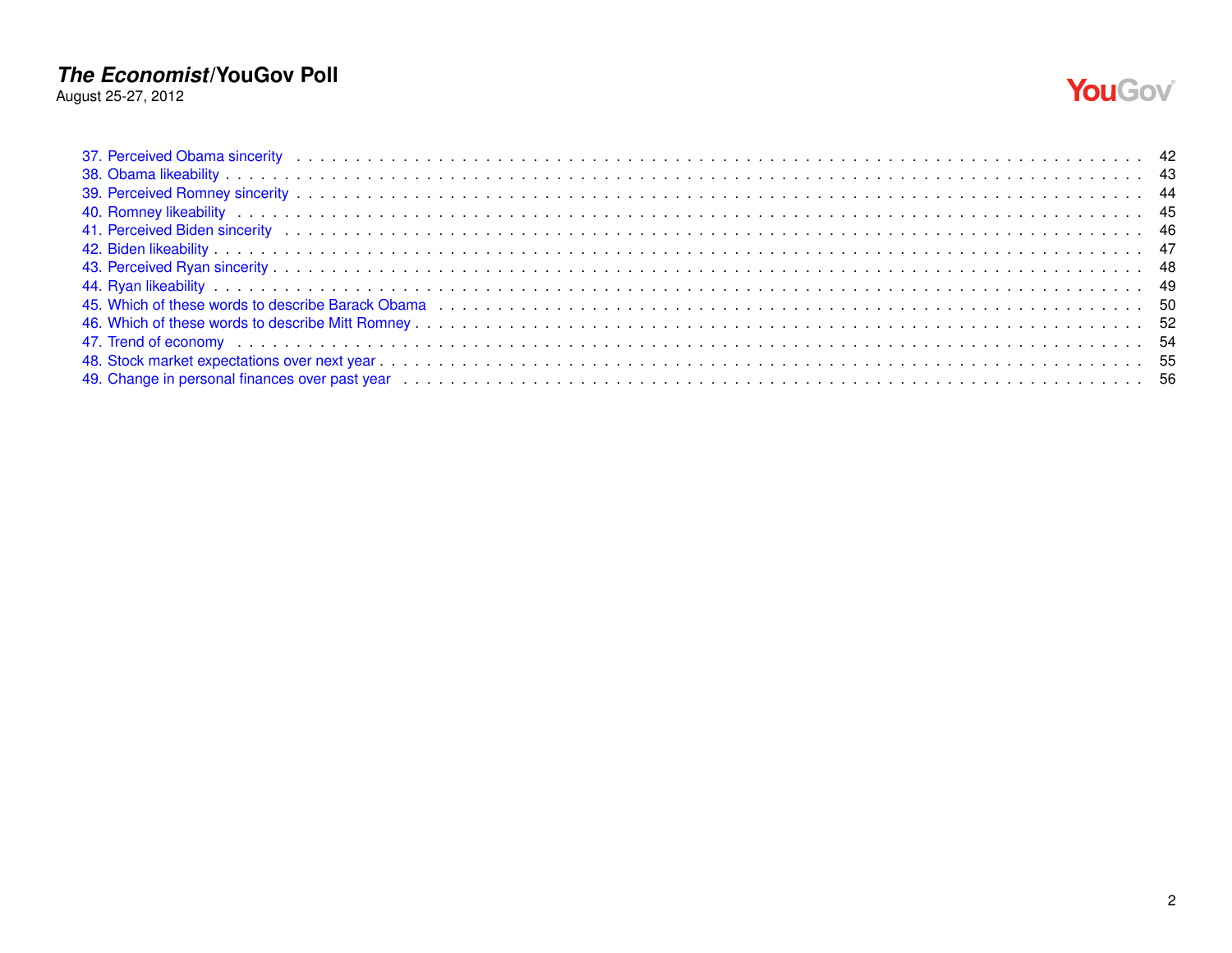37. Perceived Obama sincerity . . . . . . . . . . . . . . . . . . . . . . . . . . . . . . . . . . . . . . . . . . . . . . . . . . . 42
38. Obama likeability . . . . . . . . . . . . . . . . . . . . . . . . . . . . . . . . . . . . . . . . . . . . . . . . . . . . . . . . 43
39. Perceived Romney sincerity . . . . . . . . . . . . . . . . . . . . . . . . . . . . . . . . . . . . . . . . . . . . . . . . . . 44
40. Romney likeability . . . . . . . . . . . . . . . . . . . . . . . . . . . . . . . . . . . . . . . . . . . . . . . . . . . . . . . 45
41. Perceived Biden sincerity . . . . . . . . . . . . . . . . . . . . . . . . . . . . . . . . . . . . . . . . . . . . . . . . . . . 46
42. Biden likeability . . . . . . . . . . . . . . . . . . . . . . . . . . . . . . . . . . . . . . . . . . . . . . . . . . . . . . . . . 47
43. Perceived Ryan sincerity . . . . . . . . . . . . . . . . . . . . . . . . . . . . . . . . . . . . . . . . . . . . . . . . . . . . 48
44. Ryan likeability . . . . . . . . . . . . . . . . . . . . . . . . . . . . . . . . . . . . . . . . . . . . . . . . . . . . . . . . . . 49
45. Which of these words to describe Barack Obama . . . . . . . . . . . . . . . . . . . . . . . . . . . . . . . . . . . 50
46. Which of these words to describe Mitt Romney . . . . . . . . . . . . . . . . . . . . . . . . . . . . . . . . . . . . 52
47. Trend of economy . . . . . . . . . . . . . . . . . . . . . . . . . . . . . . . . . . . . . . . . . . . . . . . . . . . . . . . . 54
48. Stock market expectations over next year . . . . . . . . . . . . . . . . . . . . . . . . . . . . . . . . . . . . . . . 55
49. Change in personal finances over past year . . . . . . . . . . . . . . . . . . . . . . . . . . . . . . . . . . . . . . 56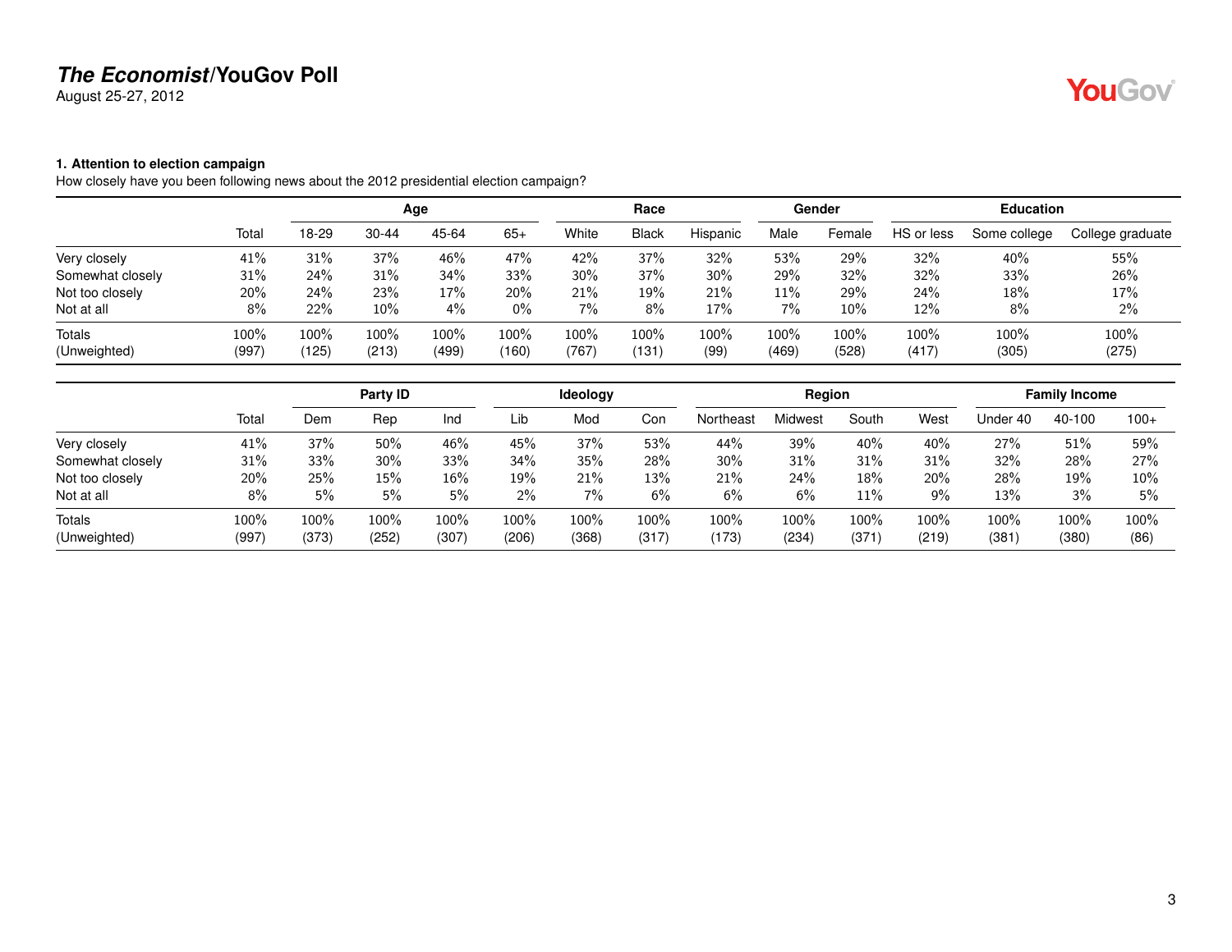**1. Attention to election campaign**

How closely have you been following news about the 2012 presidential election campaign?

| | | Age | | | | Race | | | Gender | | Education | | |
|---|---|---|---|---|---|---|---|---|---|---|---|---|---|
| | Total | 18-29 | 30-44 | 45-64 | 65+ | White | Black | Hispanic | Male | Female | HS or less | Some college | College graduate |
| Very closely | 41% | 31% | 37% | 46% | 47% | 42% | 37% | 32% | 53% | 29% | 32% | 40% | 55% |
| Somewhat closely | 31% | 24% | 31% | 34% | 33% | 30% | 37% | 30% | 29% | 32% | 32% | 33% | 26% |
| Not too closely | 20% | 24% | 23% | 17% | 20% | 21% | 19% | 21% | 11% | 29% | 24% | 18% | 17% |
| Not at all | 8% | 22% | 10% | 4% | 0% | 7% | 8% | 17% | 7% | 10% | 12% | 8% | 2% |
| Totals | 100% | 100% | 100% | 100% | 100% | 100% | 100% | 100% | 100% | 100% | 100% | 100% | 100% |
| (Unweighted) | (997) | (125) | (213) | (499) | (160) | (767) | (131) | (99) | (469) | (528) | (417) | (305) | (275) |

| | | Party ID | | | Ideology | | | Region | | | | Family Income | | |
|---|---|---|---|---|---|---|---|---|---|---|---|---|---|---|
| | Total | Dem | Rep | Ind | Lib | Mod | Con | Northeast | Midwest | South | West | Under 40 | 40-100 | 100+ |
| Very closely | 41% | 37% | 50% | 46% | 45% | 37% | 53% | 44% | 39% | 40% | 40% | 27% | 51% | 59% |
| Somewhat closely | 31% | 33% | 30% | 33% | 34% | 35% | 28% | 30% | 31% | 31% | 31% | 32% | 28% | 27% |
| Not too closely | 20% | 25% | 15% | 16% | 19% | 21% | 13% | 21% | 24% | 18% | 20% | 28% | 19% | 10% |
| Not at all | 8% | 5% | 5% | 5% | 2% | 7% | 6% | 6% | 6% | 11% | 9% | 13% | 3% | 5% |
| Totals | 100% | 100% | 100% | 100% | 100% | 100% | 100% | 100% | 100% | 100% | 100% | 100% | 100% | 100% |
| (Unweighted) | (997) | (373) | (252) | (307) | (206) | (368) | (317) | (173) | (234) | (371) | (219) | (381) | (380) | (86) |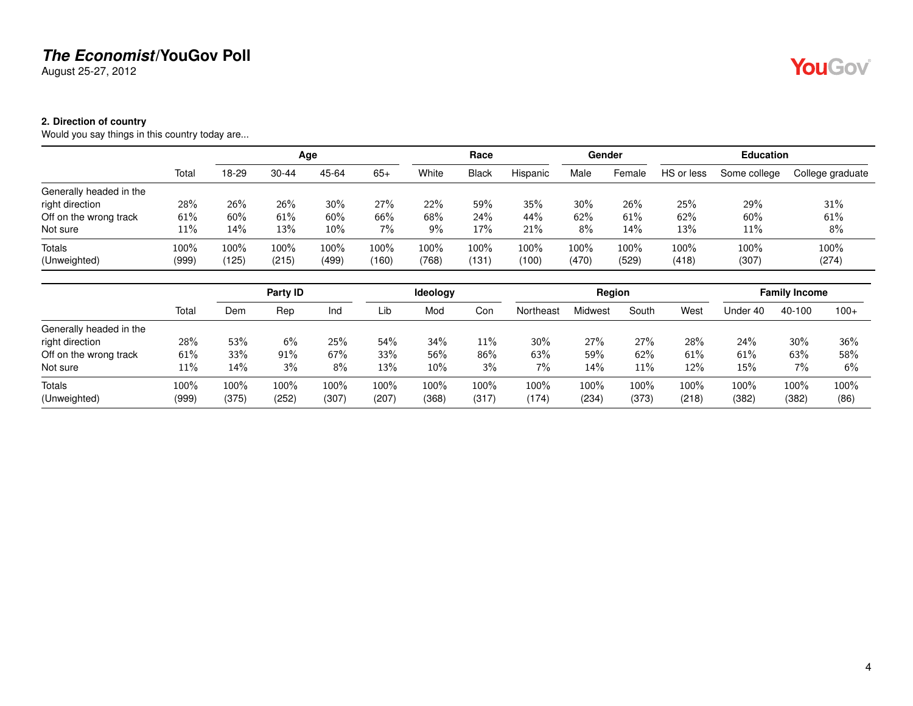# *The Economist*/YouGov Poll

August 25-27, 2012

**2. Direction of country**

Would you say things in this country today are...

| | | Age | | | | Race | | | Gender | | Education | | |
|---|---|---|---|---|---|---|---|---|---|---|---|---|---|
| | Total | 18-29 | 30-44 | 45-64 | 65+ | White | Black | Hispanic | Male | Female | HS or less | Some college | College graduate |
| Generally headed in the right direction | 28% | 26% | 26% | 30% | 27% | 22% | 59% | 35% | 30% | 26% | 25% | 29% | 31% |
| Off on the wrong track | 61% | 60% | 61% | 60% | 66% | 68% | 24% | 44% | 62% | 61% | 62% | 60% | 61% |
| Not sure | 11% | 14% | 13% | 10% | 7% | 9% | 17% | 21% | 8% | 14% | 13% | 11% | 8% |
| Totals | 100% | 100% | 100% | 100% | 100% | 100% | 100% | 100% | 100% | 100% | 100% | 100% | 100% |
| (Unweighted) | (999) | (125) | (215) | (499) | (160) | (768) | (131) | (100) | (470) | (529) | (418) | (307) | (274) |

| | | Party ID | | | Ideology | | | Region | | | | Family Income | | |
|---|---|---|---|---|---|---|---|---|---|---|---|---|---|---|
| | Total | Dem | Rep | Ind | Lib | Mod | Con | Northeast | Midwest | South | West | Under 40 | 40-100 | 100+ |
| Generally headed in the right direction | 28% | 53% | 6% | 25% | 54% | 34% | 11% | 30% | 27% | 27% | 28% | 24% | 30% | 36% |
| Off on the wrong track | 61% | 33% | 91% | 67% | 33% | 56% | 86% | 63% | 59% | 62% | 61% | 61% | 63% | 58% |
| Not sure | 11% | 14% | 3% | 8% | 13% | 10% | 3% | 7% | 14% | 11% | 12% | 15% | 7% | 6% |
| Totals | 100% | 100% | 100% | 100% | 100% | 100% | 100% | 100% | 100% | 100% | 100% | 100% | 100% | 100% |
| (Unweighted) | (999) | (375) | (252) | (307) | (207) | (368) | (317) | (174) | (234) | (373) | (218) | (382) | (382) | (86) |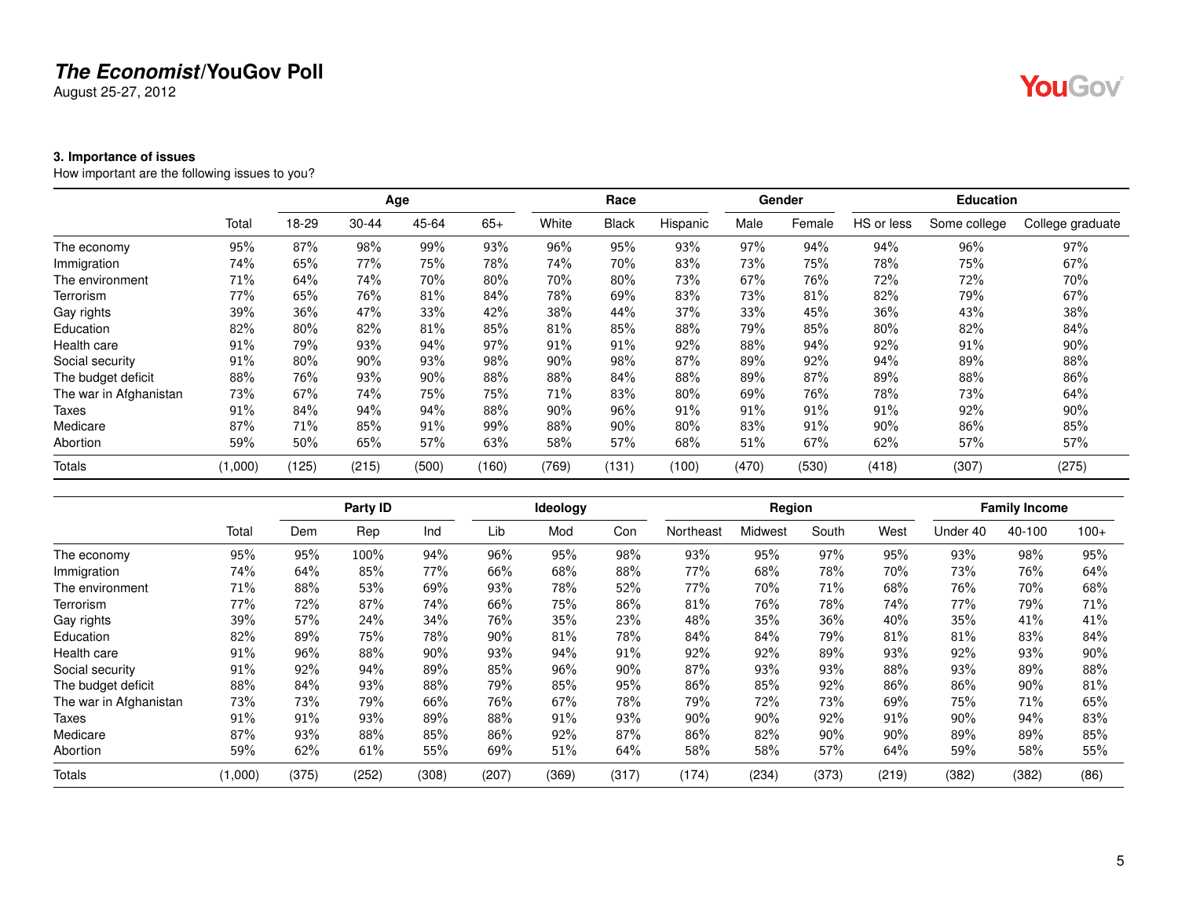***The Economist*/YouGov Poll**
August 25-27, 2012

**3. Importance of issues**
How important are the following issues to you?

| | Total | Age | | | | Race | | | Gender | | Education | | |
|---|---|---|---|---|---|---|---|---|---|---|---|---|---|
| | | 18-29 | 30-44 | 45-64 | 65+ | White | Black | Hispanic | Male | Female | HS or less | Some college | College graduate |
| The economy | 95% | 87% | 98% | 99% | 93% | 96% | 95% | 93% | 97% | 94% | 94% | 96% | 97% |
| Immigration | 74% | 65% | 77% | 75% | 78% | 74% | 70% | 83% | 73% | 75% | 78% | 75% | 67% |
| The environment | 71% | 64% | 74% | 70% | 80% | 70% | 80% | 73% | 67% | 76% | 72% | 72% | 70% |
| Terrorism | 77% | 65% | 76% | 81% | 84% | 78% | 69% | 83% | 73% | 81% | 82% | 79% | 67% |
| Gay rights | 39% | 36% | 47% | 33% | 42% | 38% | 44% | 37% | 33% | 45% | 36% | 43% | 38% |
| Education | 82% | 80% | 82% | 81% | 85% | 81% | 85% | 88% | 79% | 85% | 80% | 82% | 84% |
| Health care | 91% | 79% | 93% | 94% | 97% | 91% | 91% | 92% | 88% | 94% | 92% | 91% | 90% |
| Social security | 91% | 80% | 90% | 93% | 98% | 90% | 98% | 87% | 89% | 92% | 94% | 89% | 88% |
| The budget deficit | 88% | 76% | 93% | 90% | 88% | 88% | 84% | 88% | 89% | 87% | 89% | 88% | 86% |
| The war in Afghanistan | 73% | 67% | 74% | 75% | 75% | 71% | 83% | 80% | 69% | 76% | 78% | 73% | 64% |
| Taxes | 91% | 84% | 94% | 94% | 88% | 90% | 96% | 91% | 91% | 91% | 91% | 92% | 90% |
| Medicare | 87% | 71% | 85% | 91% | 99% | 88% | 90% | 80% | 83% | 91% | 90% | 86% | 85% |
| Abortion | 59% | 50% | 65% | 57% | 63% | 58% | 57% | 68% | 51% | 67% | 62% | 57% | 57% |
| Totals | (1,000) | (125) | (215) | (500) | (160) | (769) | (131) | (100) | (470) | (530) | (418) | (307) | (275) |

| | Total | Party ID | | | Ideology | | | Region | | | | Family Income | | |
|---|---|---|---|---|---|---|---|---|---|---|---|---|---|---|
| | | Dem | Rep | Ind | Lib | Mod | Con | Northeast | Midwest | South | West | Under 40 | 40-100 | 100+ |
| The economy | 95% | 95% | 100% | 94% | 96% | 95% | 98% | 93% | 95% | 97% | 95% | 93% | 98% | 95% |
| Immigration | 74% | 64% | 85% | 77% | 66% | 68% | 88% | 77% | 68% | 78% | 70% | 73% | 76% | 64% |
| The environment | 71% | 88% | 53% | 69% | 93% | 78% | 52% | 77% | 70% | 71% | 68% | 76% | 70% | 68% |
| Terrorism | 77% | 72% | 87% | 74% | 66% | 75% | 86% | 81% | 76% | 78% | 74% | 77% | 79% | 71% |
| Gay rights | 39% | 57% | 24% | 34% | 76% | 35% | 23% | 48% | 35% | 36% | 40% | 35% | 41% | 41% |
| Education | 82% | 89% | 75% | 78% | 90% | 81% | 78% | 84% | 84% | 79% | 81% | 81% | 83% | 84% |
| Health care | 91% | 96% | 88% | 90% | 93% | 94% | 91% | 92% | 92% | 89% | 93% | 92% | 93% | 90% |
| Social security | 91% | 92% | 94% | 89% | 85% | 96% | 90% | 87% | 93% | 93% | 88% | 93% | 89% | 88% |
| The budget deficit | 88% | 84% | 93% | 88% | 79% | 85% | 95% | 86% | 85% | 92% | 86% | 86% | 90% | 81% |
| The war in Afghanistan | 73% | 73% | 79% | 66% | 76% | 67% | 78% | 79% | 72% | 73% | 69% | 75% | 71% | 65% |
| Taxes | 91% | 91% | 93% | 89% | 88% | 91% | 93% | 90% | 90% | 92% | 91% | 90% | 94% | 83% |
| Medicare | 87% | 93% | 88% | 85% | 86% | 92% | 87% | 86% | 82% | 90% | 90% | 89% | 89% | 85% |
| Abortion | 59% | 62% | 61% | 55% | 69% | 51% | 64% | 58% | 58% | 57% | 64% | 59% | 58% | 55% |
| Totals | (1,000) | (375) | (252) | (308) | (207) | (369) | (317) | (174) | (234) | (373) | (219) | (382) | (382) | (86) |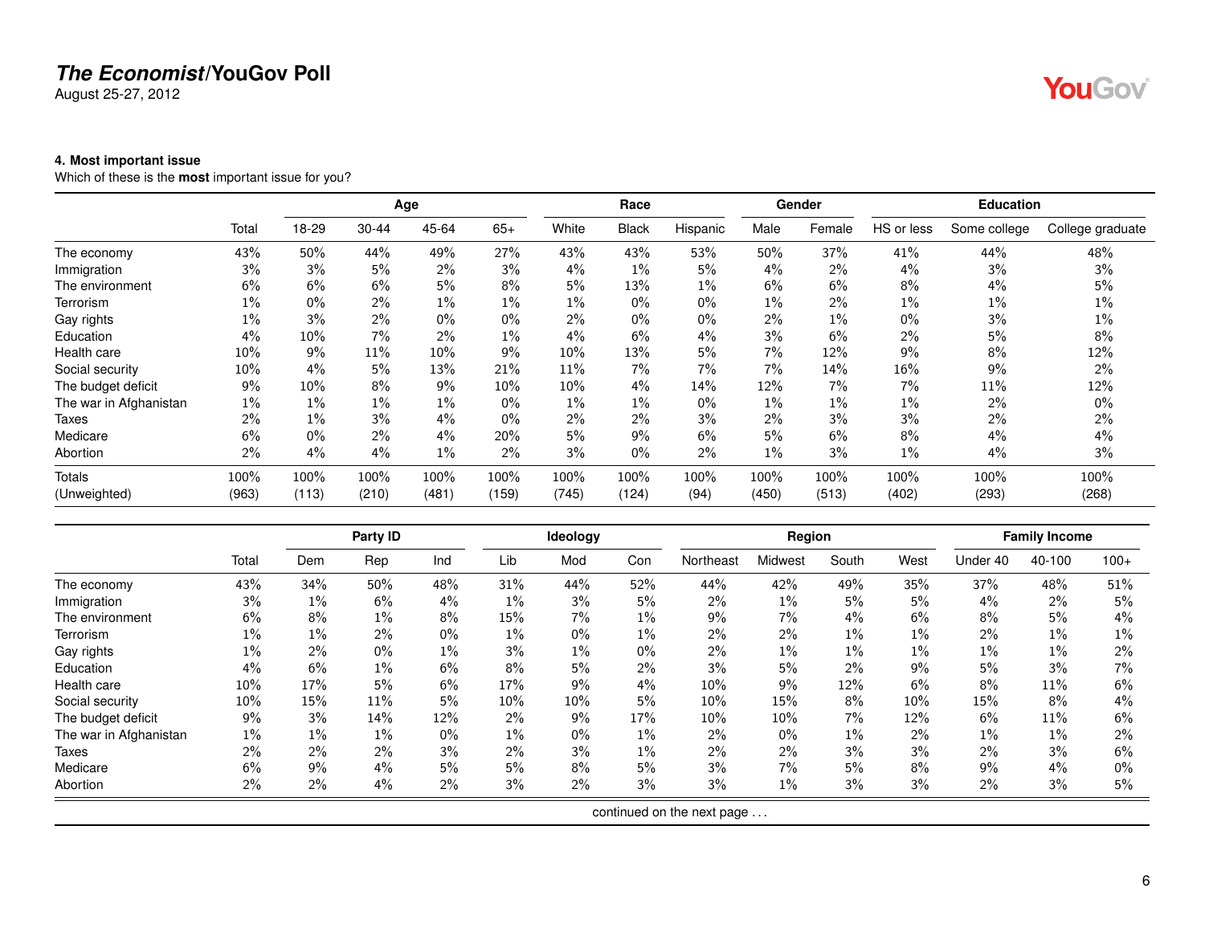## 4. Most important issue

Which of these is the **most** important issue for you?

| | Total | Age | | | | Race | | | Gender | | Education | | |
|---|---|---|---|---|---|---|---|---|---|---|---|---|---|
| | | 18-29 | 30-44 | 45-64 | 65+ | White | Black | Hispanic | Male | Female | HS or less | Some college | College graduate |
| The economy | 43% | 50% | 44% | 49% | 27% | 43% | 43% | 53% | 50% | 37% | 41% | 44% | 48% |
| Immigration | 3% | 3% | 5% | 2% | 3% | 4% | 1% | 5% | 4% | 2% | 4% | 3% | 3% |
| The environment | 6% | 6% | 6% | 5% | 8% | 5% | 13% | 1% | 6% | 6% | 8% | 4% | 5% |
| Terrorism | 1% | 0% | 2% | 1% | 1% | 1% | 0% | 0% | 1% | 2% | 1% | 1% | 1% |
| Gay rights | 1% | 3% | 2% | 0% | 0% | 2% | 0% | 0% | 2% | 1% | 0% | 3% | 1% |
| Education | 4% | 10% | 7% | 2% | 1% | 4% | 6% | 4% | 3% | 6% | 2% | 5% | 8% |
| Health care | 10% | 9% | 11% | 10% | 9% | 10% | 13% | 5% | 7% | 12% | 9% | 8% | 12% |
| Social security | 10% | 4% | 5% | 13% | 21% | 11% | 7% | 7% | 7% | 14% | 16% | 9% | 2% |
| The budget deficit | 9% | 10% | 8% | 9% | 10% | 10% | 4% | 14% | 12% | 7% | 7% | 11% | 12% |
| The war in Afghanistan | 1% | 1% | 1% | 1% | 0% | 1% | 1% | 0% | 1% | 1% | 1% | 2% | 0% |
| Taxes | 2% | 1% | 3% | 4% | 0% | 2% | 2% | 3% | 2% | 3% | 3% | 2% | 2% |
| Medicare | 6% | 0% | 2% | 4% | 20% | 5% | 9% | 6% | 5% | 6% | 8% | 4% | 4% |
| Abortion | 2% | 4% | 4% | 1% | 2% | 3% | 0% | 2% | 1% | 3% | 1% | 4% | 3% |
| Totals | 100% | 100% | 100% | 100% | 100% | 100% | 100% | 100% | 100% | 100% | 100% | 100% | 100% |
| (Unweighted) | (963) | (113) | (210) | (481) | (159) | (745) | (124) | (94) | (450) | (513) | (402) | (293) | (268) |

| | Total | Party ID | | | Ideology | | | Region | | | | Family Income | | |
|---|---|---|---|---|---|---|---|---|---|---|---|---|---|---|
| | | Dem | Rep | Ind | Lib | Mod | Con | Northeast | Midwest | South | West | Under 40 | 40-100 | 100+ |
| The economy | 43% | 34% | 50% | 48% | 31% | 44% | 52% | 44% | 42% | 49% | 35% | 37% | 48% | 51% |
| Immigration | 3% | 1% | 6% | 4% | 1% | 3% | 5% | 2% | 1% | 5% | 5% | 4% | 2% | 5% |
| The environment | 6% | 8% | 1% | 8% | 15% | 7% | 1% | 9% | 7% | 4% | 6% | 8% | 5% | 4% |
| Terrorism | 1% | 1% | 2% | 0% | 1% | 0% | 1% | 2% | 2% | 1% | 1% | 2% | 1% | 1% |
| Gay rights | 1% | 2% | 0% | 1% | 3% | 1% | 0% | 2% | 1% | 1% | 1% | 1% | 1% | 2% |
| Education | 4% | 6% | 1% | 6% | 8% | 5% | 2% | 3% | 5% | 2% | 9% | 5% | 3% | 7% |
| Health care | 10% | 17% | 5% | 6% | 17% | 9% | 4% | 10% | 9% | 12% | 6% | 8% | 11% | 6% |
| Social security | 10% | 15% | 11% | 5% | 10% | 10% | 5% | 10% | 15% | 8% | 10% | 15% | 8% | 4% |
| The budget deficit | 9% | 3% | 14% | 12% | 2% | 9% | 17% | 10% | 10% | 7% | 12% | 6% | 11% | 6% |
| The war in Afghanistan | 1% | 1% | 1% | 0% | 1% | 0% | 1% | 2% | 0% | 1% | 2% | 1% | 1% | 2% |
| Taxes | 2% | 2% | 2% | 3% | 2% | 3% | 1% | 2% | 2% | 3% | 3% | 2% | 3% | 6% |
| Medicare | 6% | 9% | 4% | 5% | 5% | 8% | 5% | 3% | 7% | 5% | 8% | 9% | 4% | 0% |
| Abortion | 2% | 2% | 4% | 2% | 3% | 2% | 3% | 3% | 1% | 3% | 3% | 2% | 3% | 5% |

continued on the next page . . .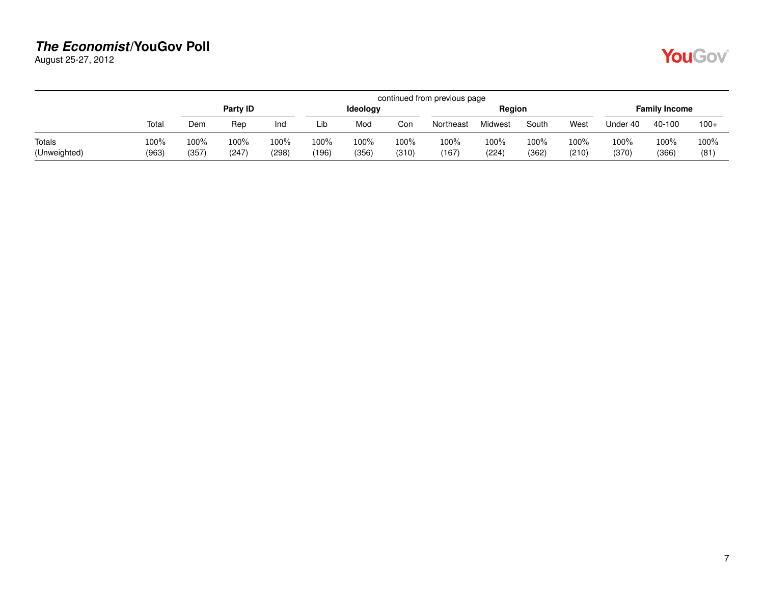continued from previous page

| | Total | Party ID | | | Ideology | | | Region | | | | Family Income | | |
|---|---|---|---|---|---|---|---|---|---|---|---|---|---|---|
| | | Dem | Rep | Ind | Lib | Mod | Con | Northeast | Midwest | South | West | Under 40 | 40-100 | 100+ |
| Totals | 100% | 100% | 100% | 100% | 100% | 100% | 100% | 100% | 100% | 100% | 100% | 100% | 100% | 100% |
| (Unweighted) | (963) | (357) | (247) | (298) | (196) | (356) | (310) | (167) | (224) | (362) | (210) | (370) | (366) | (81) |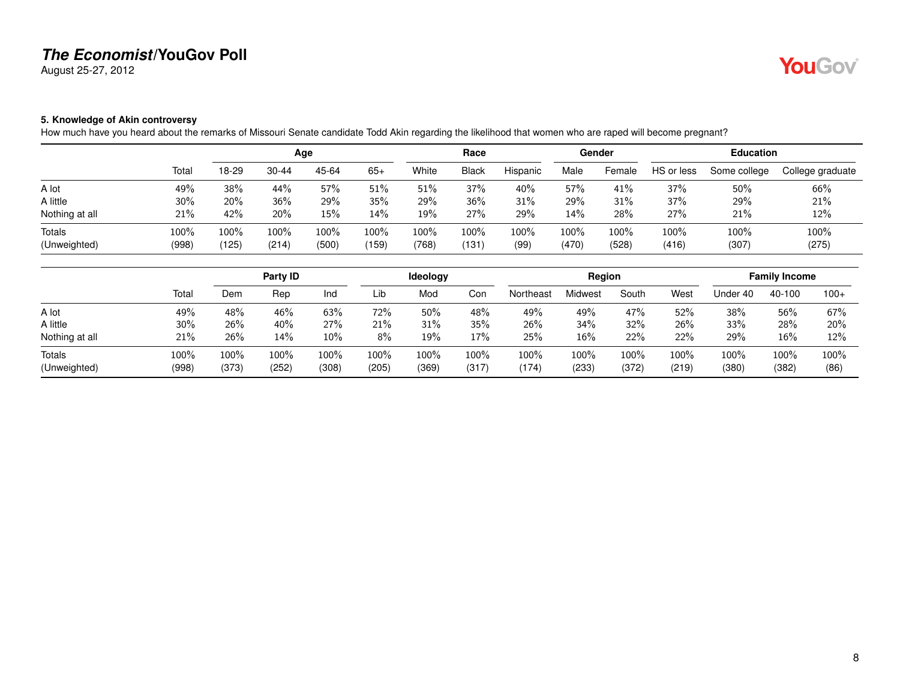### 5. Knowledge of Akin controversy

How much have you heard about the remarks of Missouri Senate candidate Todd Akin regarding the likelihood that women who are raped will become pregnant?

| | | Age | | | | Race | | | Gender | | Education | | |
|---|---|---|---|---|---|---|---|---|---|---|---|---|---|
| | Total | 18-29 | 30-44 | 45-64 | 65+ | White | Black | Hispanic | Male | Female | HS or less | Some college | College graduate |
| A lot | 49% | 38% | 44% | 57% | 51% | 51% | 37% | 40% | 57% | 41% | 37% | 50% | 66% |
| A little | 30% | 20% | 36% | 29% | 35% | 29% | 36% | 31% | 29% | 31% | 37% | 29% | 21% |
| Nothing at all | 21% | 42% | 20% | 15% | 14% | 19% | 27% | 29% | 14% | 28% | 27% | 21% | 12% |
| Totals | 100% | 100% | 100% | 100% | 100% | 100% | 100% | 100% | 100% | 100% | 100% | 100% | 100% |
| (Unweighted) | (998) | (125) | (214) | (500) | (159) | (768) | (131) | (99) | (470) | (528) | (416) | (307) | (275) |

| | | Party ID | | | Ideology | | | Region | | | | Family Income | | |
|---|---|---|---|---|---|---|---|---|---|---|---|---|---|---|
| | Total | Dem | Rep | Ind | Lib | Mod | Con | Northeast | Midwest | South | West | Under 40 | 40-100 | 100+ |
| A lot | 49% | 48% | 46% | 63% | 72% | 50% | 48% | 49% | 49% | 47% | 52% | 38% | 56% | 67% |
| A little | 30% | 26% | 40% | 27% | 21% | 31% | 35% | 26% | 34% | 32% | 26% | 33% | 28% | 20% |
| Nothing at all | 21% | 26% | 14% | 10% | 8% | 19% | 17% | 25% | 16% | 22% | 22% | 29% | 16% | 12% |
| Totals | 100% | 100% | 100% | 100% | 100% | 100% | 100% | 100% | 100% | 100% | 100% | 100% | 100% | 100% |
| (Unweighted) | (998) | (373) | (252) | (308) | (205) | (369) | (317) | (174) | (233) | (372) | (219) | (380) | (382) | (86) |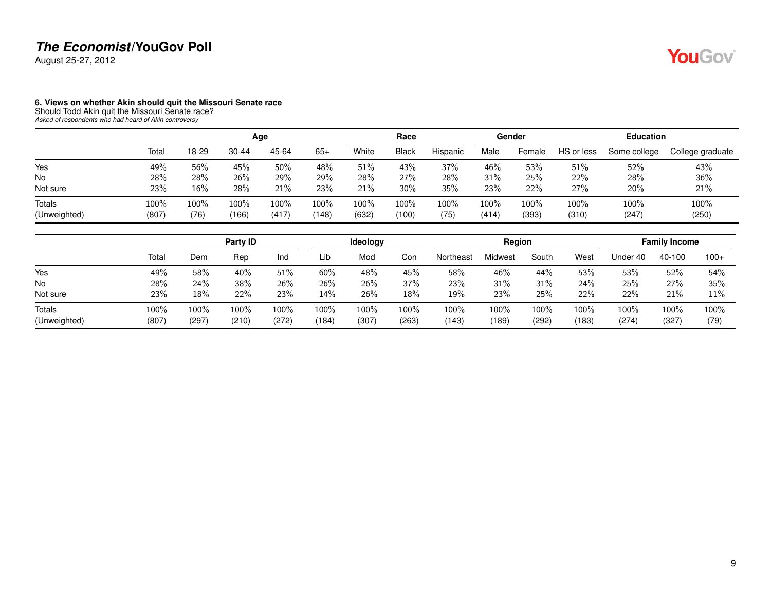**6. Views on whether Akin should quit the Missouri Senate race**
Should Todd Akin quit the Missouri Senate race?
*Asked of respondents who had heard of Akin controversy*

| | | Age | | | | Race | | | Gender | | Education | | |
|---|---|---|---|---|---|---|---|---|---|---|---|---|---|
| | Total | 18-29 | 30-44 | 45-64 | 65+ | White | Black | Hispanic | Male | Female | HS or less | Some college | College graduate |
| Yes | 49% | 56% | 45% | 50% | 48% | 51% | 43% | 37% | 46% | 53% | 51% | 52% | 43% |
| No | 28% | 28% | 26% | 29% | 29% | 28% | 27% | 28% | 31% | 25% | 22% | 28% | 36% |
| Not sure | 23% | 16% | 28% | 21% | 23% | 21% | 30% | 35% | 23% | 22% | 27% | 20% | 21% |
| Totals | 100% | 100% | 100% | 100% | 100% | 100% | 100% | 100% | 100% | 100% | 100% | 100% | 100% |
| (Unweighted) | (807) | (76) | (166) | (417) | (148) | (632) | (100) | (75) | (414) | (393) | (310) | (247) | (250) |

| | | Party ID | | | Ideology | | | Region | | | | Family Income | | |
|---|---|---|---|---|---|---|---|---|---|---|---|---|---|---|
| | Total | Dem | Rep | Ind | Lib | Mod | Con | Northeast | Midwest | South | West | Under 40 | 40-100 | 100+ |
| Yes | 49% | 58% | 40% | 51% | 60% | 48% | 45% | 58% | 46% | 44% | 53% | 53% | 52% | 54% |
| No | 28% | 24% | 38% | 26% | 26% | 26% | 37% | 23% | 31% | 31% | 24% | 25% | 27% | 35% |
| Not sure | 23% | 18% | 22% | 23% | 14% | 26% | 18% | 19% | 23% | 25% | 22% | 22% | 21% | 11% |
| Totals | 100% | 100% | 100% | 100% | 100% | 100% | 100% | 100% | 100% | 100% | 100% | 100% | 100% | 100% |
| (Unweighted) | (807) | (297) | (210) | (272) | (184) | (307) | (263) | (143) | (189) | (292) | (183) | (274) | (327) | (79) |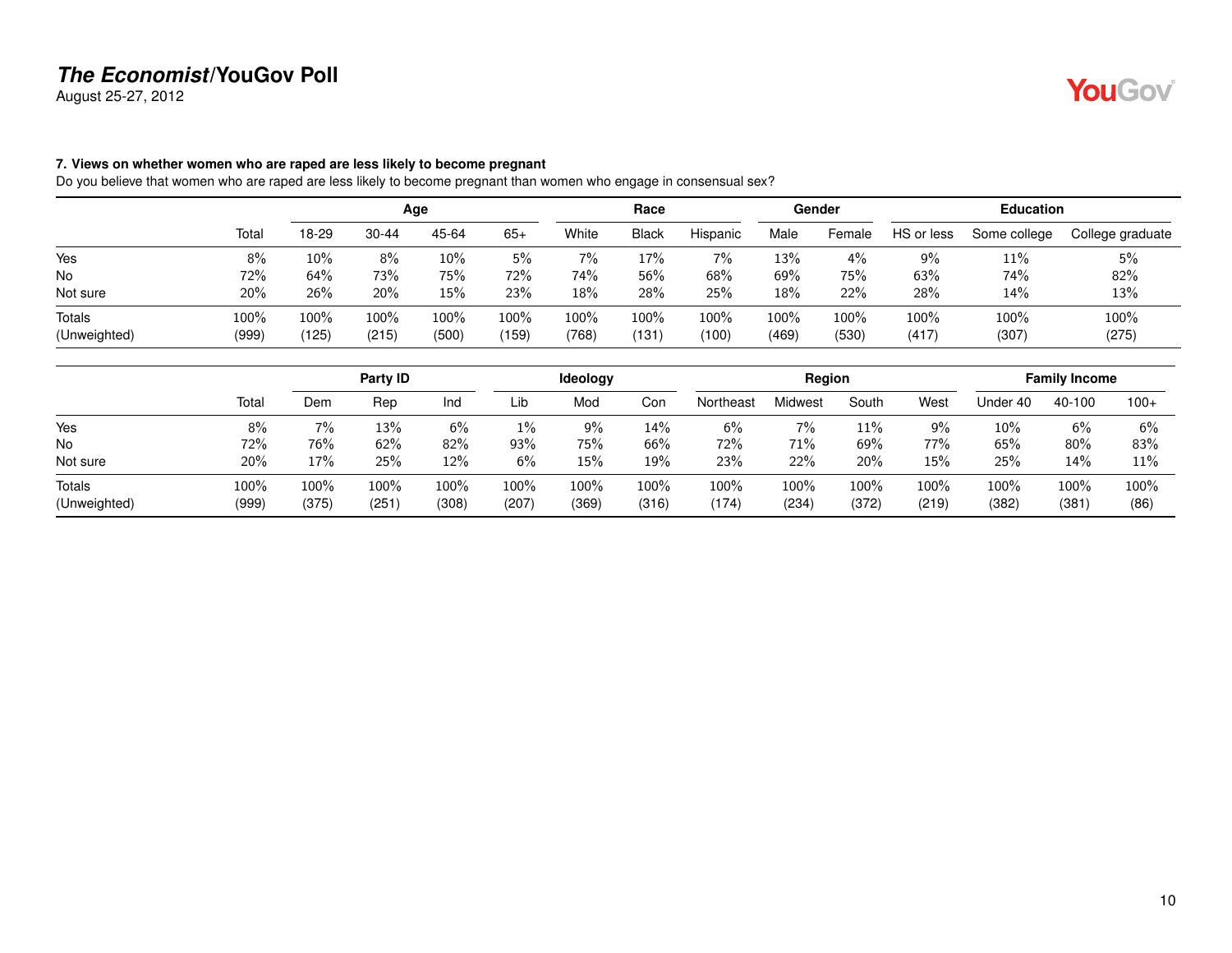**7. Views on whether women who are raped are less likely to become pregnant**

Do you believe that women who are raped are less likely to become pregnant than women who engage in consensual sex?

| | | Age | | | | Race | | | Gender | | Education | | |
|---|---|---|---|---|---|---|---|---|---|---|---|---|---|
| | Total | 18-29 | 30-44 | 45-64 | 65+ | White | Black | Hispanic | Male | Female | HS or less | Some college | College graduate |
| Yes | 8% | 10% | 8% | 10% | 5% | 7% | 17% | 7% | 13% | 4% | 9% | 11% | 5% |
| No | 72% | 64% | 73% | 75% | 72% | 74% | 56% | 68% | 69% | 75% | 63% | 74% | 82% |
| Not sure | 20% | 26% | 20% | 15% | 23% | 18% | 28% | 25% | 18% | 22% | 28% | 14% | 13% |
| Totals | 100% | 100% | 100% | 100% | 100% | 100% | 100% | 100% | 100% | 100% | 100% | 100% | 100% |
| (Unweighted) | (999) | (125) | (215) | (500) | (159) | (768) | (131) | (100) | (469) | (530) | (417) | (307) | (275) |

| | | Party ID | | | Ideology | | | Region | | | | Family Income | | |
|---|---|---|---|---|---|---|---|---|---|---|---|---|---|---|
| | Total | Dem | Rep | Ind | Lib | Mod | Con | Northeast | Midwest | South | West | Under 40 | 40-100 | 100+ |
| Yes | 8% | 7% | 13% | 6% | 1% | 9% | 14% | 6% | 7% | 11% | 9% | 10% | 6% | 6% |
| No | 72% | 76% | 62% | 82% | 93% | 75% | 66% | 72% | 71% | 69% | 77% | 65% | 80% | 83% |
| Not sure | 20% | 17% | 25% | 12% | 6% | 15% | 19% | 23% | 22% | 20% | 15% | 25% | 14% | 11% |
| Totals | 100% | 100% | 100% | 100% | 100% | 100% | 100% | 100% | 100% | 100% | 100% | 100% | 100% | 100% |
| (Unweighted) | (999) | (375) | (251) | (308) | (207) | (369) | (316) | (174) | (234) | (372) | (219) | (382) | (381) | (86) |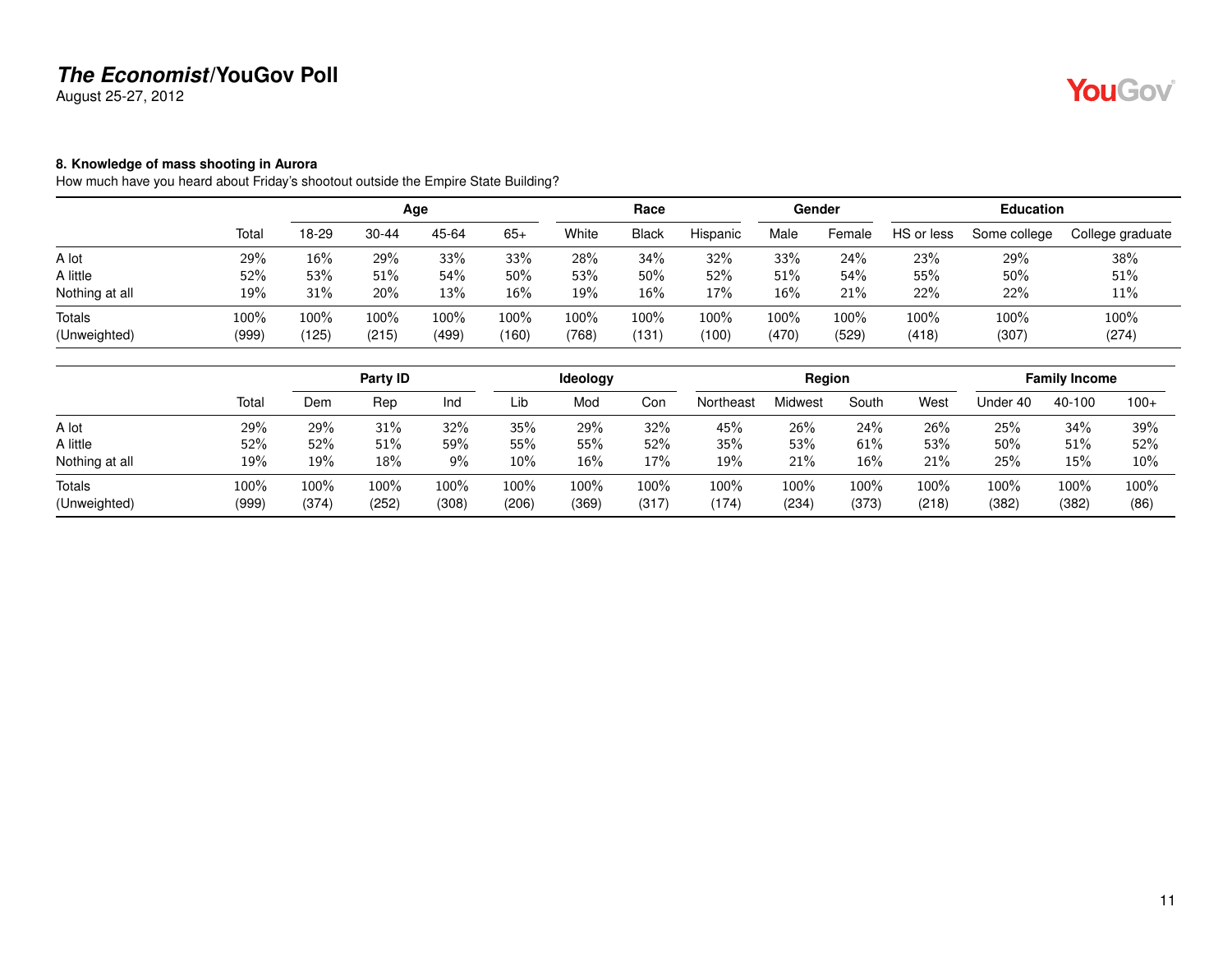### 8. Knowledge of mass shooting in Aurora

How much have you heard about Friday's shootout outside the Empire State Building?

| | Total | Age | | | | Race | | | Gender | | Education | | |
|---|---|---|---|---|---|---|---|---|---|---|---|---|---|
| | | 18-29 | 30-44 | 45-64 | 65+ | White | Black | Hispanic | Male | Female | HS or less | Some college | College graduate |
| A lot | 29% | 16% | 29% | 33% | 33% | 28% | 34% | 32% | 33% | 24% | 23% | 29% | 38% |
| A little | 52% | 53% | 51% | 54% | 50% | 53% | 50% | 52% | 51% | 54% | 55% | 50% | 51% |
| Nothing at all | 19% | 31% | 20% | 13% | 16% | 19% | 16% | 17% | 16% | 21% | 22% | 22% | 11% |
| Totals | 100% | 100% | 100% | 100% | 100% | 100% | 100% | 100% | 100% | 100% | 100% | 100% | 100% |
| (Unweighted) | (999) | (125) | (215) | (499) | (160) | (768) | (131) | (100) | (470) | (529) | (418) | (307) | (274) |

| | Total | Party ID | | | Ideology | | | Region | | | | Family Income | | |
|---|---|---|---|---|---|---|---|---|---|---|---|---|---|---|
| | | Dem | Rep | Ind | Lib | Mod | Con | Northeast | Midwest | South | West | Under 40 | 40-100 | 100+ |
| A lot | 29% | 29% | 31% | 32% | 35% | 29% | 32% | 45% | 26% | 24% | 26% | 25% | 34% | 39% |
| A little | 52% | 52% | 51% | 59% | 55% | 55% | 52% | 35% | 53% | 61% | 53% | 50% | 51% | 52% |
| Nothing at all | 19% | 19% | 18% | 9% | 10% | 16% | 17% | 19% | 21% | 16% | 21% | 25% | 15% | 10% |
| Totals | 100% | 100% | 100% | 100% | 100% | 100% | 100% | 100% | 100% | 100% | 100% | 100% | 100% | 100% |
| (Unweighted) | (999) | (374) | (252) | (308) | (206) | (369) | (317) | (174) | (234) | (373) | (218) | (382) | (382) | (86) |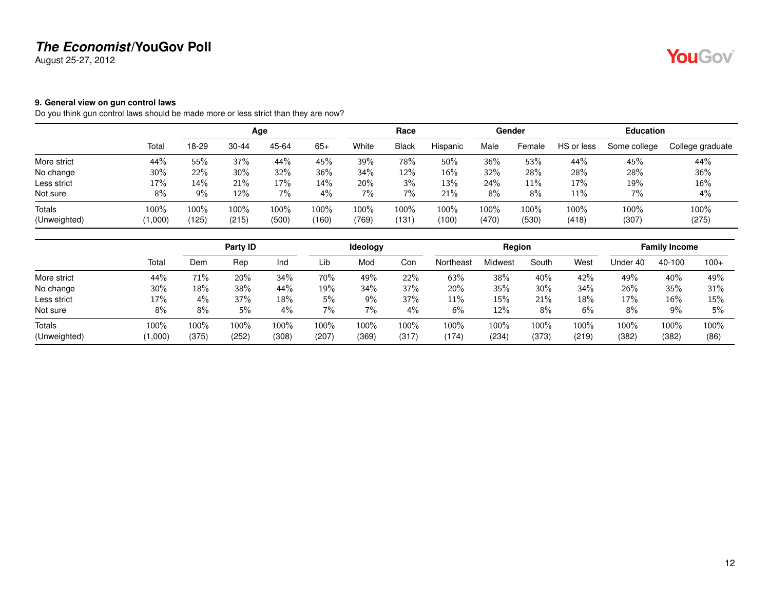**The Economist/YouGov Poll**

August 25-27, 2012

#### 9. General view on gun control laws

Do you think gun control laws should be made more or less strict than they are now?

| | | Age | | | | Race | | | Gender | | Education | | |
|---|---|---|---|---|---|---|---|---|---|---|---|---|---|
| | Total | 18-29 | 30-44 | 45-64 | 65+ | White | Black | Hispanic | Male | Female | HS or less | Some college | College graduate |
| More strict | 44% | 55% | 37% | 44% | 45% | 39% | 78% | 50% | 36% | 53% | 44% | 45% | 44% |
| No change | 30% | 22% | 30% | 32% | 36% | 34% | 12% | 16% | 32% | 28% | 28% | 28% | 36% |
| Less strict | 17% | 14% | 21% | 17% | 14% | 20% | 3% | 13% | 24% | 11% | 17% | 19% | 16% |
| Not sure | 8% | 9% | 12% | 7% | 4% | 7% | 7% | 21% | 8% | 8% | 11% | 7% | 4% |
| Totals | 100% | 100% | 100% | 100% | 100% | 100% | 100% | 100% | 100% | 100% | 100% | 100% | 100% |
| (Unweighted) | (1,000) | (125) | (215) | (500) | (160) | (769) | (131) | (100) | (470) | (530) | (418) | (307) | (275) |

| | | Party ID | | | Ideology | | | Region | | | | Family Income | | |
|---|---|---|---|---|---|---|---|---|---|---|---|---|---|---|
| | Total | Dem | Rep | Ind | Lib | Mod | Con | Northeast | Midwest | South | West | Under 40 | 40-100 | 100+ |
| More strict | 44% | 71% | 20% | 34% | 70% | 49% | 22% | 63% | 38% | 40% | 42% | 49% | 40% | 49% |
| No change | 30% | 18% | 38% | 44% | 19% | 34% | 37% | 20% | 35% | 30% | 34% | 26% | 35% | 31% |
| Less strict | 17% | 4% | 37% | 18% | 5% | 9% | 37% | 11% | 15% | 21% | 18% | 17% | 16% | 15% |
| Not sure | 8% | 8% | 5% | 4% | 7% | 7% | 4% | 6% | 12% | 8% | 6% | 8% | 9% | 5% |
| Totals | 100% | 100% | 100% | 100% | 100% | 100% | 100% | 100% | 100% | 100% | 100% | 100% | 100% | 100% |
| (Unweighted) | (1,000) | (375) | (252) | (308) | (207) | (369) | (317) | (174) | (234) | (373) | (219) | (382) | (382) | (86) |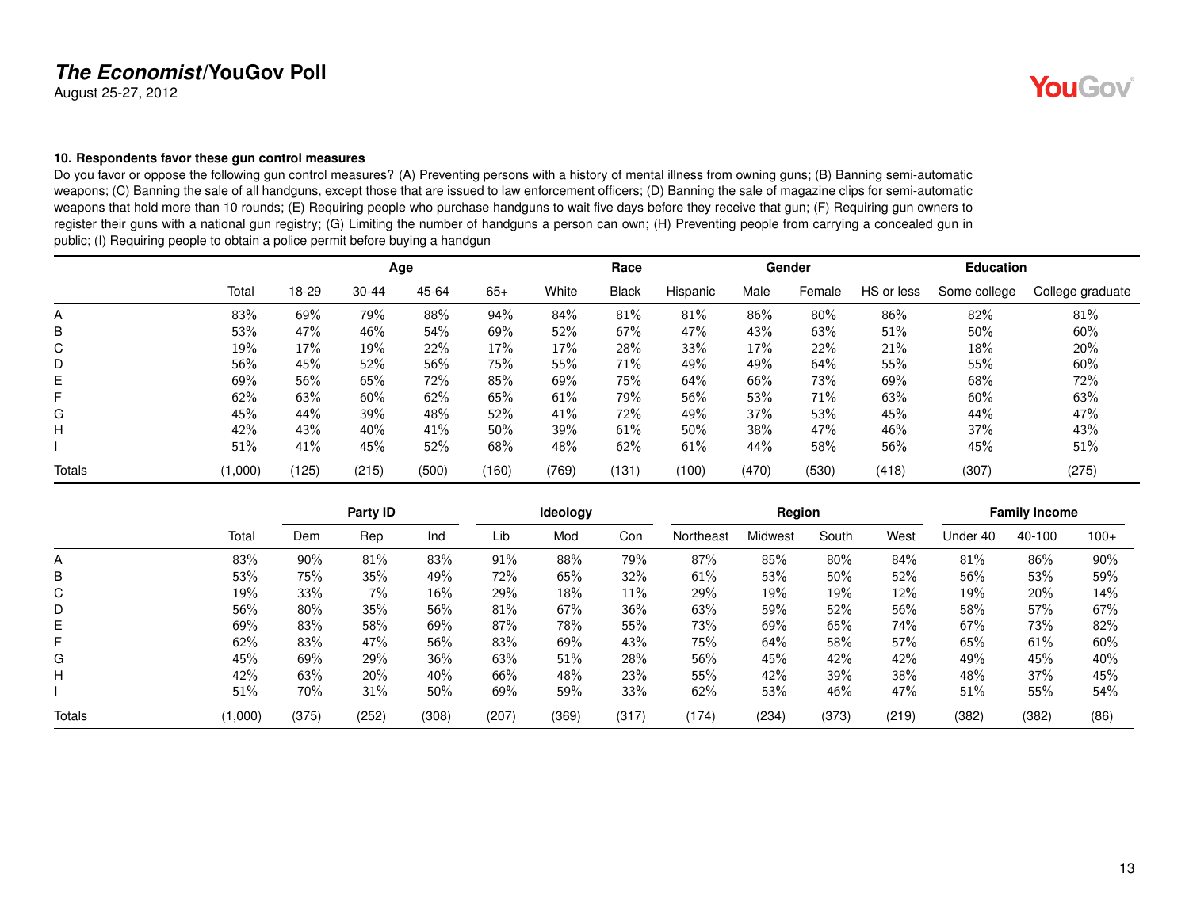## 10. Respondents favor these gun control measures

Do you favor or oppose the following gun control measures? (A) Preventing persons with a history of mental illness from owning guns; (B) Banning semi-automatic weapons; (C) Banning the sale of all handguns, except those that are issued to law enforcement officers; (D) Banning the sale of magazine clips for semi-automatic weapons that hold more than 10 rounds; (E) Requiring people who purchase handguns to wait five days before they receive that gun; (F) Requiring gun owners to register their guns with a national gun registry; (G) Limiting the number of handguns a person can own; (H) Preventing people from carrying a concealed gun in public; (I) Requiring people to obtain a police permit before buying a handgun

| | | Age | | | | Race | | | Gender | | Education | | |
|---|---|---|---|---|---|---|---|---|---|---|---|---|---|
| | Total | 18-29 | 30-44 | 45-64 | 65+ | White | Black | Hispanic | Male | Female | HS or less | Some college | College graduate |
| A | 83% | 69% | 79% | 88% | 94% | 84% | 81% | 81% | 86% | 80% | 86% | 82% | 81% |
| B | 53% | 47% | 46% | 54% | 69% | 52% | 67% | 47% | 43% | 63% | 51% | 50% | 60% |
| C | 19% | 17% | 19% | 22% | 17% | 17% | 28% | 33% | 17% | 22% | 21% | 18% | 20% |
| D | 56% | 45% | 52% | 56% | 75% | 55% | 71% | 49% | 49% | 64% | 55% | 55% | 60% |
| E | 69% | 56% | 65% | 72% | 85% | 69% | 75% | 64% | 66% | 73% | 69% | 68% | 72% |
| F | 62% | 63% | 60% | 62% | 65% | 61% | 79% | 56% | 53% | 71% | 63% | 60% | 63% |
| G | 45% | 44% | 39% | 48% | 52% | 41% | 72% | 49% | 37% | 53% | 45% | 44% | 47% |
| H | 42% | 43% | 40% | 41% | 50% | 39% | 61% | 50% | 38% | 47% | 46% | 37% | 43% |
| I | 51% | 41% | 45% | 52% | 68% | 48% | 62% | 61% | 44% | 58% | 56% | 45% | 51% |
| Totals | (1,000) | (125) | (215) | (500) | (160) | (769) | (131) | (100) | (470) | (530) | (418) | (307) | (275) |

| | | Party ID | | | Ideology | | | Region | | | | Family Income | | |
|---|---|---|---|---|---|---|---|---|---|---|---|---|---|---|
| | Total | Dem | Rep | Ind | Lib | Mod | Con | Northeast | Midwest | South | West | Under 40 | 40-100 | 100+ |
| A | 83% | 90% | 81% | 83% | 91% | 88% | 79% | 87% | 85% | 80% | 84% | 81% | 86% | 90% |
| B | 53% | 75% | 35% | 49% | 72% | 65% | 32% | 61% | 53% | 50% | 52% | 56% | 53% | 59% |
| C | 19% | 33% | 7% | 16% | 29% | 18% | 11% | 29% | 19% | 19% | 12% | 19% | 20% | 14% |
| D | 56% | 80% | 35% | 56% | 81% | 67% | 36% | 63% | 59% | 52% | 56% | 58% | 57% | 67% |
| E | 69% | 83% | 58% | 69% | 87% | 78% | 55% | 73% | 69% | 65% | 74% | 67% | 73% | 82% |
| F | 62% | 83% | 47% | 56% | 83% | 69% | 43% | 75% | 64% | 58% | 57% | 65% | 61% | 60% |
| G | 45% | 69% | 29% | 36% | 63% | 51% | 28% | 56% | 45% | 42% | 42% | 49% | 45% | 40% |
| H | 42% | 63% | 20% | 40% | 66% | 48% | 23% | 55% | 42% | 39% | 38% | 48% | 37% | 45% |
| I | 51% | 70% | 31% | 50% | 69% | 59% | 33% | 62% | 53% | 46% | 47% | 51% | 55% | 54% |
| Totals | (1,000) | (375) | (252) | (308) | (207) | (369) | (317) | (174) | (234) | (373) | (219) | (382) | (382) | (86) |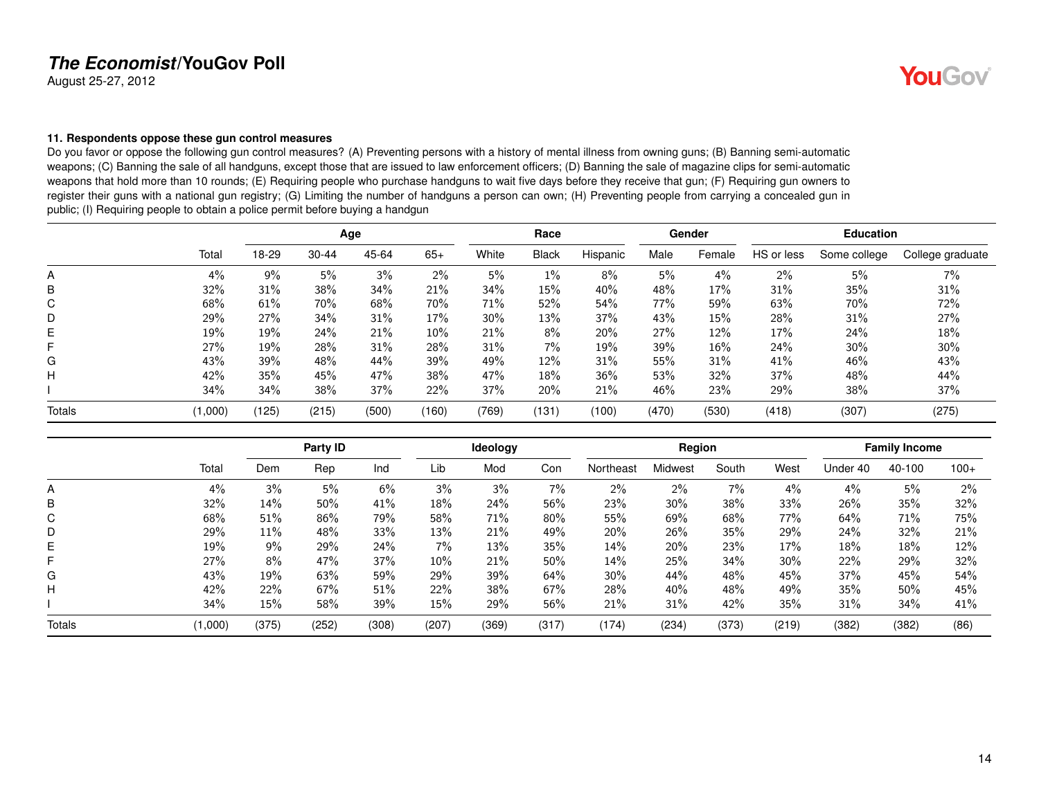# *The Economist*/YouGov Poll

August 25-27, 2012

### 11. Respondents oppose these gun control measures

Do you favor or oppose the following gun control measures? (A) Preventing persons with a history of mental illness from owning guns; (B) Banning semi-automatic weapons; (C) Banning the sale of all handguns, except those that are issued to law enforcement officers; (D) Banning the sale of magazine clips for semi-automatic weapons that hold more than 10 rounds; (E) Requiring people who purchase handguns to wait five days before they receive that gun; (F) Requiring gun owners to register their guns with a national gun registry; (G) Limiting the number of handguns a person can own; (H) Preventing people from carrying a concealed gun in public; (I) Requiring people to obtain a police permit before buying a handgun

| | | Age | | | | Race | | | Gender | | Education | | |
|---|---|---|---|---|---|---|---|---|---|---|---|---|---|
| | Total | 18-29 | 30-44 | 45-64 | 65+ | White | Black | Hispanic | Male | Female | HS or less | Some college | College graduate |
| A | 4% | 9% | 5% | 3% | 2% | 5% | 1% | 8% | 5% | 4% | 2% | 5% | 7% |
| B | 32% | 31% | 38% | 34% | 21% | 34% | 15% | 40% | 48% | 17% | 31% | 35% | 31% |
| C | 68% | 61% | 70% | 68% | 70% | 71% | 52% | 54% | 77% | 59% | 63% | 70% | 72% |
| D | 29% | 27% | 34% | 31% | 17% | 30% | 13% | 37% | 43% | 15% | 28% | 31% | 27% |
| E | 19% | 19% | 24% | 21% | 10% | 21% | 8% | 20% | 27% | 12% | 17% | 24% | 18% |
| F | 27% | 19% | 28% | 31% | 28% | 31% | 7% | 19% | 39% | 16% | 24% | 30% | 30% |
| G | 43% | 39% | 48% | 44% | 39% | 49% | 12% | 31% | 55% | 31% | 41% | 46% | 43% |
| H | 42% | 35% | 45% | 47% | 38% | 47% | 18% | 36% | 53% | 32% | 37% | 48% | 44% |
| I | 34% | 34% | 38% | 37% | 22% | 37% | 20% | 21% | 46% | 23% | 29% | 38% | 37% |
| Totals | (1,000) | (125) | (215) | (500) | (160) | (769) | (131) | (100) | (470) | (530) | (418) | (307) | (275) |

| | | Party ID | | | Ideology | | | Region | | | | Family Income | | |
|---|---|---|---|---|---|---|---|---|---|---|---|---|---|---|
| | Total | Dem | Rep | Ind | Lib | Mod | Con | Northeast | Midwest | South | West | Under 40 | 40-100 | 100+ |
| A | 4% | 3% | 5% | 6% | 3% | 3% | 7% | 2% | 2% | 7% | 4% | 4% | 5% | 2% |
| B | 32% | 14% | 50% | 41% | 18% | 24% | 56% | 23% | 30% | 38% | 33% | 26% | 35% | 32% |
| C | 68% | 51% | 86% | 79% | 58% | 71% | 80% | 55% | 69% | 68% | 77% | 64% | 71% | 75% |
| D | 29% | 11% | 48% | 33% | 13% | 21% | 49% | 20% | 26% | 35% | 29% | 24% | 32% | 21% |
| E | 19% | 9% | 29% | 24% | 7% | 13% | 35% | 14% | 20% | 23% | 17% | 18% | 18% | 12% |
| F | 27% | 8% | 47% | 37% | 10% | 21% | 50% | 14% | 25% | 34% | 30% | 22% | 29% | 32% |
| G | 43% | 19% | 63% | 59% | 29% | 39% | 64% | 30% | 44% | 48% | 45% | 37% | 45% | 54% |
| H | 42% | 22% | 67% | 51% | 22% | 38% | 67% | 28% | 40% | 48% | 49% | 35% | 50% | 45% |
| I | 34% | 15% | 58% | 39% | 15% | 29% | 56% | 21% | 31% | 42% | 35% | 31% | 34% | 41% |
| Totals | (1,000) | (375) | (252) | (308) | (207) | (369) | (317) | (174) | (234) | (373) | (219) | (382) | (382) | (86) |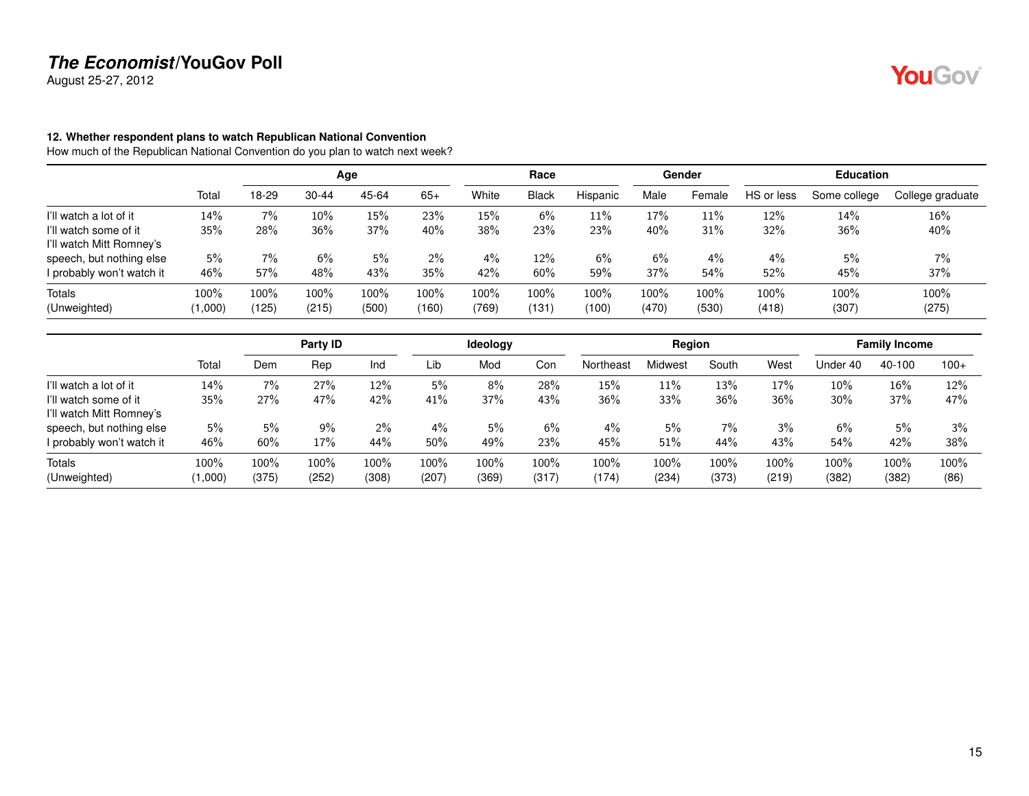**The Economist/YouGov Poll**
August 25-27, 2012

**12. Whether respondent plans to watch Republican National Convention**
How much of the Republican National Convention do you plan to watch next week?

| | | Age | | | | Race | | | Gender | | Education | | |
|---|---|---|---|---|---|---|---|---|---|---|---|---|---|
| | Total | 18-29 | 30-44 | 45-64 | 65+ | White | Black | Hispanic | Male | Female | HS or less | Some college | College graduate |
| I'll watch a lot of it | 14% | 7% | 10% | 15% | 23% | 15% | 6% | 11% | 17% | 11% | 12% | 14% | 16% |
| I'll watch some of it | 35% | 28% | 36% | 37% | 40% | 38% | 23% | 23% | 40% | 31% | 32% | 36% | 40% |
| I'll watch Mitt Romney's speech, but nothing else | 5% | 7% | 6% | 5% | 2% | 4% | 12% | 6% | 6% | 4% | 4% | 5% | 7% |
| I probably won't watch it | 46% | 57% | 48% | 43% | 35% | 42% | 60% | 59% | 37% | 54% | 52% | 45% | 37% |
| Totals | 100% | 100% | 100% | 100% | 100% | 100% | 100% | 100% | 100% | 100% | 100% | 100% | 100% |
| (Unweighted) | (1,000) | (125) | (215) | (500) | (160) | (769) | (131) | (100) | (470) | (530) | (418) | (307) | (275) |

| | | Party ID | | | Ideology | | | Region | | | | Family Income | | |
|---|---|---|---|---|---|---|---|---|---|---|---|---|---|---|
| | Total | Dem | Rep | Ind | Lib | Mod | Con | Northeast | Midwest | South | West | Under 40 | 40-100 | 100+ |
| I'll watch a lot of it | 14% | 7% | 27% | 12% | 5% | 8% | 28% | 15% | 11% | 13% | 17% | 10% | 16% | 12% |
| I'll watch some of it | 35% | 27% | 47% | 42% | 41% | 37% | 43% | 36% | 33% | 36% | 36% | 30% | 37% | 47% |
| I'll watch Mitt Romney's speech, but nothing else | 5% | 5% | 9% | 2% | 4% | 5% | 6% | 4% | 5% | 7% | 3% | 6% | 5% | 3% |
| I probably won't watch it | 46% | 60% | 17% | 44% | 50% | 49% | 23% | 45% | 51% | 44% | 43% | 54% | 42% | 38% |
| Totals | 100% | 100% | 100% | 100% | 100% | 100% | 100% | 100% | 100% | 100% | 100% | 100% | 100% | 100% |
| (Unweighted) | (1,000) | (375) | (252) | (308) | (207) | (369) | (317) | (174) | (234) | (373) | (219) | (382) | (382) | (86) |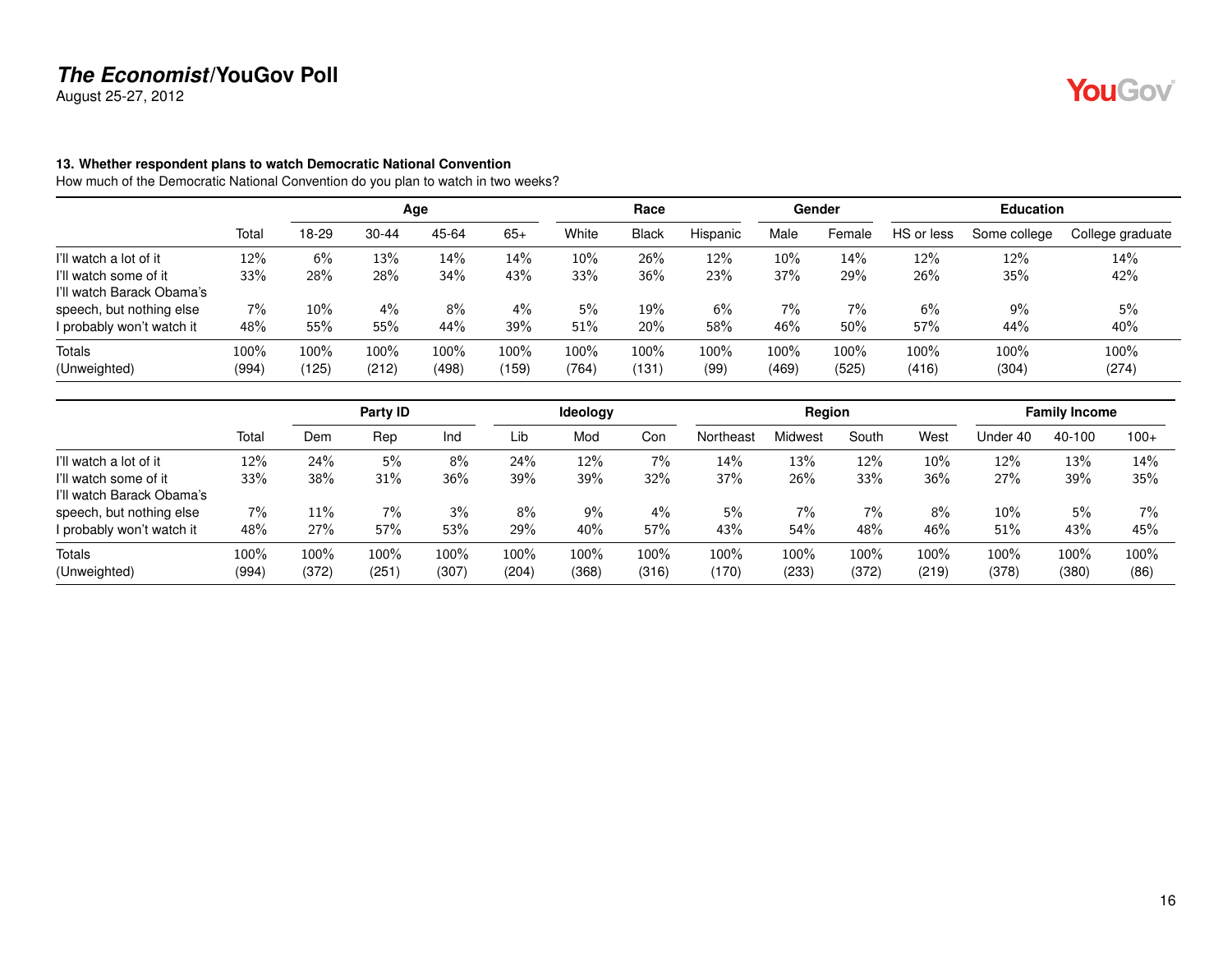## The Economist/YouGov Poll

August 25-27, 2012

### 13. Whether respondent plans to watch Democratic National Convention

How much of the Democratic National Convention do you plan to watch in two weeks?

| | | Age | | | | Race | | | Gender | | Education | | |
|---|---|---|---|---|---|---|---|---|---|---|---|---|---|
| | Total | 18-29 | 30-44 | 45-64 | 65+ | White | Black | Hispanic | Male | Female | HS or less | Some college | College graduate |
| I'll watch a lot of it | 12% | 6% | 13% | 14% | 14% | 10% | 26% | 12% | 10% | 14% | 12% | 12% | 14% |
| I'll watch some of it | 33% | 28% | 28% | 34% | 43% | 33% | 36% | 23% | 37% | 29% | 26% | 35% | 42% |
| I'll watch Barack Obama's speech, but nothing else | 7% | 10% | 4% | 8% | 4% | 5% | 19% | 6% | 7% | 7% | 6% | 9% | 5% |
| I probably won't watch it | 48% | 55% | 55% | 44% | 39% | 51% | 20% | 58% | 46% | 50% | 57% | 44% | 40% |
| Totals | 100% | 100% | 100% | 100% | 100% | 100% | 100% | 100% | 100% | 100% | 100% | 100% | 100% |
| (Unweighted) | (994) | (125) | (212) | (498) | (159) | (764) | (131) | (99) | (469) | (525) | (416) | (304) | (274) |

| | | Party ID | | | Ideology | | | Region | | | | Family Income | | |
|---|---|---|---|---|---|---|---|---|---|---|---|---|---|---|
| | Total | Dem | Rep | Ind | Lib | Mod | Con | Northeast | Midwest | South | West | Under 40 | 40-100 | 100+ |
| I'll watch a lot of it | 12% | 24% | 5% | 8% | 24% | 12% | 7% | 14% | 13% | 12% | 10% | 12% | 13% | 14% |
| I'll watch some of it | 33% | 38% | 31% | 36% | 39% | 39% | 32% | 37% | 26% | 33% | 36% | 27% | 39% | 35% |
| I'll watch Barack Obama's speech, but nothing else | 7% | 11% | 7% | 3% | 8% | 9% | 4% | 5% | 7% | 7% | 8% | 10% | 5% | 7% |
| I probably won't watch it | 48% | 27% | 57% | 53% | 29% | 40% | 57% | 43% | 54% | 48% | 46% | 51% | 43% | 45% |
| Totals | 100% | 100% | 100% | 100% | 100% | 100% | 100% | 100% | 100% | 100% | 100% | 100% | 100% | 100% |
| (Unweighted) | (994) | (372) | (251) | (307) | (204) | (368) | (316) | (170) | (233) | (372) | (219) | (378) | (380) | (86) |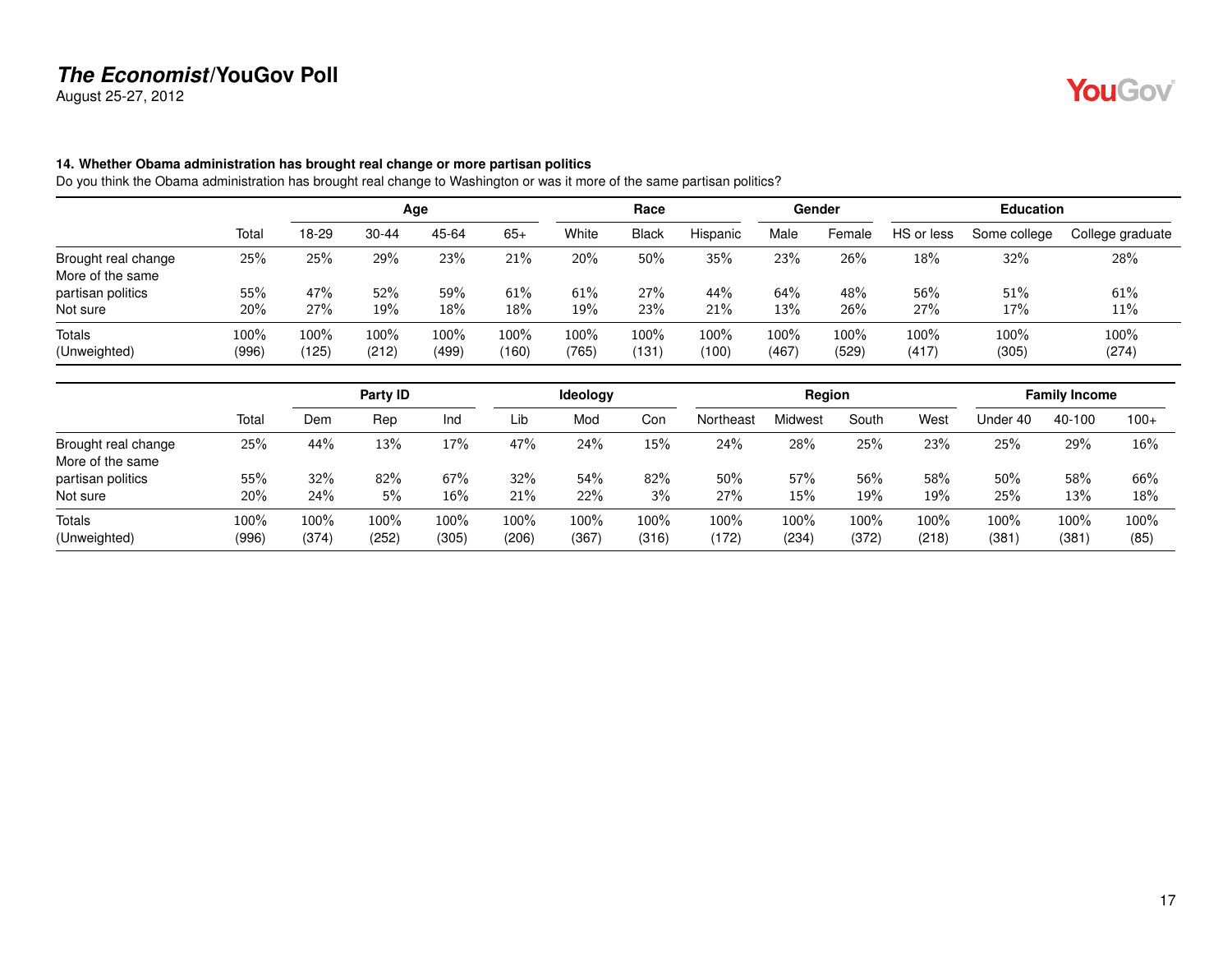### 14. Whether Obama administration has brought real change or more partisan politics

Do you think the Obama administration has brought real change to Washington or was it more of the same partisan politics?

| | Total | Age | | | | Race | | | Gender | | Education | | |
|---|---|---|---|---|---|---|---|---|---|---|---|---|---|
| | | 18-29 | 30-44 | 45-64 | 65+ | White | Black | Hispanic | Male | Female | HS or less | Some college | College graduate |
| Brought real change | 25% | 25% | 29% | 23% | 21% | 20% | 50% | 35% | 23% | 26% | 18% | 32% | 28% |
| More of the same partisan politics | 55% | 47% | 52% | 59% | 61% | 61% | 27% | 44% | 64% | 48% | 56% | 51% | 61% |
| Not sure | 20% | 27% | 19% | 18% | 18% | 19% | 23% | 21% | 13% | 26% | 27% | 17% | 11% |
| Totals | 100% | 100% | 100% | 100% | 100% | 100% | 100% | 100% | 100% | 100% | 100% | 100% | 100% |
| (Unweighted) | (996) | (125) | (212) | (499) | (160) | (765) | (131) | (100) | (467) | (529) | (417) | (305) | (274) |

| | Total | Party ID | | | Ideology | | | Region | | | | Family Income | | |
|---|---|---|---|---|---|---|---|---|---|---|---|---|---|---|
| | | Dem | Rep | Ind | Lib | Mod | Con | Northeast | Midwest | South | West | Under 40 | 40-100 | 100+ |
| Brought real change | 25% | 44% | 13% | 17% | 47% | 24% | 15% | 24% | 28% | 25% | 23% | 25% | 29% | 16% |
| More of the same partisan politics | 55% | 32% | 82% | 67% | 32% | 54% | 82% | 50% | 57% | 56% | 58% | 50% | 58% | 66% |
| Not sure | 20% | 24% | 5% | 16% | 21% | 22% | 3% | 27% | 15% | 19% | 19% | 25% | 13% | 18% |
| Totals | 100% | 100% | 100% | 100% | 100% | 100% | 100% | 100% | 100% | 100% | 100% | 100% | 100% | 100% |
| (Unweighted) | (996) | (374) | (252) | (305) | (206) | (367) | (316) | (172) | (234) | (372) | (218) | (381) | (381) | (85) |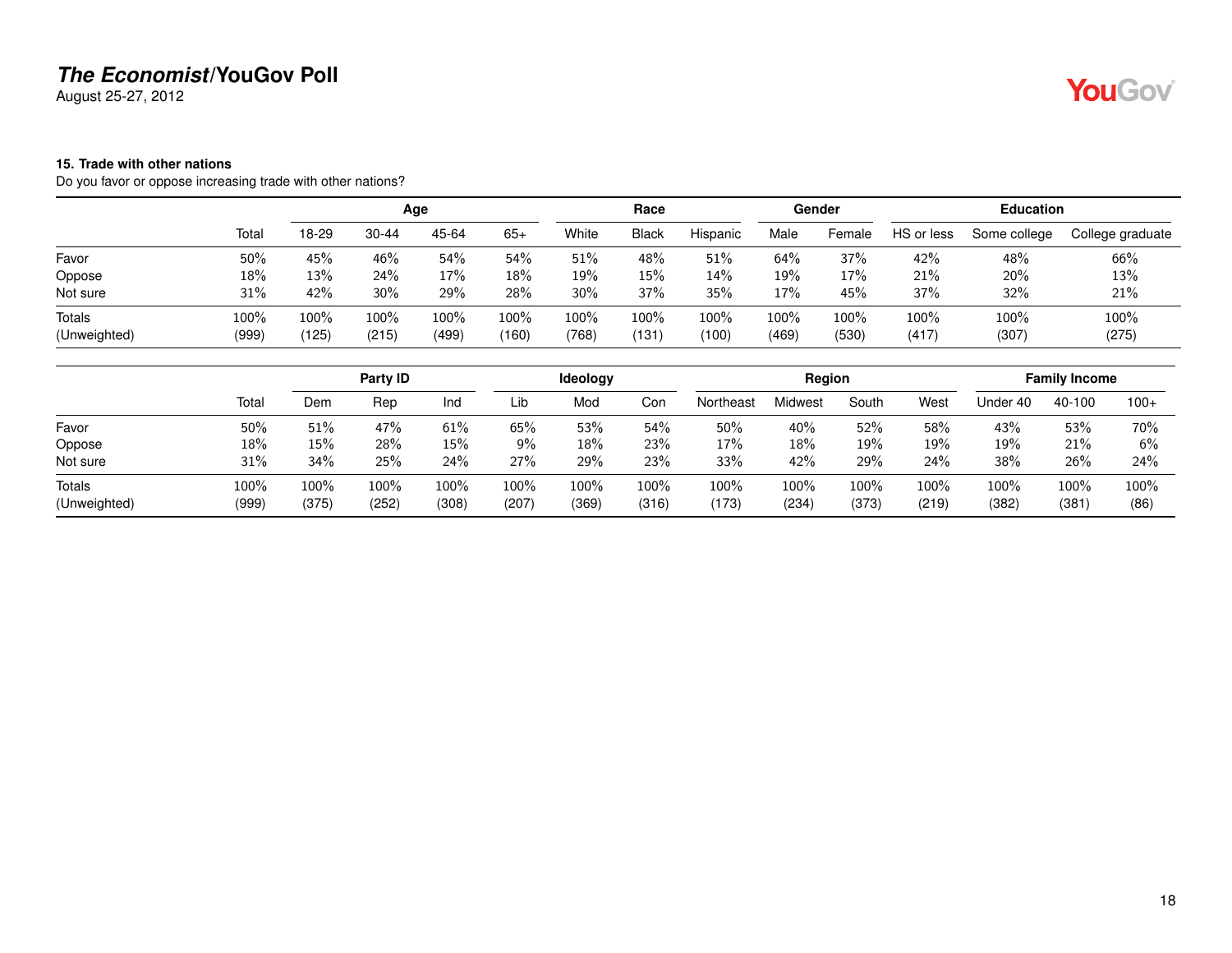# *The Economist*/YouGov Poll

August 25-27, 2012

### 15. Trade with other nations

Do you favor or oppose increasing trade with other nations?

| | | Age | | | | Race | | | Gender | | Education | | |
|---|---|---|---|---|---|---|---|---|---|---|---|---|---|
| | Total | 18-29 | 30-44 | 45-64 | 65+ | White | Black | Hispanic | Male | Female | HS or less | Some college | College graduate |
| Favor | 50% | 45% | 46% | 54% | 54% | 51% | 48% | 51% | 64% | 37% | 42% | 48% | 66% |
| Oppose | 18% | 13% | 24% | 17% | 18% | 19% | 15% | 14% | 19% | 17% | 21% | 20% | 13% |
| Not sure | 31% | 42% | 30% | 29% | 28% | 30% | 37% | 35% | 17% | 45% | 37% | 32% | 21% |
| Totals | 100% | 100% | 100% | 100% | 100% | 100% | 100% | 100% | 100% | 100% | 100% | 100% | 100% |
| (Unweighted) | (999) | (125) | (215) | (499) | (160) | (768) | (131) | (100) | (469) | (530) | (417) | (307) | (275) |

| | | Party ID | | | Ideology | | | Region | | | | Family Income | | |
|---|---|---|---|---|---|---|---|---|---|---|---|---|---|---|
| | Total | Dem | Rep | Ind | Lib | Mod | Con | Northeast | Midwest | South | West | Under 40 | 40-100 | 100+ |
| Favor | 50% | 51% | 47% | 61% | 65% | 53% | 54% | 50% | 40% | 52% | 58% | 43% | 53% | 70% |
| Oppose | 18% | 15% | 28% | 15% | 9% | 18% | 23% | 17% | 18% | 19% | 19% | 19% | 21% | 6% |
| Not sure | 31% | 34% | 25% | 24% | 27% | 29% | 23% | 33% | 42% | 29% | 24% | 38% | 26% | 24% |
| Totals | 100% | 100% | 100% | 100% | 100% | 100% | 100% | 100% | 100% | 100% | 100% | 100% | 100% | 100% |
| (Unweighted) | (999) | (375) | (252) | (308) | (207) | (369) | (316) | (173) | (234) | (373) | (219) | (382) | (381) | (86) |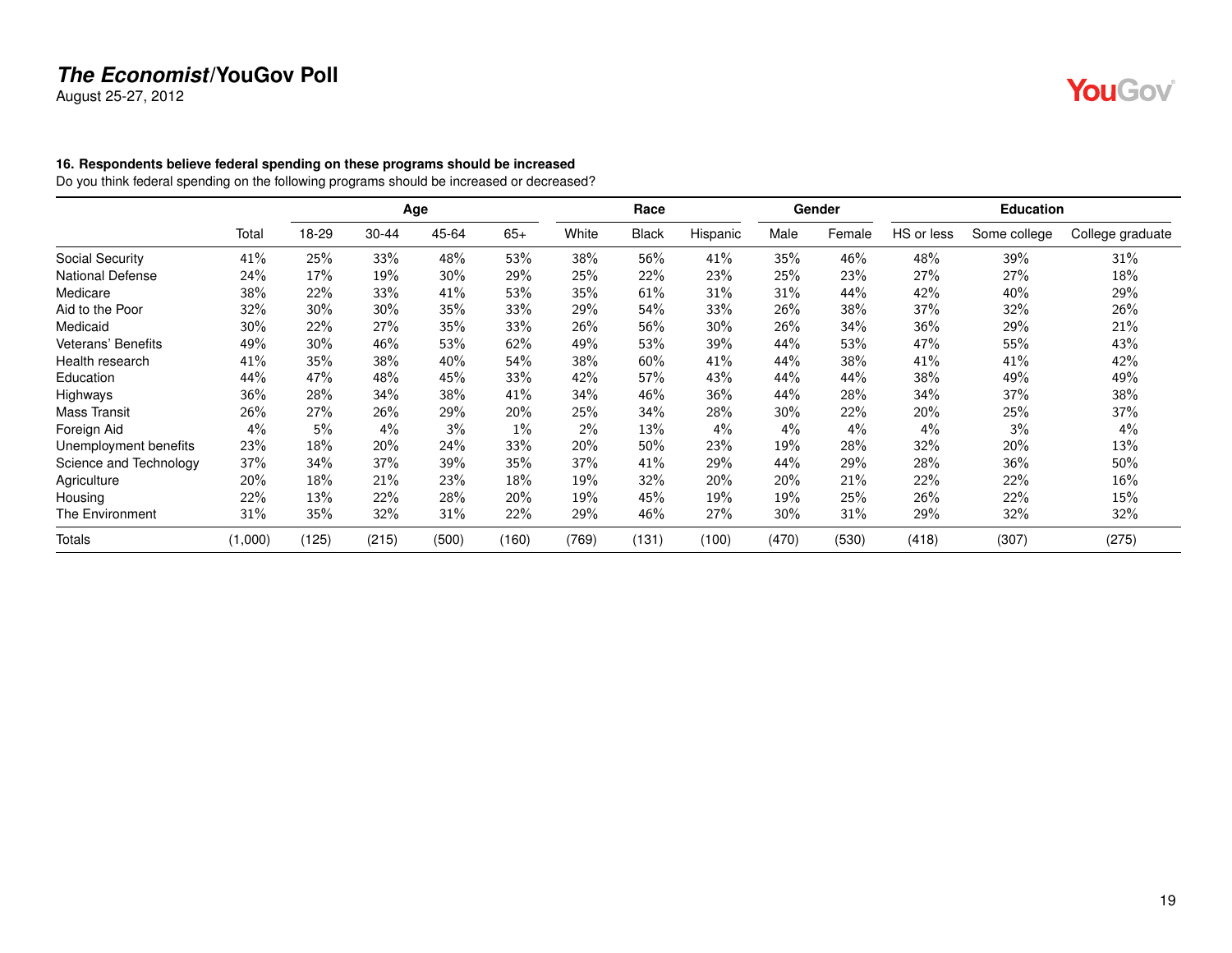# *The Economist*/YouGov Poll

August 25-27, 2012

**16. Respondents believe federal spending on these programs should be increased**

Do you think federal spending on the following programs should be increased or decreased?

| | | Age | | | | Race | | | Gender | | Education | | |
|---|---|---|---|---|---|---|---|---|---|---|---|---|---|
| | Total | 18-29 | 30-44 | 45-64 | 65+ | White | Black | Hispanic | Male | Female | HS or less | Some college | College graduate |
| Social Security | 41% | 25% | 33% | 48% | 53% | 38% | 56% | 41% | 35% | 46% | 48% | 39% | 31% |
| National Defense | 24% | 17% | 19% | 30% | 29% | 25% | 22% | 23% | 25% | 23% | 27% | 27% | 18% |
| Medicare | 38% | 22% | 33% | 41% | 53% | 35% | 61% | 31% | 31% | 44% | 42% | 40% | 29% |
| Aid to the Poor | 32% | 30% | 30% | 35% | 33% | 29% | 54% | 33% | 26% | 38% | 37% | 32% | 26% |
| Medicaid | 30% | 22% | 27% | 35% | 33% | 26% | 56% | 30% | 26% | 34% | 36% | 29% | 21% |
| Veterans' Benefits | 49% | 30% | 46% | 53% | 62% | 49% | 53% | 39% | 44% | 53% | 47% | 55% | 43% |
| Health research | 41% | 35% | 38% | 40% | 54% | 38% | 60% | 41% | 44% | 38% | 41% | 41% | 42% |
| Education | 44% | 47% | 48% | 45% | 33% | 42% | 57% | 43% | 44% | 44% | 38% | 49% | 49% |
| Highways | 36% | 28% | 34% | 38% | 41% | 34% | 46% | 36% | 44% | 28% | 34% | 37% | 38% |
| Mass Transit | 26% | 27% | 26% | 29% | 20% | 25% | 34% | 28% | 30% | 22% | 20% | 25% | 37% |
| Foreign Aid | 4% | 5% | 4% | 3% | 1% | 2% | 13% | 4% | 4% | 4% | 4% | 3% | 4% |
| Unemployment benefits | 23% | 18% | 20% | 24% | 33% | 20% | 50% | 23% | 19% | 28% | 32% | 20% | 13% |
| Science and Technology | 37% | 34% | 37% | 39% | 35% | 37% | 41% | 29% | 44% | 29% | 28% | 36% | 50% |
| Agriculture | 20% | 18% | 21% | 23% | 18% | 19% | 32% | 20% | 20% | 21% | 22% | 22% | 16% |
| Housing | 22% | 13% | 22% | 28% | 20% | 19% | 45% | 19% | 19% | 25% | 26% | 22% | 15% |
| The Environment | 31% | 35% | 32% | 31% | 22% | 29% | 46% | 27% | 30% | 31% | 29% | 32% | 32% |
| Totals | (1,000) | (125) | (215) | (500) | (160) | (769) | (131) | (100) | (470) | (530) | (418) | (307) | (275) |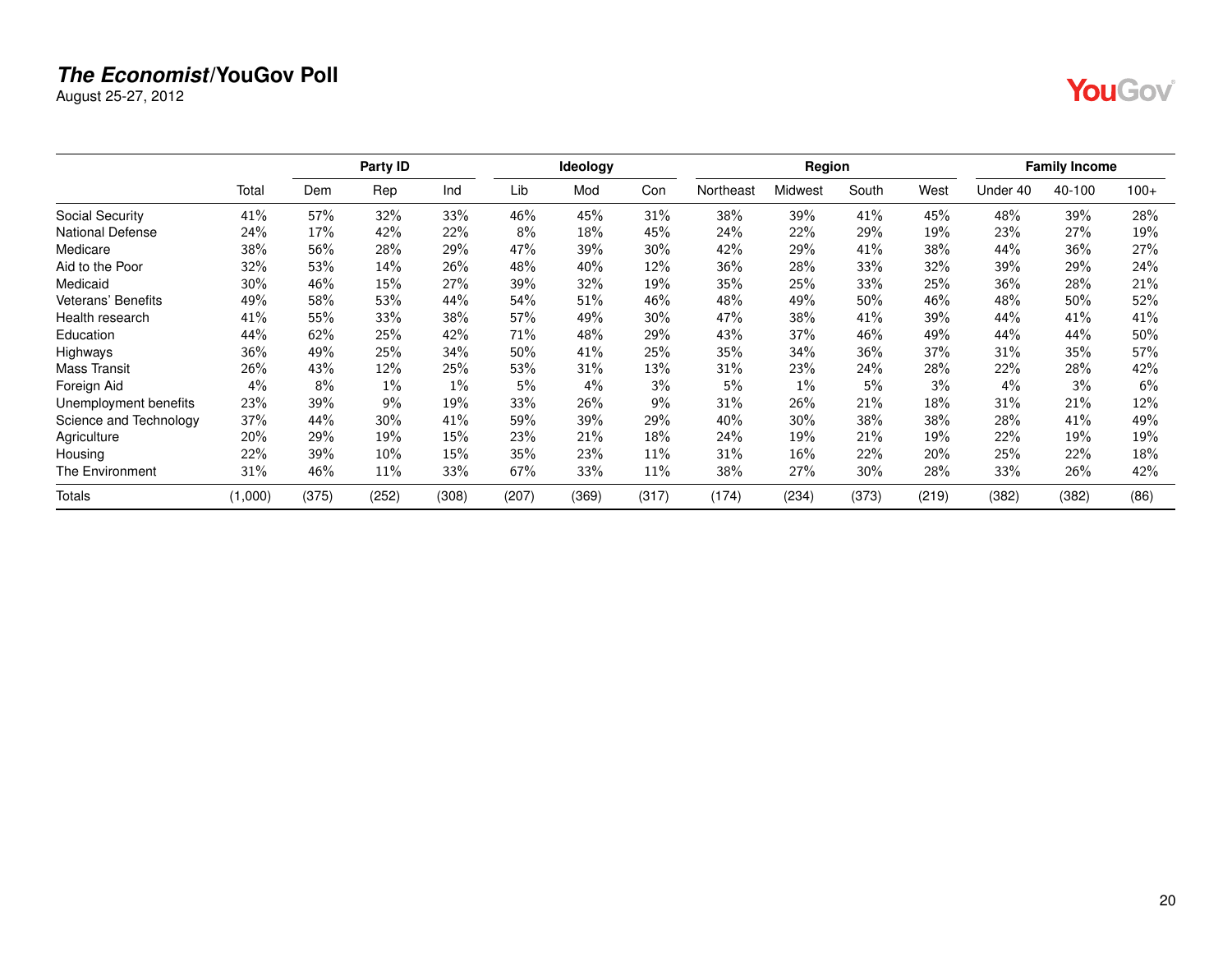***The Economist*/YouGov Poll**

August 25-27, 2012

| | | Party ID | | | Ideology | | | Region | | | | Family Income | | |
|---|---|---|---|---|---|---|---|---|---|---|---|---|---|---|
| | Total | Dem | Rep | Ind | Lib | Mod | Con | Northeast | Midwest | South | West | Under 40 | 40-100 | 100+ |
| Social Security | 41% | 57% | 32% | 33% | 46% | 45% | 31% | 38% | 39% | 41% | 45% | 48% | 39% | 28% |
| National Defense | 24% | 17% | 42% | 22% | 8% | 18% | 45% | 24% | 22% | 29% | 19% | 23% | 27% | 19% |
| Medicare | 38% | 56% | 28% | 29% | 47% | 39% | 30% | 42% | 29% | 41% | 38% | 44% | 36% | 27% |
| Aid to the Poor | 32% | 53% | 14% | 26% | 48% | 40% | 12% | 36% | 28% | 33% | 32% | 39% | 29% | 24% |
| Medicaid | 30% | 46% | 15% | 27% | 39% | 32% | 19% | 35% | 25% | 33% | 25% | 36% | 28% | 21% |
| Veterans' Benefits | 49% | 58% | 53% | 44% | 54% | 51% | 46% | 48% | 49% | 50% | 46% | 48% | 50% | 52% |
| Health research | 41% | 55% | 33% | 38% | 57% | 49% | 30% | 47% | 38% | 41% | 39% | 44% | 41% | 41% |
| Education | 44% | 62% | 25% | 42% | 71% | 48% | 29% | 43% | 37% | 46% | 49% | 44% | 44% | 50% |
| Highways | 36% | 49% | 25% | 34% | 50% | 41% | 25% | 35% | 34% | 36% | 37% | 31% | 35% | 57% |
| Mass Transit | 26% | 43% | 12% | 25% | 53% | 31% | 13% | 31% | 23% | 24% | 28% | 22% | 28% | 42% |
| Foreign Aid | 4% | 8% | 1% | 1% | 5% | 4% | 3% | 5% | 1% | 5% | 3% | 4% | 3% | 6% |
| Unemployment benefits | 23% | 39% | 9% | 19% | 33% | 26% | 9% | 31% | 26% | 21% | 18% | 31% | 21% | 12% |
| Science and Technology | 37% | 44% | 30% | 41% | 59% | 39% | 29% | 40% | 30% | 38% | 38% | 28% | 41% | 49% |
| Agriculture | 20% | 29% | 19% | 15% | 23% | 21% | 18% | 24% | 19% | 21% | 19% | 22% | 19% | 19% |
| Housing | 22% | 39% | 10% | 15% | 35% | 23% | 11% | 31% | 16% | 22% | 20% | 25% | 22% | 18% |
| The Environment | 31% | 46% | 11% | 33% | 67% | 33% | 11% | 38% | 27% | 30% | 28% | 33% | 26% | 42% |
| Totals | (1,000) | (375) | (252) | (308) | (207) | (369) | (317) | (174) | (234) | (373) | (219) | (382) | (382) | (86) |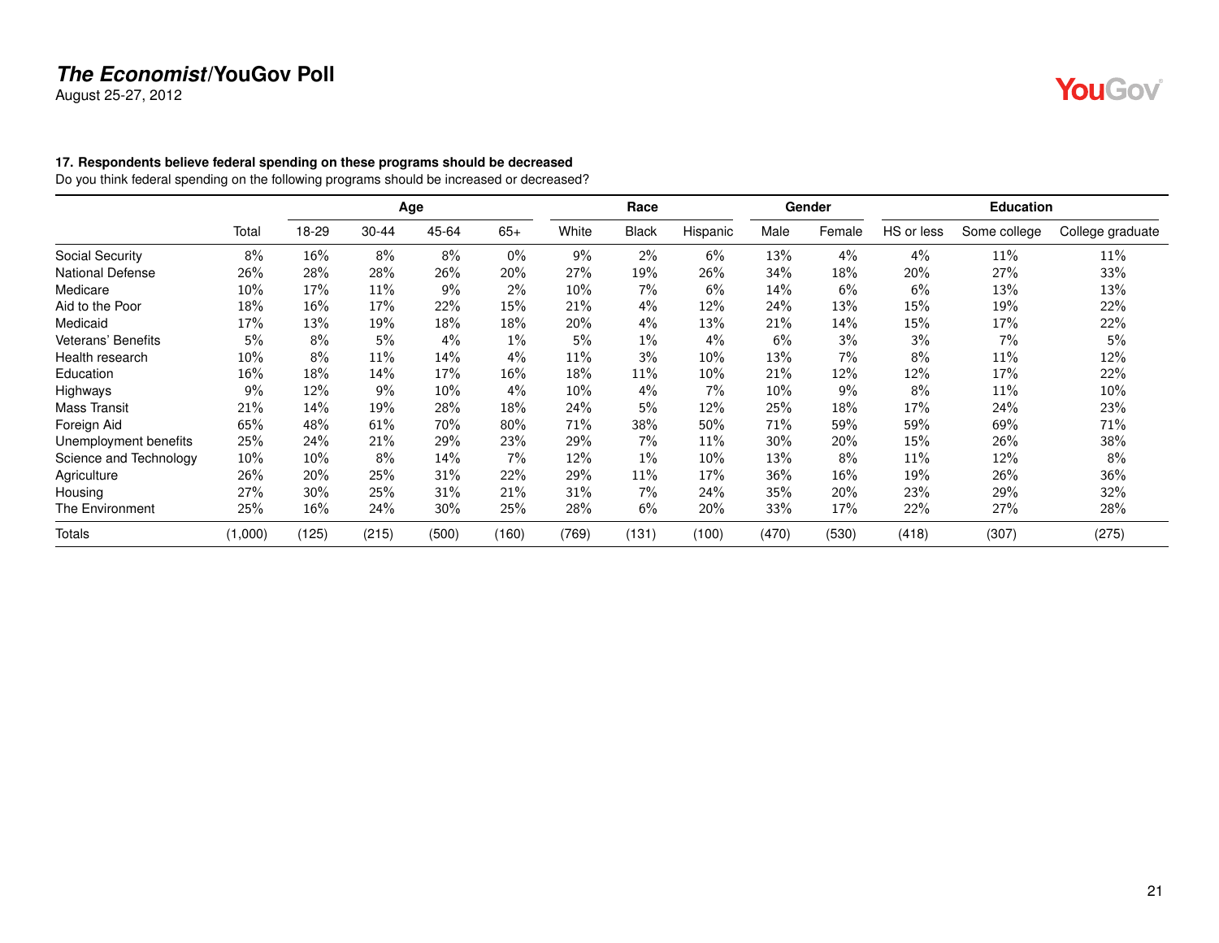**The Economist/YouGov Poll**
August 25-27, 2012

### 17. Respondents believe federal spending on these programs should be decreased

Do you think federal spending on the following programs should be increased or decreased?

| | | Age | | | | Race | | | Gender | | Education | | |
|---|---|---|---|---|---|---|---|---|---|---|---|---|---|
| | Total | 18-29 | 30-44 | 45-64 | 65+ | White | Black | Hispanic | Male | Female | HS or less | Some college | College graduate |
| Social Security | 8% | 16% | 8% | 8% | 0% | 9% | 2% | 6% | 13% | 4% | 4% | 11% | 11% |
| National Defense | 26% | 28% | 28% | 26% | 20% | 27% | 19% | 26% | 34% | 18% | 20% | 27% | 33% |
| Medicare | 10% | 17% | 11% | 9% | 2% | 10% | 7% | 6% | 14% | 6% | 6% | 13% | 13% |
| Aid to the Poor | 18% | 16% | 17% | 22% | 15% | 21% | 4% | 12% | 24% | 13% | 15% | 19% | 22% |
| Medicaid | 17% | 13% | 19% | 18% | 18% | 20% | 4% | 13% | 21% | 14% | 15% | 17% | 22% |
| Veterans' Benefits | 5% | 8% | 5% | 4% | 1% | 5% | 1% | 4% | 6% | 3% | 3% | 7% | 5% |
| Health research | 10% | 8% | 11% | 14% | 4% | 11% | 3% | 10% | 13% | 7% | 8% | 11% | 12% |
| Education | 16% | 18% | 14% | 17% | 16% | 18% | 11% | 10% | 21% | 12% | 12% | 17% | 22% |
| Highways | 9% | 12% | 9% | 10% | 4% | 10% | 4% | 7% | 10% | 9% | 8% | 11% | 10% |
| Mass Transit | 21% | 14% | 19% | 28% | 18% | 24% | 5% | 12% | 25% | 18% | 17% | 24% | 23% |
| Foreign Aid | 65% | 48% | 61% | 70% | 80% | 71% | 38% | 50% | 71% | 59% | 59% | 69% | 71% |
| Unemployment benefits | 25% | 24% | 21% | 29% | 23% | 29% | 7% | 11% | 30% | 20% | 15% | 26% | 38% |
| Science and Technology | 10% | 10% | 8% | 14% | 7% | 12% | 1% | 10% | 13% | 8% | 11% | 12% | 8% |
| Agriculture | 26% | 20% | 25% | 31% | 22% | 29% | 11% | 17% | 36% | 16% | 19% | 26% | 36% |
| Housing | 27% | 30% | 25% | 31% | 21% | 31% | 7% | 24% | 35% | 20% | 23% | 29% | 32% |
| The Environment | 25% | 16% | 24% | 30% | 25% | 28% | 6% | 20% | 33% | 17% | 22% | 27% | 28% |
| Totals | (1,000) | (125) | (215) | (500) | (160) | (769) | (131) | (100) | (470) | (530) | (418) | (307) | (275) |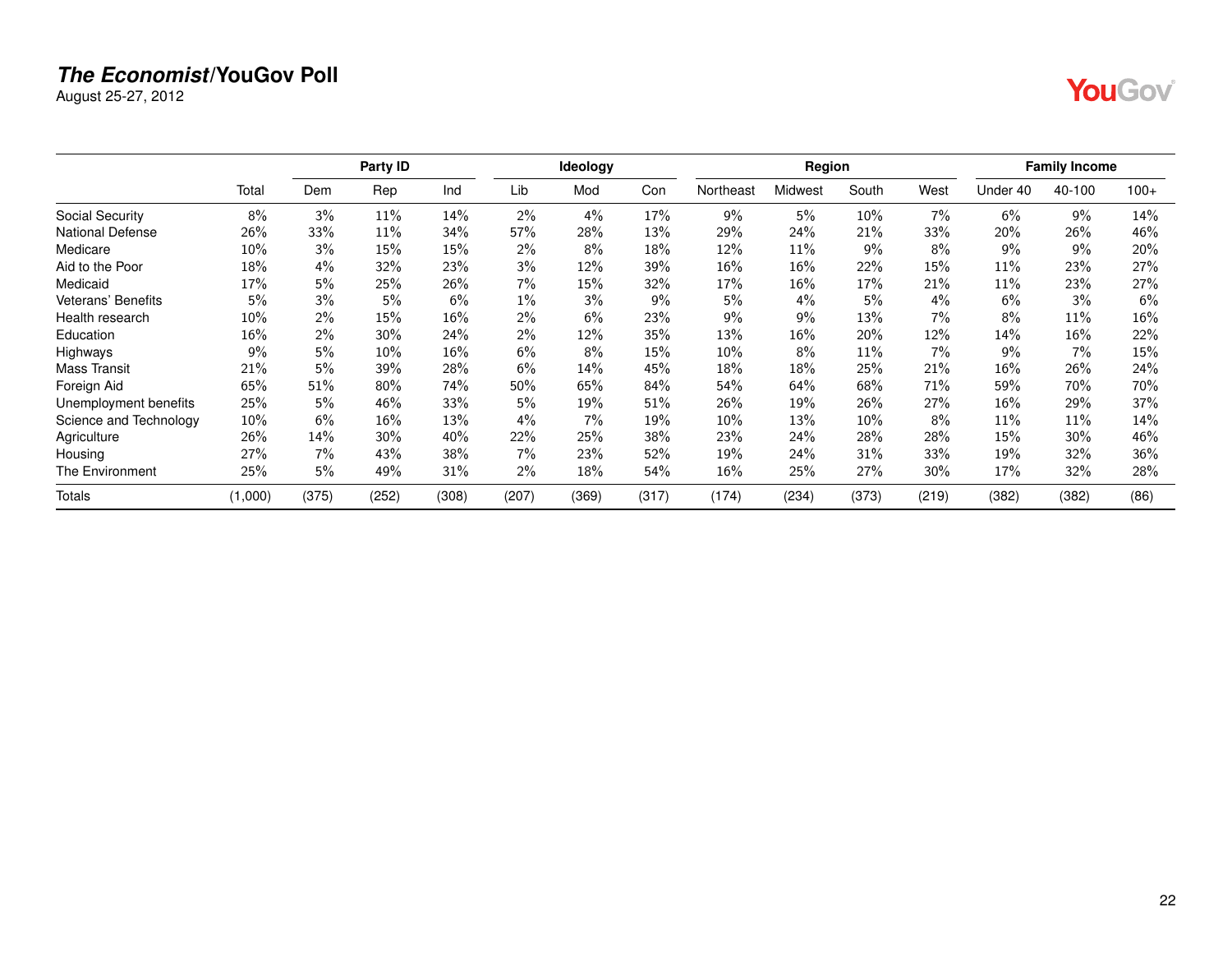# *The Economist*/YouGov Poll

August 25-27, 2012

| | | Party ID | | | Ideology | | | Region | | | | Family Income | | |
|---|---|---|---|---|---|---|---|---|---|---|---|---|---|---|
| | Total | Dem | Rep | Ind | Lib | Mod | Con | Northeast | Midwest | South | West | Under 40 | 40-100 | 100+ |
| Social Security | 8% | 3% | 11% | 14% | 2% | 4% | 17% | 9% | 5% | 10% | 7% | 6% | 9% | 14% |
| National Defense | 26% | 33% | 11% | 34% | 57% | 28% | 13% | 29% | 24% | 21% | 33% | 20% | 26% | 46% |
| Medicare | 10% | 3% | 15% | 15% | 2% | 8% | 18% | 12% | 11% | 9% | 8% | 9% | 9% | 20% |
| Aid to the Poor | 18% | 4% | 32% | 23% | 3% | 12% | 39% | 16% | 16% | 22% | 15% | 11% | 23% | 27% |
| Medicaid | 17% | 5% | 25% | 26% | 7% | 15% | 32% | 17% | 16% | 17% | 21% | 11% | 23% | 27% |
| Veterans' Benefits | 5% | 3% | 5% | 6% | 1% | 3% | 9% | 5% | 4% | 5% | 4% | 6% | 3% | 6% |
| Health research | 10% | 2% | 15% | 16% | 2% | 6% | 23% | 9% | 9% | 13% | 7% | 8% | 11% | 16% |
| Education | 16% | 2% | 30% | 24% | 2% | 12% | 35% | 13% | 16% | 20% | 12% | 14% | 16% | 22% |
| Highways | 9% | 5% | 10% | 16% | 6% | 8% | 15% | 10% | 8% | 11% | 7% | 9% | 7% | 15% |
| Mass Transit | 21% | 5% | 39% | 28% | 6% | 14% | 45% | 18% | 18% | 25% | 21% | 16% | 26% | 24% |
| Foreign Aid | 65% | 51% | 80% | 74% | 50% | 65% | 84% | 54% | 64% | 68% | 71% | 59% | 70% | 70% |
| Unemployment benefits | 25% | 5% | 46% | 33% | 5% | 19% | 51% | 26% | 19% | 26% | 27% | 16% | 29% | 37% |
| Science and Technology | 10% | 6% | 16% | 13% | 4% | 7% | 19% | 10% | 13% | 10% | 8% | 11% | 11% | 14% |
| Agriculture | 26% | 14% | 30% | 40% | 22% | 25% | 38% | 23% | 24% | 28% | 28% | 15% | 30% | 46% |
| Housing | 27% | 7% | 43% | 38% | 7% | 23% | 52% | 19% | 24% | 31% | 33% | 19% | 32% | 36% |
| The Environment | 25% | 5% | 49% | 31% | 2% | 18% | 54% | 16% | 25% | 27% | 30% | 17% | 32% | 28% |
| Totals | (1,000) | (375) | (252) | (308) | (207) | (369) | (317) | (174) | (234) | (373) | (219) | (382) | (382) | (86) |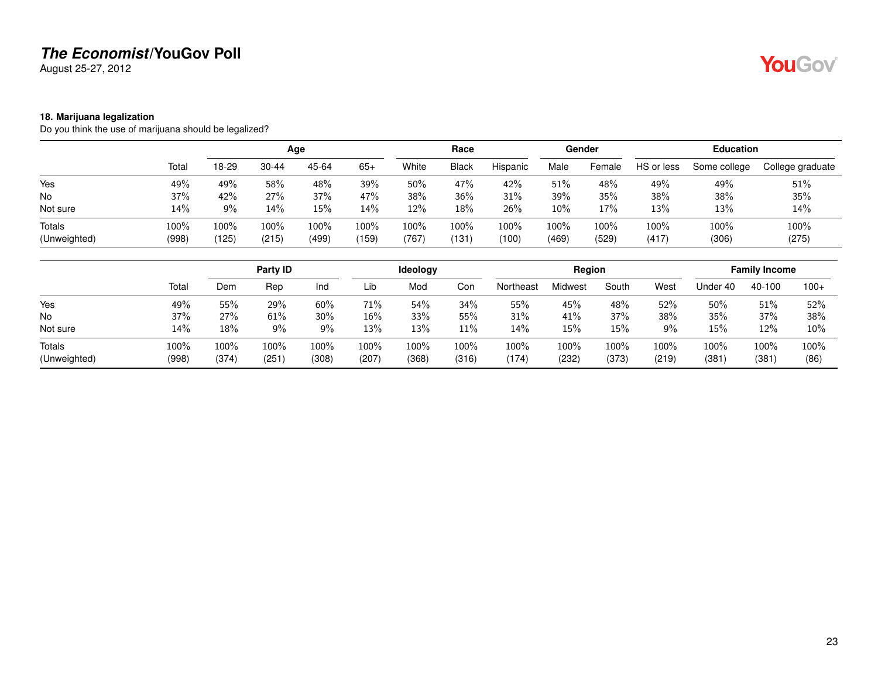**The Economist/YouGov Poll**
August 25-27, 2012

### 18. Marijuana legalization

Do you think the use of marijuana should be legalized?

| | | Age | | | | Race | | | Gender | | Education | | |
|---|---|---|---|---|---|---|---|---|---|---|---|---|---|
| | Total | 18-29 | 30-44 | 45-64 | 65+ | White | Black | Hispanic | Male | Female | HS or less | Some college | College graduate |
| Yes | 49% | 49% | 58% | 48% | 39% | 50% | 47% | 42% | 51% | 48% | 49% | 49% | 51% |
| No | 37% | 42% | 27% | 37% | 47% | 38% | 36% | 31% | 39% | 35% | 38% | 38% | 35% |
| Not sure | 14% | 9% | 14% | 15% | 14% | 12% | 18% | 26% | 10% | 17% | 13% | 13% | 14% |
| Totals | 100% | 100% | 100% | 100% | 100% | 100% | 100% | 100% | 100% | 100% | 100% | 100% | 100% |
| (Unweighted) | (998) | (125) | (215) | (499) | (159) | (767) | (131) | (100) | (469) | (529) | (417) | (306) | (275) |

| | | Party ID | | | Ideology | | | Region | | | | Family Income | | |
|---|---|---|---|---|---|---|---|---|---|---|---|---|---|---|
| | Total | Dem | Rep | Ind | Lib | Mod | Con | Northeast | Midwest | South | West | Under 40 | 40-100 | 100+ |
| Yes | 49% | 55% | 29% | 60% | 71% | 54% | 34% | 55% | 45% | 48% | 52% | 50% | 51% | 52% |
| No | 37% | 27% | 61% | 30% | 16% | 33% | 55% | 31% | 41% | 37% | 38% | 35% | 37% | 38% |
| Not sure | 14% | 18% | 9% | 9% | 13% | 13% | 11% | 14% | 15% | 15% | 9% | 15% | 12% | 10% |
| Totals | 100% | 100% | 100% | 100% | 100% | 100% | 100% | 100% | 100% | 100% | 100% | 100% | 100% | 100% |
| (Unweighted) | (998) | (374) | (251) | (308) | (207) | (368) | (316) | (174) | (232) | (373) | (219) | (381) | (381) | (86) |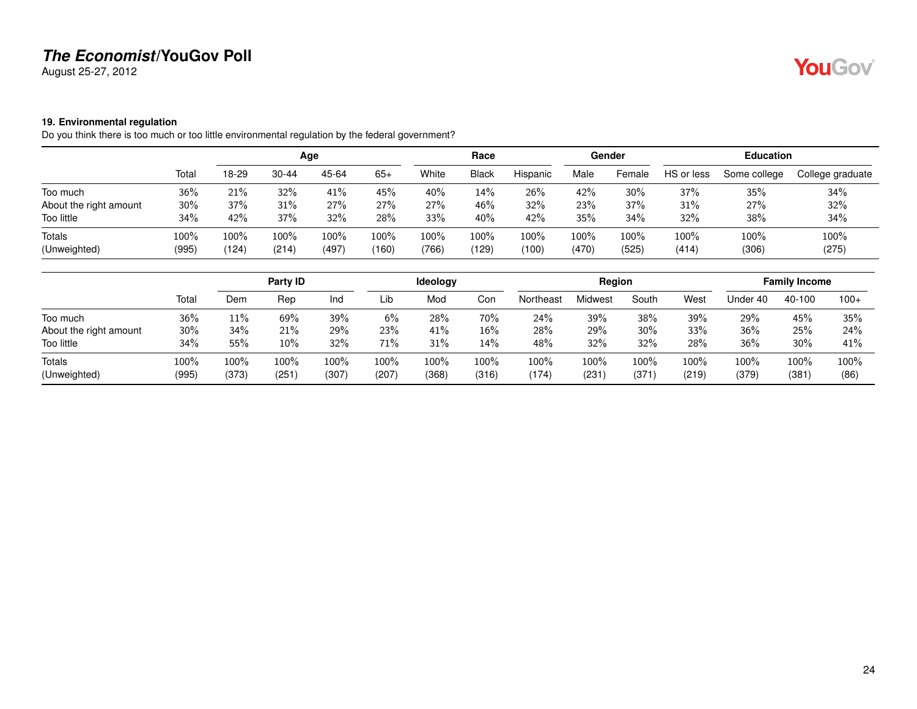## 19. Environmental regulation

Do you think there is too much or too little environmental regulation by the federal government?

| | | Age | | | | Race | | | Gender | | Education | | |
|---|---|---|---|---|---|---|---|---|---|---|---|---|---|
| | Total | 18-29 | 30-44 | 45-64 | 65+ | White | Black | Hispanic | Male | Female | HS or less | Some college | College graduate |
| Too much | 36% | 21% | 32% | 41% | 45% | 40% | 14% | 26% | 42% | 30% | 37% | 35% | 34% |
| About the right amount | 30% | 37% | 31% | 27% | 27% | 27% | 46% | 32% | 23% | 37% | 31% | 27% | 32% |
| Too little | 34% | 42% | 37% | 32% | 28% | 33% | 40% | 42% | 35% | 34% | 32% | 38% | 34% |
| Totals | 100% | 100% | 100% | 100% | 100% | 100% | 100% | 100% | 100% | 100% | 100% | 100% | 100% |
| (Unweighted) | (995) | (124) | (214) | (497) | (160) | (766) | (129) | (100) | (470) | (525) | (414) | (306) | (275) |

| | | Party ID | | | Ideology | | | Region | | | | Family Income | | |
|---|---|---|---|---|---|---|---|---|---|---|---|---|---|---|
| | Total | Dem | Rep | Ind | Lib | Mod | Con | Northeast | Midwest | South | West | Under 40 | 40-100 | 100+ |
| Too much | 36% | 11% | 69% | 39% | 6% | 28% | 70% | 24% | 39% | 38% | 39% | 29% | 45% | 35% |
| About the right amount | 30% | 34% | 21% | 29% | 23% | 41% | 16% | 28% | 29% | 30% | 33% | 36% | 25% | 24% |
| Too little | 34% | 55% | 10% | 32% | 71% | 31% | 14% | 48% | 32% | 32% | 28% | 36% | 30% | 41% |
| Totals | 100% | 100% | 100% | 100% | 100% | 100% | 100% | 100% | 100% | 100% | 100% | 100% | 100% | 100% |
| (Unweighted) | (995) | (373) | (251) | (307) | (207) | (368) | (316) | (174) | (231) | (371) | (219) | (379) | (381) | (86) |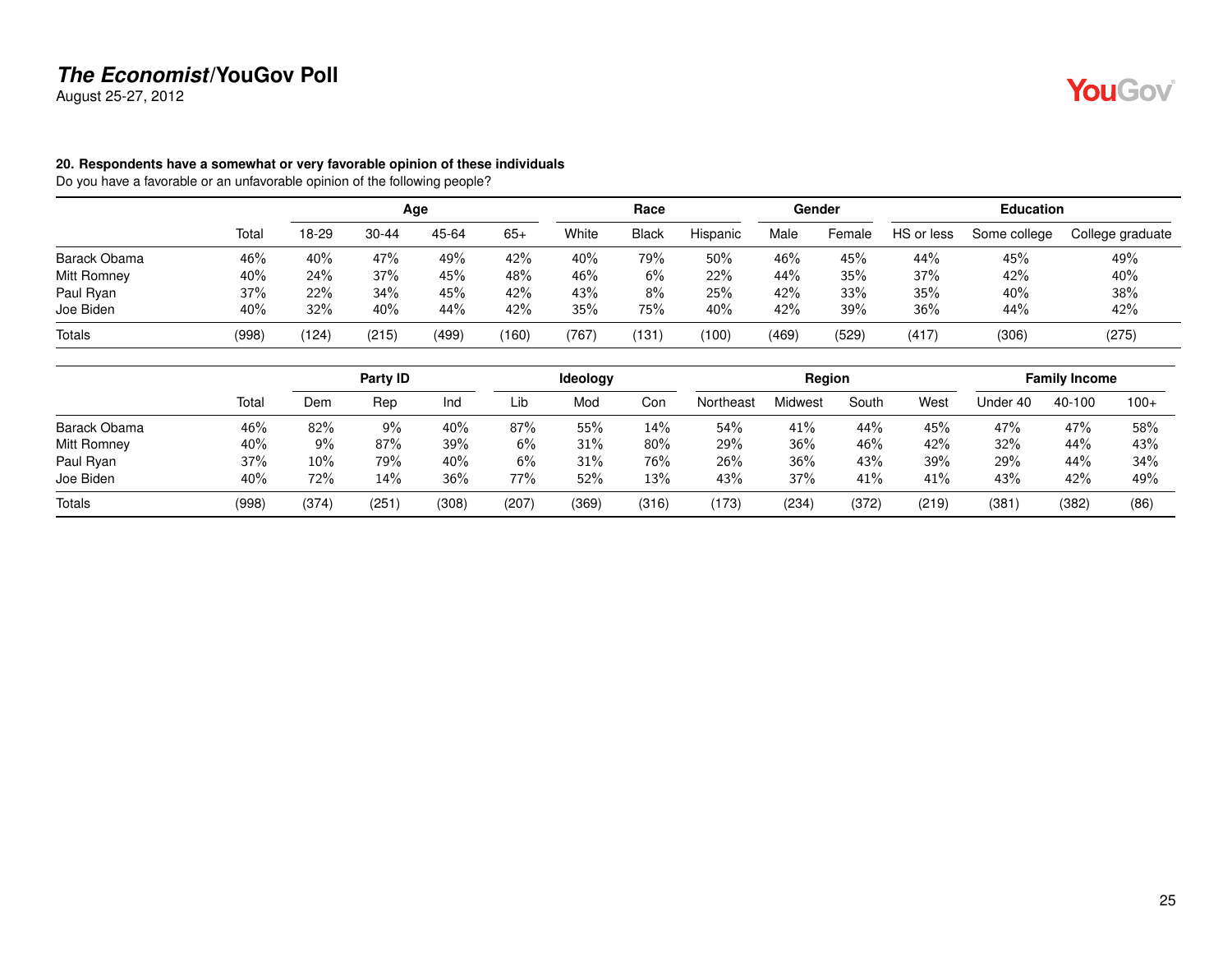## 20. Respondents have a somewhat or very favorable opinion of these individuals

Do you have a favorable or an unfavorable opinion of the following people?

| | Total | Age | | | | Race | | | Gender | | Education | | |
|---|---|---|---|---|---|---|---|---|---|---|---|---|---|
| | | 18-29 | 30-44 | 45-64 | 65+ | White | Black | Hispanic | Male | Female | HS or less | Some college | College graduate |
| Barack Obama | 46% | 40% | 47% | 49% | 42% | 40% | 79% | 50% | 46% | 45% | 44% | 45% | 49% |
| Mitt Romney | 40% | 24% | 37% | 45% | 48% | 46% | 6% | 22% | 44% | 35% | 37% | 42% | 40% |
| Paul Ryan | 37% | 22% | 34% | 45% | 42% | 43% | 8% | 25% | 42% | 33% | 35% | 40% | 38% |
| Joe Biden | 40% | 32% | 40% | 44% | 42% | 35% | 75% | 40% | 42% | 39% | 36% | 44% | 42% |
| Totals | (998) | (124) | (215) | (499) | (160) | (767) | (131) | (100) | (469) | (529) | (417) | (306) | (275) |

| | Total | Party ID | | | Ideology | | | Region | | | | Family Income | | |
|---|---|---|---|---|---|---|---|---|---|---|---|---|---|---|
| | | Dem | Rep | Ind | Lib | Mod | Con | Northeast | Midwest | South | West | Under 40 | 40-100 | 100+ |
| Barack Obama | 46% | 82% | 9% | 40% | 87% | 55% | 14% | 54% | 41% | 44% | 45% | 47% | 47% | 58% |
| Mitt Romney | 40% | 9% | 87% | 39% | 6% | 31% | 80% | 29% | 36% | 46% | 42% | 32% | 44% | 43% |
| Paul Ryan | 37% | 10% | 79% | 40% | 6% | 31% | 76% | 26% | 36% | 43% | 39% | 29% | 44% | 34% |
| Joe Biden | 40% | 72% | 14% | 36% | 77% | 52% | 13% | 43% | 37% | 41% | 41% | 43% | 42% | 49% |
| Totals | (998) | (374) | (251) | (308) | (207) | (369) | (316) | (173) | (234) | (372) | (219) | (381) | (382) | (86) |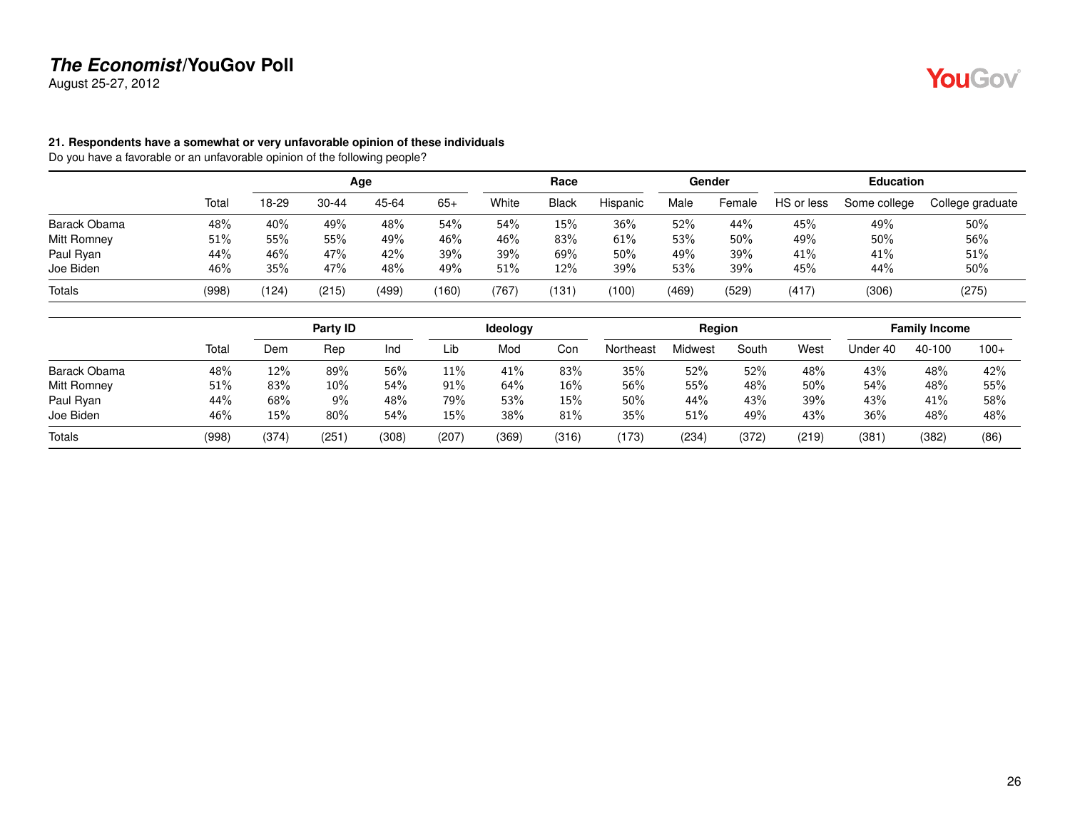**The Economist/YouGov Poll**
August 25-27, 2012

**21. Respondents have a somewhat or very unfavorable opinion of these individuals**
Do you have a favorable or an unfavorable opinion of the following people?

| | | Age | | | | Race | | | Gender | | Education | | |
|---|---|---|---|---|---|---|---|---|---|---|---|---|---|
| | Total | 18-29 | 30-44 | 45-64 | 65+ | White | Black | Hispanic | Male | Female | HS or less | Some college | College graduate |
| Barack Obama | 48% | 40% | 49% | 48% | 54% | 54% | 15% | 36% | 52% | 44% | 45% | 49% | 50% |
| Mitt Romney | 51% | 55% | 55% | 49% | 46% | 46% | 83% | 61% | 53% | 50% | 49% | 50% | 56% |
| Paul Ryan | 44% | 46% | 47% | 42% | 39% | 39% | 69% | 50% | 49% | 39% | 41% | 41% | 51% |
| Joe Biden | 46% | 35% | 47% | 48% | 49% | 51% | 12% | 39% | 53% | 39% | 45% | 44% | 50% |
| Totals | (998) | (124) | (215) | (499) | (160) | (767) | (131) | (100) | (469) | (529) | (417) | (306) | (275) |

| | | Party ID | | | Ideology | | | Region | | | | Family Income | | |
|---|---|---|---|---|---|---|---|---|---|---|---|---|---|---|
| | Total | Dem | Rep | Ind | Lib | Mod | Con | Northeast | Midwest | South | West | Under 40 | 40-100 | 100+ |
| Barack Obama | 48% | 12% | 89% | 56% | 11% | 41% | 83% | 35% | 52% | 52% | 48% | 43% | 48% | 42% |
| Mitt Romney | 51% | 83% | 10% | 54% | 91% | 64% | 16% | 56% | 55% | 48% | 50% | 54% | 48% | 55% |
| Paul Ryan | 44% | 68% | 9% | 48% | 79% | 53% | 15% | 50% | 44% | 43% | 39% | 43% | 41% | 58% |
| Joe Biden | 46% | 15% | 80% | 54% | 15% | 38% | 81% | 35% | 51% | 49% | 43% | 36% | 48% | 48% |
| Totals | (998) | (374) | (251) | (308) | (207) | (369) | (316) | (173) | (234) | (372) | (219) | (381) | (382) | (86) |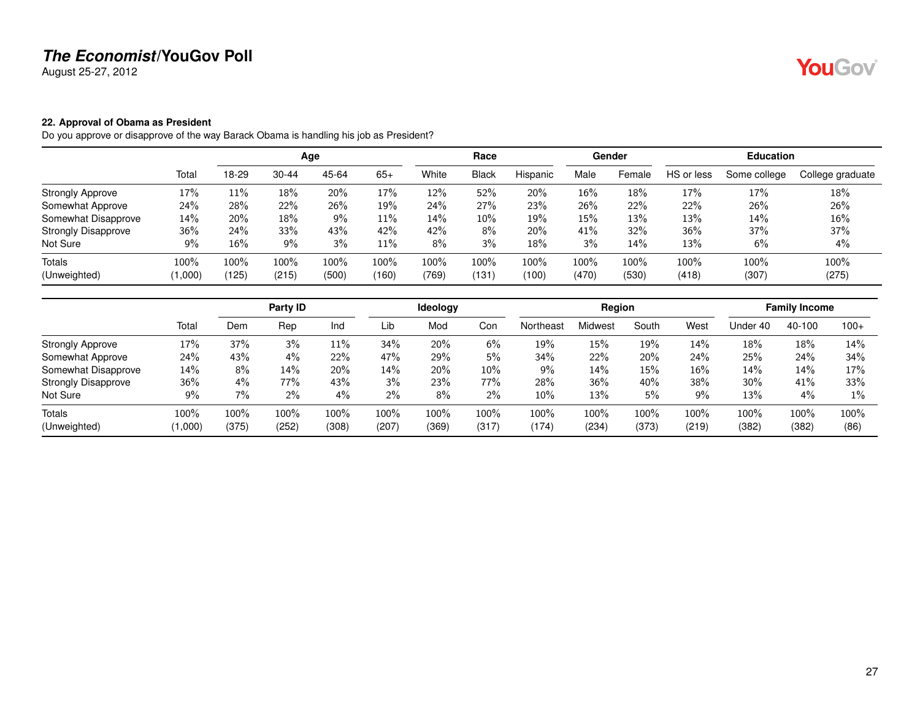**The Economist/YouGov Poll**
August 25-27, 2012

**22. Approval of Obama as President**
Do you approve or disapprove of the way Barack Obama is handling his job as President?

| | | Age | | | | Race | | | Gender | | Education | | |
|---|---|---|---|---|---|---|---|---|---|---|---|---|---|
| | Total | 18-29 | 30-44 | 45-64 | 65+ | White | Black | Hispanic | Male | Female | HS or less | Some college | College graduate |
| Strongly Approve | 17% | 11% | 18% | 20% | 17% | 12% | 52% | 20% | 16% | 18% | 17% | 17% | 18% |
| Somewhat Approve | 24% | 28% | 22% | 26% | 19% | 24% | 27% | 23% | 26% | 22% | 22% | 26% | 26% |
| Somewhat Disapprove | 14% | 20% | 18% | 9% | 11% | 14% | 10% | 19% | 15% | 13% | 13% | 14% | 16% |
| Strongly Disapprove | 36% | 24% | 33% | 43% | 42% | 42% | 8% | 20% | 41% | 32% | 36% | 37% | 37% |
| Not Sure | 9% | 16% | 9% | 3% | 11% | 8% | 3% | 18% | 3% | 14% | 13% | 6% | 4% |
| Totals | 100% | 100% | 100% | 100% | 100% | 100% | 100% | 100% | 100% | 100% | 100% | 100% | 100% |
| (Unweighted) | (1,000) | (125) | (215) | (500) | (160) | (769) | (131) | (100) | (470) | (530) | (418) | (307) | (275) |

| | | Party ID | | | Ideology | | | Region | | | | Family Income | | |
|---|---|---|---|---|---|---|---|---|---|---|---|---|---|---|
| | Total | Dem | Rep | Ind | Lib | Mod | Con | Northeast | Midwest | South | West | Under 40 | 40-100 | 100+ |
| Strongly Approve | 17% | 37% | 3% | 11% | 34% | 20% | 6% | 19% | 15% | 19% | 14% | 18% | 18% | 14% |
| Somewhat Approve | 24% | 43% | 4% | 22% | 47% | 29% | 5% | 34% | 22% | 20% | 24% | 25% | 24% | 34% |
| Somewhat Disapprove | 14% | 8% | 14% | 20% | 14% | 20% | 10% | 9% | 14% | 15% | 16% | 14% | 14% | 17% |
| Strongly Disapprove | 36% | 4% | 77% | 43% | 3% | 23% | 77% | 28% | 36% | 40% | 38% | 30% | 41% | 33% |
| Not Sure | 9% | 7% | 2% | 4% | 2% | 8% | 2% | 10% | 13% | 5% | 9% | 13% | 4% | 1% |
| Totals | 100% | 100% | 100% | 100% | 100% | 100% | 100% | 100% | 100% | 100% | 100% | 100% | 100% | 100% |
| (Unweighted) | (1,000) | (375) | (252) | (308) | (207) | (369) | (317) | (174) | (234) | (373) | (219) | (382) | (382) | (86) |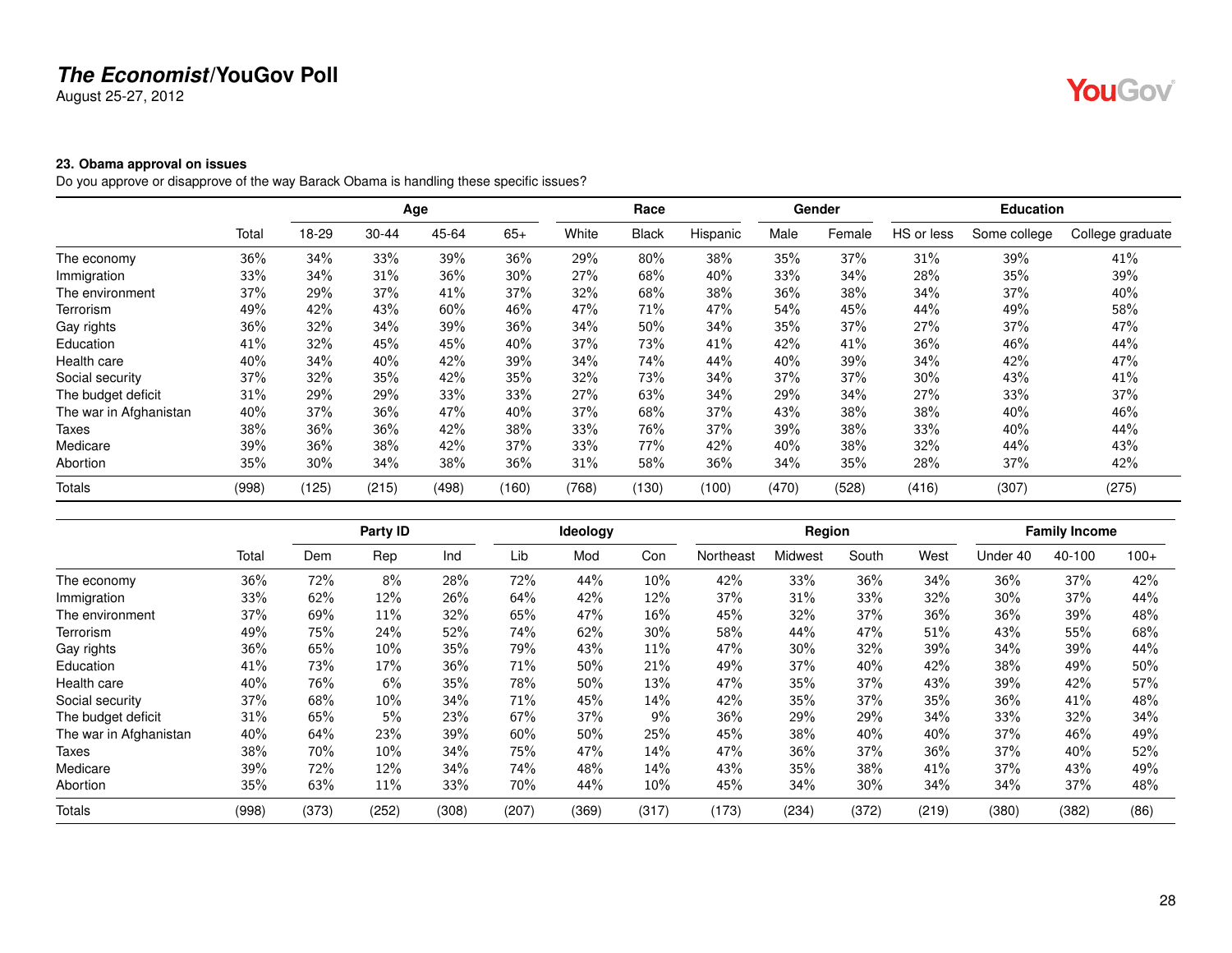**The Economist/YouGov Poll**
August 25-27, 2012

**23. Obama approval on issues**
Do you approve or disapprove of the way Barack Obama is handling these specific issues?

| | | Age | | | | Race | | | Gender | | Education | | |
|---|---|---|---|---|---|---|---|---|---|---|---|---|---|
| | Total | 18-29 | 30-44 | 45-64 | 65+ | White | Black | Hispanic | Male | Female | HS or less | Some college | College graduate |
| The economy | 36% | 34% | 33% | 39% | 36% | 29% | 80% | 38% | 35% | 37% | 31% | 39% | 41% |
| Immigration | 33% | 34% | 31% | 36% | 30% | 27% | 68% | 40% | 33% | 34% | 28% | 35% | 39% |
| The environment | 37% | 29% | 37% | 41% | 37% | 32% | 68% | 38% | 36% | 38% | 34% | 37% | 40% |
| Terrorism | 49% | 42% | 43% | 60% | 46% | 47% | 71% | 47% | 54% | 45% | 44% | 49% | 58% |
| Gay rights | 36% | 32% | 34% | 39% | 36% | 34% | 50% | 34% | 35% | 37% | 27% | 37% | 47% |
| Education | 41% | 32% | 45% | 45% | 40% | 37% | 73% | 41% | 42% | 41% | 36% | 46% | 44% |
| Health care | 40% | 34% | 40% | 42% | 39% | 34% | 74% | 44% | 40% | 39% | 34% | 42% | 47% |
| Social security | 37% | 32% | 35% | 42% | 35% | 32% | 73% | 34% | 37% | 37% | 30% | 43% | 41% |
| The budget deficit | 31% | 29% | 29% | 33% | 33% | 27% | 63% | 34% | 29% | 34% | 27% | 33% | 37% |
| The war in Afghanistan | 40% | 37% | 36% | 47% | 40% | 37% | 68% | 37% | 43% | 38% | 38% | 40% | 46% |
| Taxes | 38% | 36% | 36% | 42% | 38% | 33% | 76% | 37% | 39% | 38% | 33% | 40% | 44% |
| Medicare | 39% | 36% | 38% | 42% | 37% | 33% | 77% | 42% | 40% | 38% | 32% | 44% | 43% |
| Abortion | 35% | 30% | 34% | 38% | 36% | 31% | 58% | 36% | 34% | 35% | 28% | 37% | 42% |
| Totals | (998) | (125) | (215) | (498) | (160) | (768) | (130) | (100) | (470) | (528) | (416) | (307) | (275) |

| | | Party ID | | | Ideology | | | Region | | | | Family Income | | |
|---|---|---|---|---|---|---|---|---|---|---|---|---|---|---|
| | Total | Dem | Rep | Ind | Lib | Mod | Con | Northeast | Midwest | South | West | Under 40 | 40-100 | 100+ |
| The economy | 36% | 72% | 8% | 28% | 72% | 44% | 10% | 42% | 33% | 36% | 34% | 36% | 37% | 42% |
| Immigration | 33% | 62% | 12% | 26% | 64% | 42% | 12% | 37% | 31% | 33% | 32% | 30% | 37% | 44% |
| The environment | 37% | 69% | 11% | 32% | 65% | 47% | 16% | 45% | 32% | 37% | 36% | 36% | 39% | 48% |
| Terrorism | 49% | 75% | 24% | 52% | 74% | 62% | 30% | 58% | 44% | 47% | 51% | 43% | 55% | 68% |
| Gay rights | 36% | 65% | 10% | 35% | 79% | 43% | 11% | 47% | 30% | 32% | 39% | 34% | 39% | 44% |
| Education | 41% | 73% | 17% | 36% | 71% | 50% | 21% | 49% | 37% | 40% | 42% | 38% | 49% | 50% |
| Health care | 40% | 76% | 6% | 35% | 78% | 50% | 13% | 47% | 35% | 37% | 43% | 39% | 42% | 57% |
| Social security | 37% | 68% | 10% | 34% | 71% | 45% | 14% | 42% | 35% | 37% | 35% | 36% | 41% | 48% |
| The budget deficit | 31% | 65% | 5% | 23% | 67% | 37% | 9% | 36% | 29% | 29% | 34% | 33% | 32% | 34% |
| The war in Afghanistan | 40% | 64% | 23% | 39% | 60% | 50% | 25% | 45% | 38% | 40% | 40% | 37% | 46% | 49% |
| Taxes | 38% | 70% | 10% | 34% | 75% | 47% | 14% | 47% | 36% | 37% | 36% | 37% | 40% | 52% |
| Medicare | 39% | 72% | 12% | 34% | 74% | 48% | 14% | 43% | 35% | 38% | 41% | 37% | 43% | 49% |
| Abortion | 35% | 63% | 11% | 33% | 70% | 44% | 10% | 45% | 34% | 30% | 34% | 34% | 37% | 48% |
| Totals | (998) | (373) | (252) | (308) | (207) | (369) | (317) | (173) | (234) | (372) | (219) | (380) | (382) | (86) |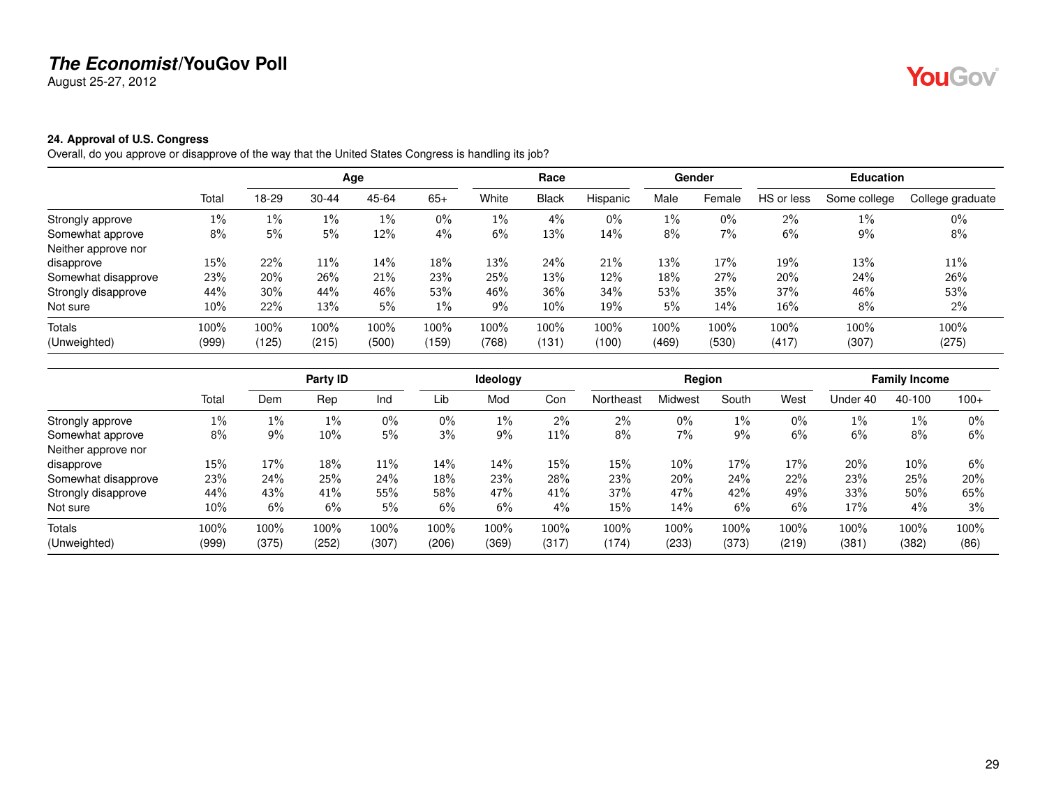**The Economist/YouGov Poll**
August 25-27, 2012

**24. Approval of U.S. Congress**
Overall, do you approve or disapprove of the way that the United States Congress is handling its job?

| | | Age | | | | Race | | | Gender | | Education | | |
|---|---|---|---|---|---|---|---|---|---|---|---|---|---|
| | Total | 18-29 | 30-44 | 45-64 | 65+ | White | Black | Hispanic | Male | Female | HS or less | Some college | College graduate |
| Strongly approve | 1% | 1% | 1% | 1% | 0% | 1% | 4% | 0% | 1% | 0% | 2% | 1% | 0% |
| Somewhat approve | 8% | 5% | 5% | 12% | 4% | 6% | 13% | 14% | 8% | 7% | 6% | 9% | 8% |
| Neither approve nor disapprove | 15% | 22% | 11% | 14% | 18% | 13% | 24% | 21% | 13% | 17% | 19% | 13% | 11% |
| Somewhat disapprove | 23% | 20% | 26% | 21% | 23% | 25% | 13% | 12% | 18% | 27% | 20% | 24% | 26% |
| Strongly disapprove | 44% | 30% | 44% | 46% | 53% | 46% | 36% | 34% | 53% | 35% | 37% | 46% | 53% |
| Not sure | 10% | 22% | 13% | 5% | 1% | 9% | 10% | 19% | 5% | 14% | 16% | 8% | 2% |
| Totals | 100% | 100% | 100% | 100% | 100% | 100% | 100% | 100% | 100% | 100% | 100% | 100% | 100% |
| (Unweighted) | (999) | (125) | (215) | (500) | (159) | (768) | (131) | (100) | (469) | (530) | (417) | (307) | (275) |

| | | Party ID | | | Ideology | | | Region | | | | Family Income | | |
|---|---|---|---|---|---|---|---|---|---|---|---|---|---|---|
| | Total | Dem | Rep | Ind | Lib | Mod | Con | Northeast | Midwest | South | West | Under 40 | 40-100 | 100+ |
| Strongly approve | 1% | 1% | 1% | 0% | 0% | 1% | 2% | 2% | 0% | 1% | 0% | 1% | 1% | 0% |
| Somewhat approve | 8% | 9% | 10% | 5% | 3% | 9% | 11% | 8% | 7% | 9% | 6% | 6% | 8% | 6% |
| Neither approve nor disapprove | 15% | 17% | 18% | 11% | 14% | 14% | 15% | 15% | 10% | 17% | 17% | 20% | 10% | 6% |
| Somewhat disapprove | 23% | 24% | 25% | 24% | 18% | 23% | 28% | 23% | 20% | 24% | 22% | 23% | 25% | 20% |
| Strongly disapprove | 44% | 43% | 41% | 55% | 58% | 47% | 41% | 37% | 47% | 42% | 49% | 33% | 50% | 65% |
| Not sure | 10% | 6% | 6% | 5% | 6% | 6% | 4% | 15% | 14% | 6% | 6% | 17% | 4% | 3% |
| Totals | 100% | 100% | 100% | 100% | 100% | 100% | 100% | 100% | 100% | 100% | 100% | 100% | 100% | 100% |
| (Unweighted) | (999) | (375) | (252) | (307) | (206) | (369) | (317) | (174) | (233) | (373) | (219) | (381) | (382) | (86) |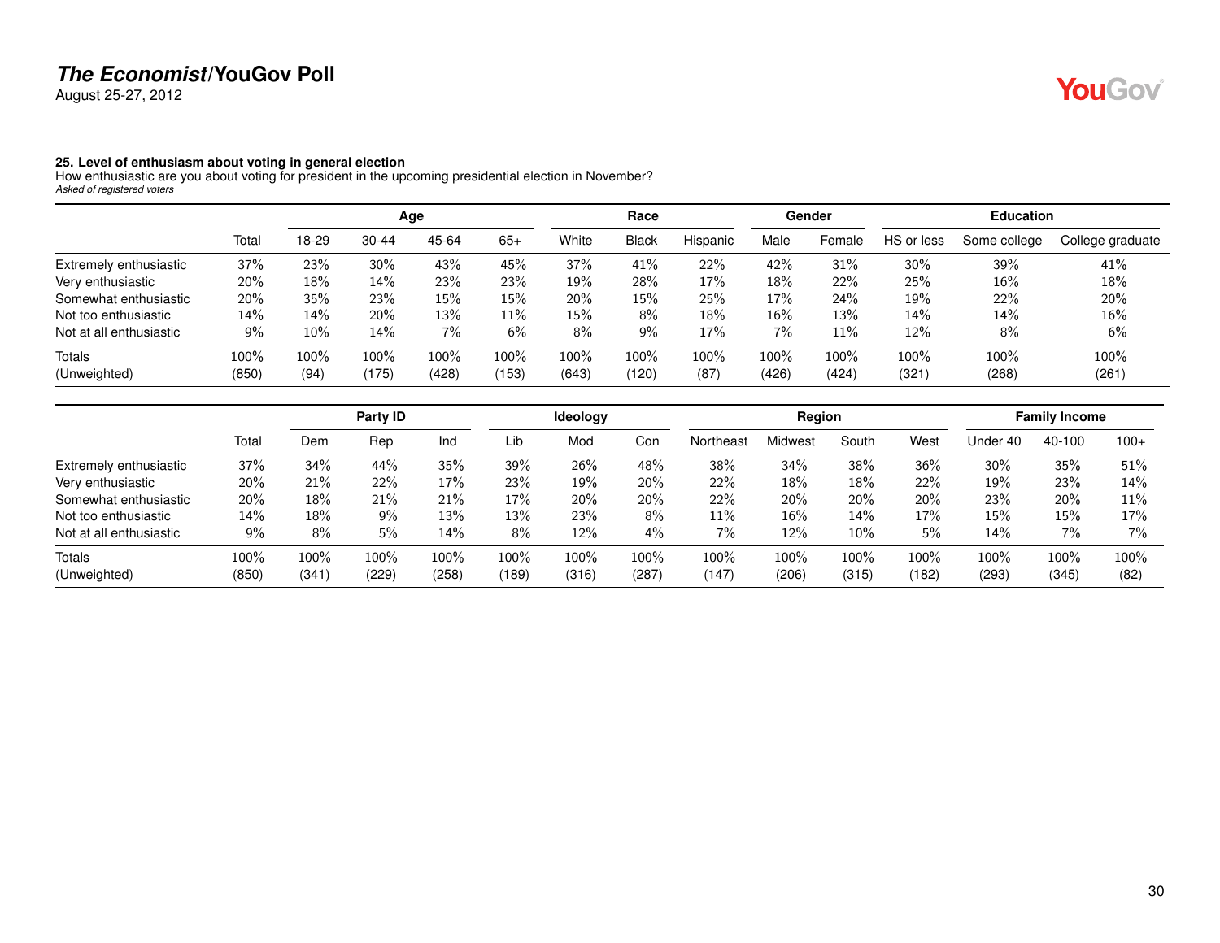# *The Economist*/YouGov Poll

August 25-27, 2012

### 25. Level of enthusiasm about voting in general election

How enthusiastic are you about voting for president in the upcoming presidential election in November?

*Asked of registered voters*

| | | Age | | | | Race | | | Gender | | Education | | |
|---|---|---|---|---|---|---|---|---|---|---|---|---|---|
| | Total | 18-29 | 30-44 | 45-64 | 65+ | White | Black | Hispanic | Male | Female | HS or less | Some college | College graduate |
| Extremely enthusiastic | 37% | 23% | 30% | 43% | 45% | 37% | 41% | 22% | 42% | 31% | 30% | 39% | 41% |
| Very enthusiastic | 20% | 18% | 14% | 23% | 23% | 19% | 28% | 17% | 18% | 22% | 25% | 16% | 18% |
| Somewhat enthusiastic | 20% | 35% | 23% | 15% | 15% | 20% | 15% | 25% | 17% | 24% | 19% | 22% | 20% |
| Not too enthusiastic | 14% | 14% | 20% | 13% | 11% | 15% | 8% | 18% | 16% | 13% | 14% | 14% | 16% |
| Not at all enthusiastic | 9% | 10% | 14% | 7% | 6% | 8% | 9% | 17% | 7% | 11% | 12% | 8% | 6% |
| Totals | 100% | 100% | 100% | 100% | 100% | 100% | 100% | 100% | 100% | 100% | 100% | 100% | 100% |
| (Unweighted) | (850) | (94) | (175) | (428) | (153) | (643) | (120) | (87) | (426) | (424) | (321) | (268) | (261) |

| | | Party ID | | | Ideology | | | Region | | | | Family Income | | |
|---|---|---|---|---|---|---|---|---|---|---|---|---|---|---|
| | Total | Dem | Rep | Ind | Lib | Mod | Con | Northeast | Midwest | South | West | Under 40 | 40-100 | 100+ |
| Extremely enthusiastic | 37% | 34% | 44% | 35% | 39% | 26% | 48% | 38% | 34% | 38% | 36% | 30% | 35% | 51% |
| Very enthusiastic | 20% | 21% | 22% | 17% | 23% | 19% | 20% | 22% | 18% | 18% | 22% | 19% | 23% | 14% |
| Somewhat enthusiastic | 20% | 18% | 21% | 21% | 17% | 20% | 20% | 22% | 20% | 20% | 20% | 23% | 20% | 11% |
| Not too enthusiastic | 14% | 18% | 9% | 13% | 13% | 23% | 8% | 11% | 16% | 14% | 17% | 15% | 15% | 17% |
| Not at all enthusiastic | 9% | 8% | 5% | 14% | 8% | 12% | 4% | 7% | 12% | 10% | 5% | 14% | 7% | 7% |
| Totals | 100% | 100% | 100% | 100% | 100% | 100% | 100% | 100% | 100% | 100% | 100% | 100% | 100% | 100% |
| (Unweighted) | (850) | (341) | (229) | (258) | (189) | (316) | (287) | (147) | (206) | (315) | (182) | (293) | (345) | (82) |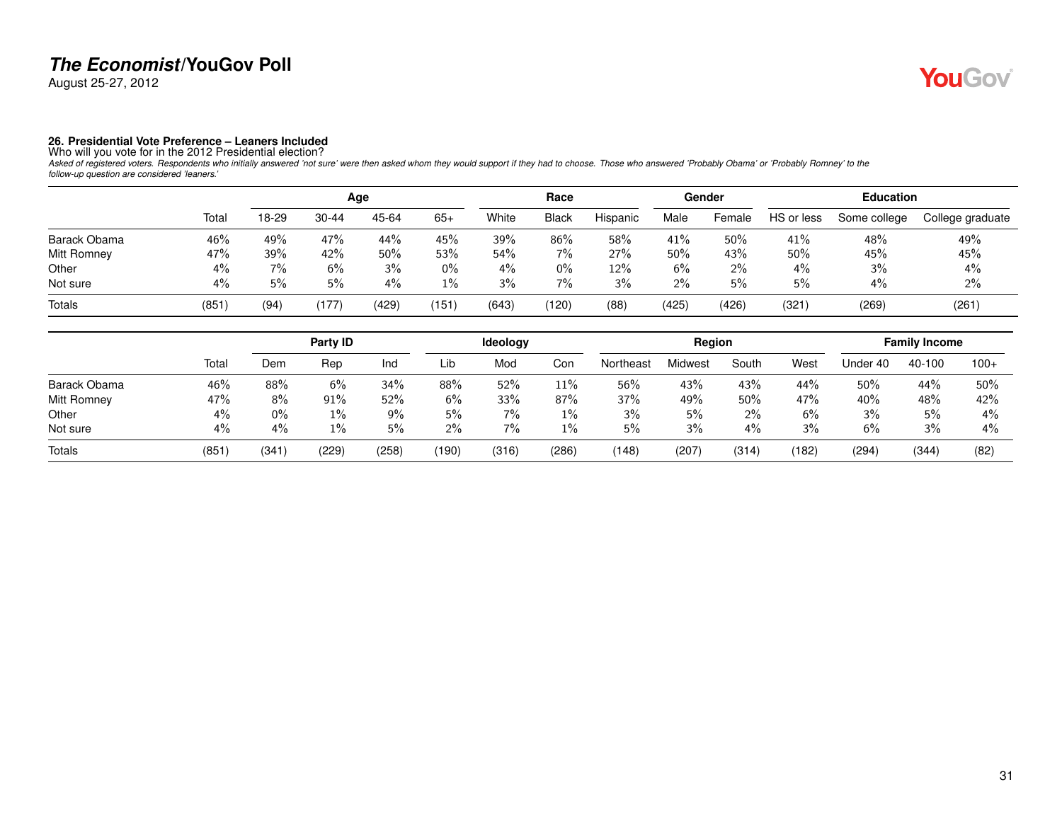# The Economist/YouGov Poll

August 25-27, 2012

### 26. Presidential Vote Preference – Leaners Included

Who will you vote for in the 2012 Presidential election?

*Asked of registered voters. Respondents who initially answered 'not sure' were then asked whom they would support if they had to choose. Those who answered 'Probably Obama' or 'Probably Romney' to the follow-up question are considered 'leaners.'*

| | | Age | | | | Race | | | Gender | | Education | | |
|---|---|---|---|---|---|---|---|---|---|---|---|---|---|
| | Total | 18-29 | 30-44 | 45-64 | 65+ | White | Black | Hispanic | Male | Female | HS or less | Some college | College graduate |
| Barack Obama | 46% | 49% | 47% | 44% | 45% | 39% | 86% | 58% | 41% | 50% | 41% | 48% | 49% |
| Mitt Romney | 47% | 39% | 42% | 50% | 53% | 54% | 7% | 27% | 50% | 43% | 50% | 45% | 45% |
| Other | 4% | 7% | 6% | 3% | 0% | 4% | 0% | 12% | 6% | 2% | 4% | 3% | 4% |
| Not sure | 4% | 5% | 5% | 4% | 1% | 3% | 7% | 3% | 2% | 5% | 5% | 4% | 2% |
| Totals | (851) | (94) | (177) | (429) | (151) | (643) | (120) | (88) | (425) | (426) | (321) | (269) | (261) |

| | | Party ID | | | Ideology | | | Region | | | | Family Income | | |
|---|---|---|---|---|---|---|---|---|---|---|---|---|---|---|
| | Total | Dem | Rep | Ind | Lib | Mod | Con | Northeast | Midwest | South | West | Under 40 | 40-100 | 100+ |
| Barack Obama | 46% | 88% | 6% | 34% | 88% | 52% | 11% | 56% | 43% | 43% | 44% | 50% | 44% | 50% |
| Mitt Romney | 47% | 8% | 91% | 52% | 6% | 33% | 87% | 37% | 49% | 50% | 47% | 40% | 48% | 42% |
| Other | 4% | 0% | 1% | 9% | 5% | 7% | 1% | 3% | 5% | 2% | 6% | 3% | 5% | 4% |
| Not sure | 4% | 4% | 1% | 5% | 2% | 7% | 1% | 5% | 3% | 4% | 3% | 6% | 3% | 4% |
| Totals | (851) | (341) | (229) | (258) | (190) | (316) | (286) | (148) | (207) | (314) | (182) | (294) | (344) | (82) |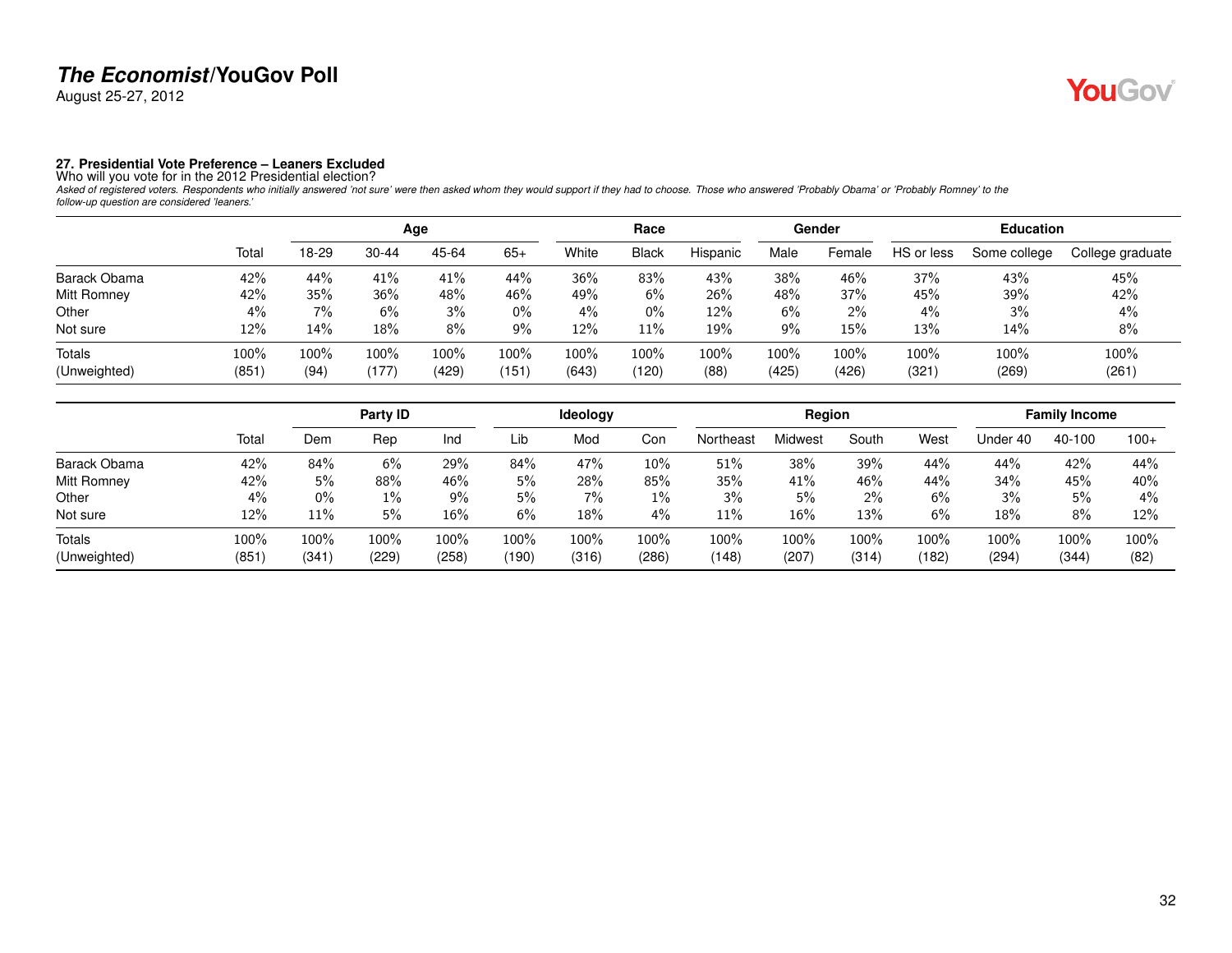## 27. Presidential Vote Preference – Leaners Excluded

Who will you vote for in the 2012 Presidential election?

*Asked of registered voters. Respondents who initially answered 'not sure' were then asked whom they would support if they had to choose. Those who answered 'Probably Obama' or 'Probably Romney' to the follow-up question are considered 'leaners.'*

| | | Age | | | | Race | | | Gender | | Education | | |
|---|---|---|---|---|---|---|---|---|---|---|---|---|---|
| | Total | 18-29 | 30-44 | 45-64 | 65+ | White | Black | Hispanic | Male | Female | HS or less | Some college | College graduate |
| Barack Obama | 42% | 44% | 41% | 41% | 44% | 36% | 83% | 43% | 38% | 46% | 37% | 43% | 45% |
| Mitt Romney | 42% | 35% | 36% | 48% | 46% | 49% | 6% | 26% | 48% | 37% | 45% | 39% | 42% |
| Other | 4% | 7% | 6% | 3% | 0% | 4% | 0% | 12% | 6% | 2% | 4% | 3% | 4% |
| Not sure | 12% | 14% | 18% | 8% | 9% | 12% | 11% | 19% | 9% | 15% | 13% | 14% | 8% |
| Totals | 100% | 100% | 100% | 100% | 100% | 100% | 100% | 100% | 100% | 100% | 100% | 100% | 100% |
| (Unweighted) | (851) | (94) | (177) | (429) | (151) | (643) | (120) | (88) | (425) | (426) | (321) | (269) | (261) |

| | | Party ID | | | Ideology | | | Region | | | | Family Income | | |
|---|---|---|---|---|---|---|---|---|---|---|---|---|---|---|
| | Total | Dem | Rep | Ind | Lib | Mod | Con | Northeast | Midwest | South | West | Under 40 | 40-100 | 100+ |
| Barack Obama | 42% | 84% | 6% | 29% | 84% | 47% | 10% | 51% | 38% | 39% | 44% | 44% | 42% | 44% |
| Mitt Romney | 42% | 5% | 88% | 46% | 5% | 28% | 85% | 35% | 41% | 46% | 44% | 34% | 45% | 40% |
| Other | 4% | 0% | 1% | 9% | 5% | 7% | 1% | 3% | 5% | 2% | 6% | 3% | 5% | 4% |
| Not sure | 12% | 11% | 5% | 16% | 6% | 18% | 4% | 11% | 16% | 13% | 6% | 18% | 8% | 12% |
| Totals | 100% | 100% | 100% | 100% | 100% | 100% | 100% | 100% | 100% | 100% | 100% | 100% | 100% | 100% |
| (Unweighted) | (851) | (341) | (229) | (258) | (190) | (316) | (286) | (148) | (207) | (314) | (182) | (294) | (344) | (82) |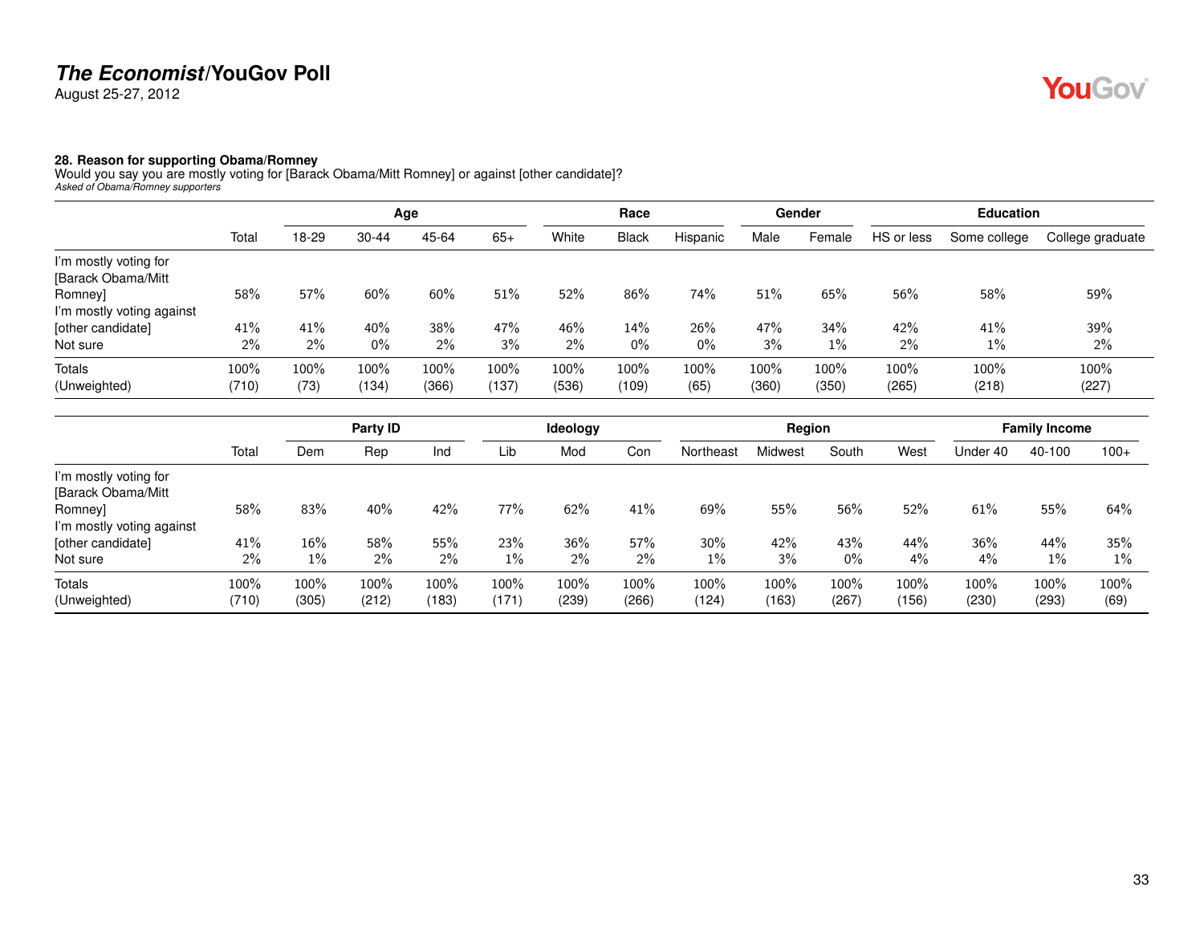# *The Economist*/YouGov Poll

August 25-27, 2012

### 28. Reason for supporting Obama/Romney

Would you say you are mostly voting for [Barack Obama/Mitt Romney] or against [other candidate]?

*Asked of Obama/Romney supporters*

| | Total | Age | | | | Race | | | Gender | | Education | | |
|---|---|---|---|---|---|---|---|---|---|---|---|---|---|
| | | 18-29 | 30-44 | 45-64 | 65+ | White | Black | Hispanic | Male | Female | HS or less | Some college | College graduate |
| I'm mostly voting for [Barack Obama/Mitt Romney] | 58% | 57% | 60% | 60% | 51% | 52% | 86% | 74% | 51% | 65% | 56% | 58% | 59% |
| I'm mostly voting against [other candidate] | 41% | 41% | 40% | 38% | 47% | 46% | 14% | 26% | 47% | 34% | 42% | 41% | 39% |
| Not sure | 2% | 2% | 0% | 2% | 3% | 2% | 0% | 0% | 3% | 1% | 2% | 1% | 2% |
| Totals | 100% | 100% | 100% | 100% | 100% | 100% | 100% | 100% | 100% | 100% | 100% | 100% | 100% |
| (Unweighted) | (710) | (73) | (134) | (366) | (137) | (536) | (109) | (65) | (360) | (350) | (265) | (218) | (227) |

| | Total | Party ID | | | Ideology | | | Region | | | | Family Income | | |
|---|---|---|---|---|---|---|---|---|---|---|---|---|---|---|
| | | Dem | Rep | Ind | Lib | Mod | Con | Northeast | Midwest | South | West | Under 40 | 40-100 | 100+ |
| I'm mostly voting for [Barack Obama/Mitt Romney] | 58% | 83% | 40% | 42% | 77% | 62% | 41% | 69% | 55% | 56% | 52% | 61% | 55% | 64% |
| I'm mostly voting against [other candidate] | 41% | 16% | 58% | 55% | 23% | 36% | 57% | 30% | 42% | 43% | 44% | 36% | 44% | 35% |
| Not sure | 2% | 1% | 2% | 2% | 1% | 2% | 2% | 1% | 3% | 0% | 4% | 4% | 1% | 1% |
| Totals | 100% | 100% | 100% | 100% | 100% | 100% | 100% | 100% | 100% | 100% | 100% | 100% | 100% | 100% |
| (Unweighted) | (710) | (305) | (212) | (183) | (171) | (239) | (266) | (124) | (163) | (267) | (156) | (230) | (293) | (69) |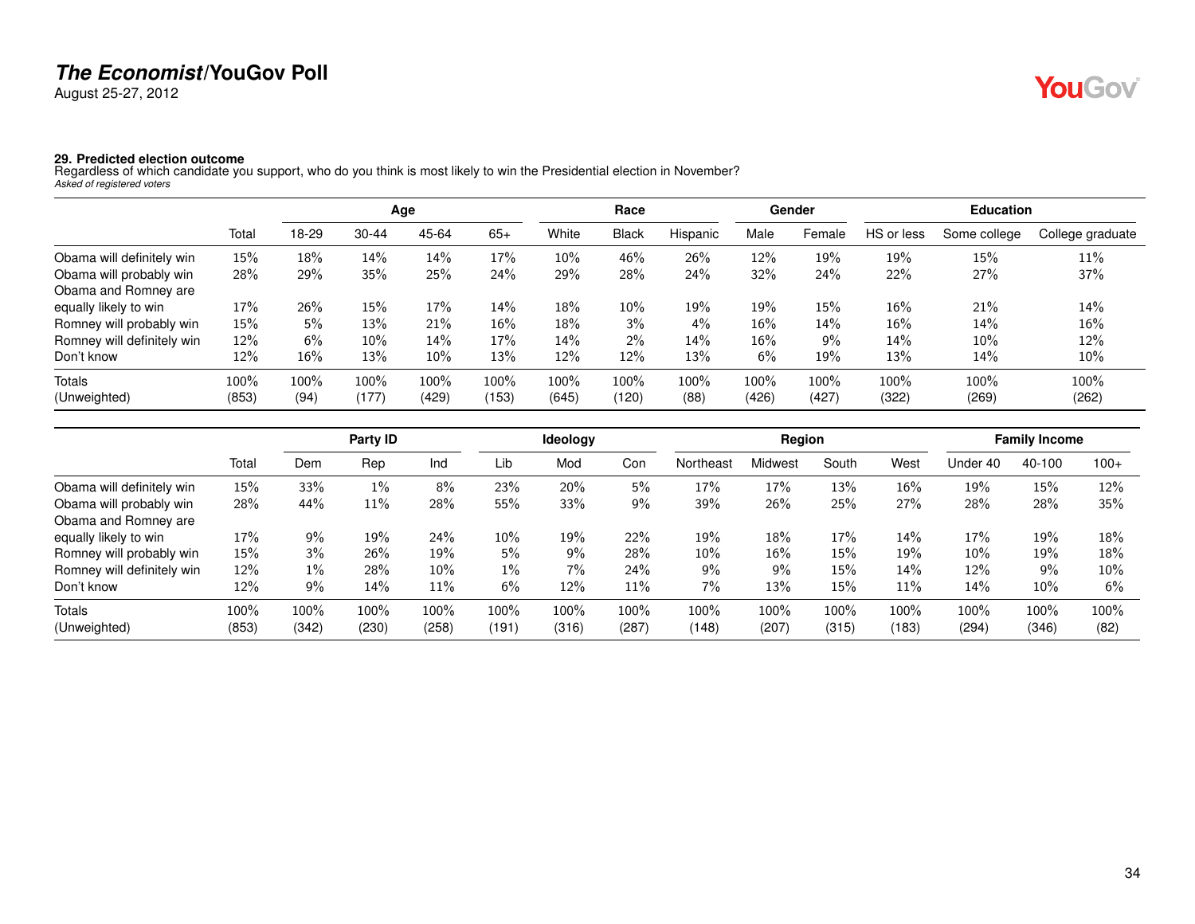## The Economist/YouGov Poll

August 25-27, 2012

**29. Predicted election outcome**
Regardless of which candidate you support, who do you think is most likely to win the Presidential election in November?
*Asked of registered voters*

| | | Age | | | | Race | | | Gender | | Education | | |
|---|---|---|---|---|---|---|---|---|---|---|---|---|---|
| | Total | 18-29 | 30-44 | 45-64 | 65+ | White | Black | Hispanic | Male | Female | HS or less | Some college | College graduate |
| Obama will definitely win | 15% | 18% | 14% | 14% | 17% | 10% | 46% | 26% | 12% | 19% | 19% | 15% | 11% |
| Obama will probably win | 28% | 29% | 35% | 25% | 24% | 29% | 28% | 24% | 32% | 24% | 22% | 27% | 37% |
| Obama and Romney are equally likely to win | 17% | 26% | 15% | 17% | 14% | 18% | 10% | 19% | 19% | 15% | 16% | 21% | 14% |
| Romney will probably win | 15% | 5% | 13% | 21% | 16% | 18% | 3% | 4% | 16% | 14% | 16% | 14% | 16% |
| Romney will definitely win | 12% | 6% | 10% | 14% | 17% | 14% | 2% | 14% | 16% | 9% | 14% | 10% | 12% |
| Don't know | 12% | 16% | 13% | 10% | 13% | 12% | 12% | 13% | 6% | 19% | 13% | 14% | 10% |
| Totals | 100% | 100% | 100% | 100% | 100% | 100% | 100% | 100% | 100% | 100% | 100% | 100% | 100% |
| (Unweighted) | (853) | (94) | (177) | (429) | (153) | (645) | (120) | (88) | (426) | (427) | (322) | (269) | (262) |

| | | Party ID | | | Ideology | | | Region | | | | Family Income | | |
|---|---|---|---|---|---|---|---|---|---|---|---|---|---|---|
| | Total | Dem | Rep | Ind | Lib | Mod | Con | Northeast | Midwest | South | West | Under 40 | 40-100 | 100+ |
| Obama will definitely win | 15% | 33% | 1% | 8% | 23% | 20% | 5% | 17% | 17% | 13% | 16% | 19% | 15% | 12% |
| Obama will probably win | 28% | 44% | 11% | 28% | 55% | 33% | 9% | 39% | 26% | 25% | 27% | 28% | 28% | 35% |
| Obama and Romney are equally likely to win | 17% | 9% | 19% | 24% | 10% | 19% | 22% | 19% | 18% | 17% | 14% | 17% | 19% | 18% |
| Romney will probably win | 15% | 3% | 26% | 19% | 5% | 9% | 28% | 10% | 16% | 15% | 19% | 10% | 19% | 18% |
| Romney will definitely win | 12% | 1% | 28% | 10% | 1% | 7% | 24% | 9% | 9% | 15% | 14% | 12% | 9% | 10% |
| Don't know | 12% | 9% | 14% | 11% | 6% | 12% | 11% | 7% | 13% | 15% | 11% | 14% | 10% | 6% |
| Totals | 100% | 100% | 100% | 100% | 100% | 100% | 100% | 100% | 100% | 100% | 100% | 100% | 100% | 100% |
| (Unweighted) | (853) | (342) | (230) | (258) | (191) | (316) | (287) | (148) | (207) | (315) | (183) | (294) | (346) | (82) |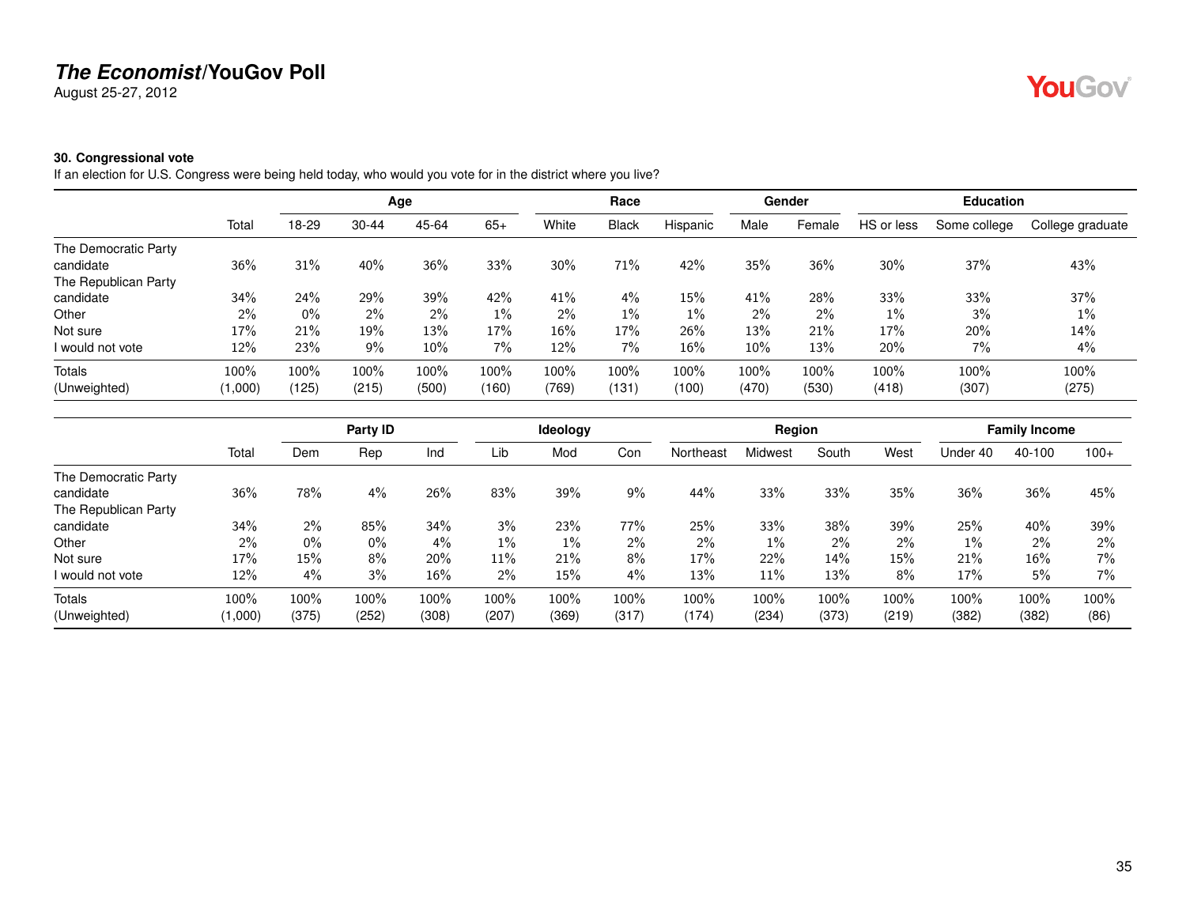## *The Economist*/YouGov Poll

August 25-27, 2012

### 30. Congressional vote

If an election for U.S. Congress were being held today, who would you vote for in the district where you live?

| | Total | Age | | | | Race | | | Gender | | Education | | |
|---|---|---|---|---|---|---|---|---|---|---|---|---|---|
| | | 18-29 | 30-44 | 45-64 | 65+ | White | Black | Hispanic | Male | Female | HS or less | Some college | College graduate |
| The Democratic Party candidate | 36% | 31% | 40% | 36% | 33% | 30% | 71% | 42% | 35% | 36% | 30% | 37% | 43% |
| The Republican Party candidate | 34% | 24% | 29% | 39% | 42% | 41% | 4% | 15% | 41% | 28% | 33% | 33% | 37% |
| Other | 2% | 0% | 2% | 2% | 1% | 2% | 1% | 1% | 2% | 2% | 1% | 3% | 1% |
| Not sure | 17% | 21% | 19% | 13% | 17% | 16% | 17% | 26% | 13% | 21% | 17% | 20% | 14% |
| I would not vote | 12% | 23% | 9% | 10% | 7% | 12% | 7% | 16% | 10% | 13% | 20% | 7% | 4% |
| Totals | 100% | 100% | 100% | 100% | 100% | 100% | 100% | 100% | 100% | 100% | 100% | 100% | 100% |
| (Unweighted) | (1,000) | (125) | (215) | (500) | (160) | (769) | (131) | (100) | (470) | (530) | (418) | (307) | (275) |

| | Total | Party ID | | | Ideology | | | Region | | | | Family Income | | |
|---|---|---|---|---|---|---|---|---|---|---|---|---|---|---|
| | | Dem | Rep | Ind | Lib | Mod | Con | Northeast | Midwest | South | West | Under 40 | 40-100 | 100+ |
| The Democratic Party candidate | 36% | 78% | 4% | 26% | 83% | 39% | 9% | 44% | 33% | 33% | 35% | 36% | 36% | 45% |
| The Republican Party candidate | 34% | 2% | 85% | 34% | 3% | 23% | 77% | 25% | 33% | 38% | 39% | 25% | 40% | 39% |
| Other | 2% | 0% | 0% | 4% | 1% | 1% | 2% | 2% | 1% | 2% | 2% | 1% | 2% | 2% |
| Not sure | 17% | 15% | 8% | 20% | 11% | 21% | 8% | 17% | 22% | 14% | 15% | 21% | 16% | 7% |
| I would not vote | 12% | 4% | 3% | 16% | 2% | 15% | 4% | 13% | 11% | 13% | 8% | 17% | 5% | 7% |
| Totals | 100% | 100% | 100% | 100% | 100% | 100% | 100% | 100% | 100% | 100% | 100% | 100% | 100% | 100% |
| (Unweighted) | (1,000) | (375) | (252) | (308) | (207) | (369) | (317) | (174) | (234) | (373) | (219) | (382) | (382) | (86) |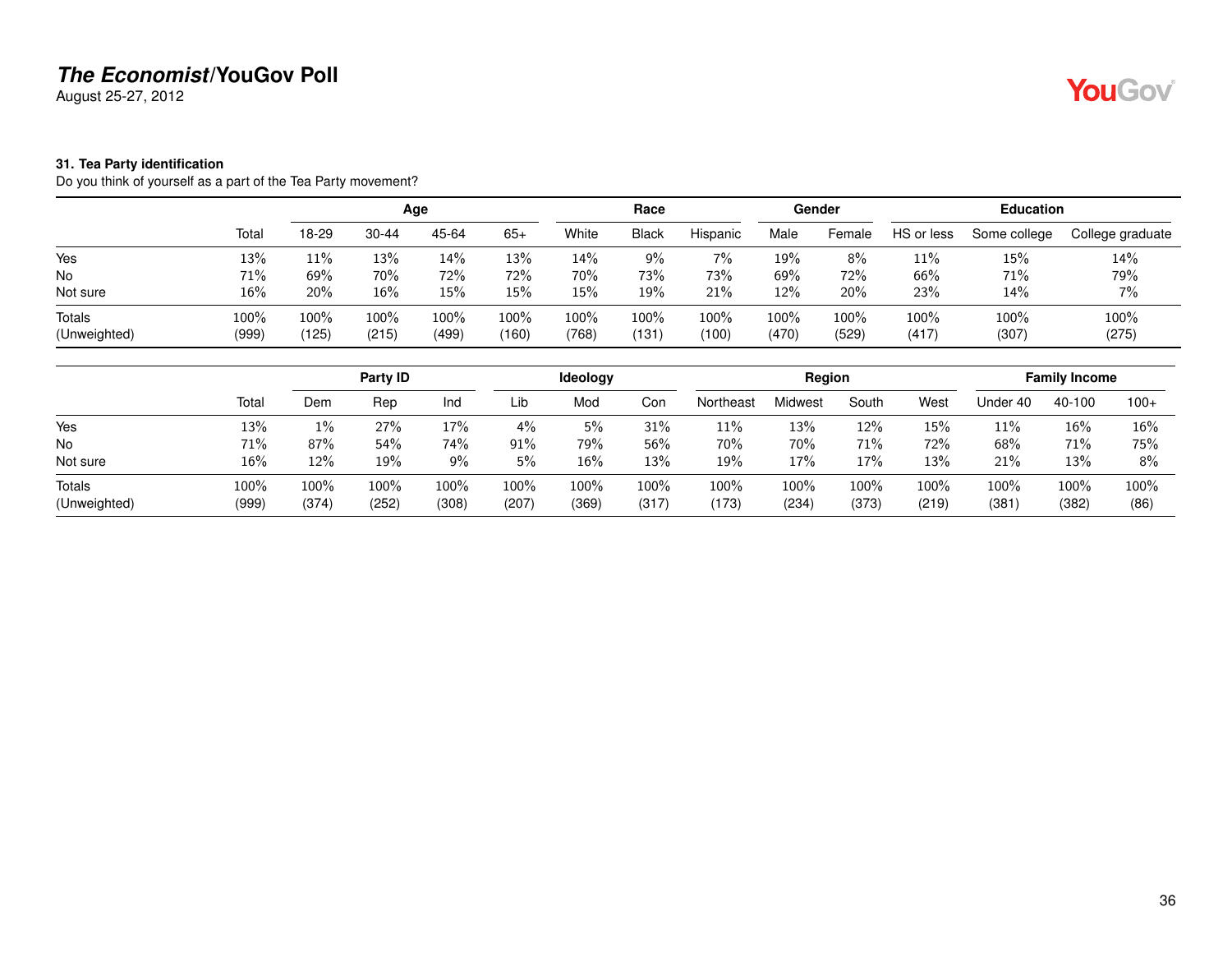**The Economist/YouGov Poll**
August 25-27, 2012

### 31. Tea Party identification

Do you think of yourself as a part of the Tea Party movement?

| | Total | Age | | | | Race | | | Gender | | Education | | |
|---|---|---|---|---|---|---|---|---|---|---|---|---|---|
| | | 18-29 | 30-44 | 45-64 | 65+ | White | Black | Hispanic | Male | Female | HS or less | Some college | College graduate |
| Yes | 13% | 11% | 13% | 14% | 13% | 14% | 9% | 7% | 19% | 8% | 11% | 15% | 14% |
| No | 71% | 69% | 70% | 72% | 72% | 70% | 73% | 73% | 69% | 72% | 66% | 71% | 79% |
| Not sure | 16% | 20% | 16% | 15% | 15% | 15% | 19% | 21% | 12% | 20% | 23% | 14% | 7% |
| Totals | 100% | 100% | 100% | 100% | 100% | 100% | 100% | 100% | 100% | 100% | 100% | 100% | 100% |
| (Unweighted) | (999) | (125) | (215) | (499) | (160) | (768) | (131) | (100) | (470) | (529) | (417) | (307) | (275) |

| | Total | Party ID | | | Ideology | | | Region | | | | Family Income | | |
|---|---|---|---|---|---|---|---|---|---|---|---|---|---|---|
| | | Dem | Rep | Ind | Lib | Mod | Con | Northeast | Midwest | South | West | Under 40 | 40-100 | 100+ |
| Yes | 13% | 1% | 27% | 17% | 4% | 5% | 31% | 11% | 13% | 12% | 15% | 11% | 16% | 16% |
| No | 71% | 87% | 54% | 74% | 91% | 79% | 56% | 70% | 70% | 71% | 72% | 68% | 71% | 75% |
| Not sure | 16% | 12% | 19% | 9% | 5% | 16% | 13% | 19% | 17% | 17% | 13% | 21% | 13% | 8% |
| Totals | 100% | 100% | 100% | 100% | 100% | 100% | 100% | 100% | 100% | 100% | 100% | 100% | 100% | 100% |
| (Unweighted) | (999) | (374) | (252) | (308) | (207) | (369) | (317) | (173) | (234) | (373) | (219) | (381) | (382) | (86) |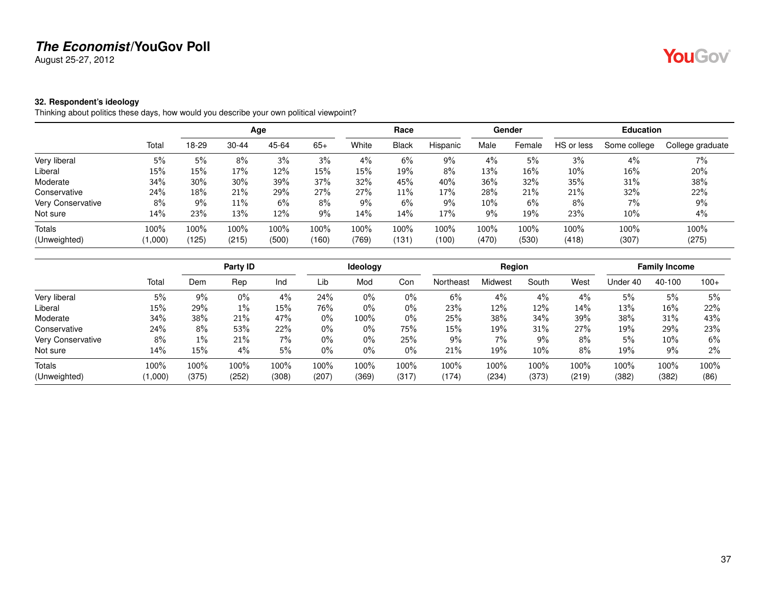**32. Respondent's ideology**

Thinking about politics these days, how would you describe your own political viewpoint?

| | Total | Age | | | | Race | | | Gender | | Education | | |
|---|---|---|---|---|---|---|---|---|---|---|---|---|---|
| | | 18-29 | 30-44 | 45-64 | 65+ | White | Black | Hispanic | Male | Female | HS or less | Some college | College graduate |
| Very liberal | 5% | 5% | 8% | 3% | 3% | 4% | 6% | 9% | 4% | 5% | 3% | 4% | 7% |
| Liberal | 15% | 15% | 17% | 12% | 15% | 15% | 19% | 8% | 13% | 16% | 10% | 16% | 20% |
| Moderate | 34% | 30% | 30% | 39% | 37% | 32% | 45% | 40% | 36% | 32% | 35% | 31% | 38% |
| Conservative | 24% | 18% | 21% | 29% | 27% | 27% | 11% | 17% | 28% | 21% | 21% | 32% | 22% |
| Very Conservative | 8% | 9% | 11% | 6% | 8% | 9% | 6% | 9% | 10% | 6% | 8% | 7% | 9% |
| Not sure | 14% | 23% | 13% | 12% | 9% | 14% | 14% | 17% | 9% | 19% | 23% | 10% | 4% |
| Totals | 100% | 100% | 100% | 100% | 100% | 100% | 100% | 100% | 100% | 100% | 100% | 100% | 100% |
| (Unweighted) | (1,000) | (125) | (215) | (500) | (160) | (769) | (131) | (100) | (470) | (530) | (418) | (307) | (275) |

| | Total | Party ID | | | Ideology | | | Region | | | | Family Income | | |
|---|---|---|---|---|---|---|---|---|---|---|---|---|---|---|
| | | Dem | Rep | Ind | Lib | Mod | Con | Northeast | Midwest | South | West | Under 40 | 40-100 | 100+ |
| Very liberal | 5% | 9% | 0% | 4% | 24% | 0% | 0% | 6% | 4% | 4% | 4% | 5% | 5% | 5% |
| Liberal | 15% | 29% | 1% | 15% | 76% | 0% | 0% | 23% | 12% | 12% | 14% | 13% | 16% | 22% |
| Moderate | 34% | 38% | 21% | 47% | 0% | 100% | 0% | 25% | 38% | 34% | 39% | 38% | 31% | 43% |
| Conservative | 24% | 8% | 53% | 22% | 0% | 0% | 75% | 15% | 19% | 31% | 27% | 19% | 29% | 23% |
| Very Conservative | 8% | 1% | 21% | 7% | 0% | 0% | 25% | 9% | 7% | 9% | 8% | 5% | 10% | 6% |
| Not sure | 14% | 15% | 4% | 5% | 0% | 0% | 0% | 21% | 19% | 10% | 8% | 19% | 9% | 2% |
| Totals | 100% | 100% | 100% | 100% | 100% | 100% | 100% | 100% | 100% | 100% | 100% | 100% | 100% | 100% |
| (Unweighted) | (1,000) | (375) | (252) | (308) | (207) | (369) | (317) | (174) | (234) | (373) | (219) | (382) | (382) | (86) |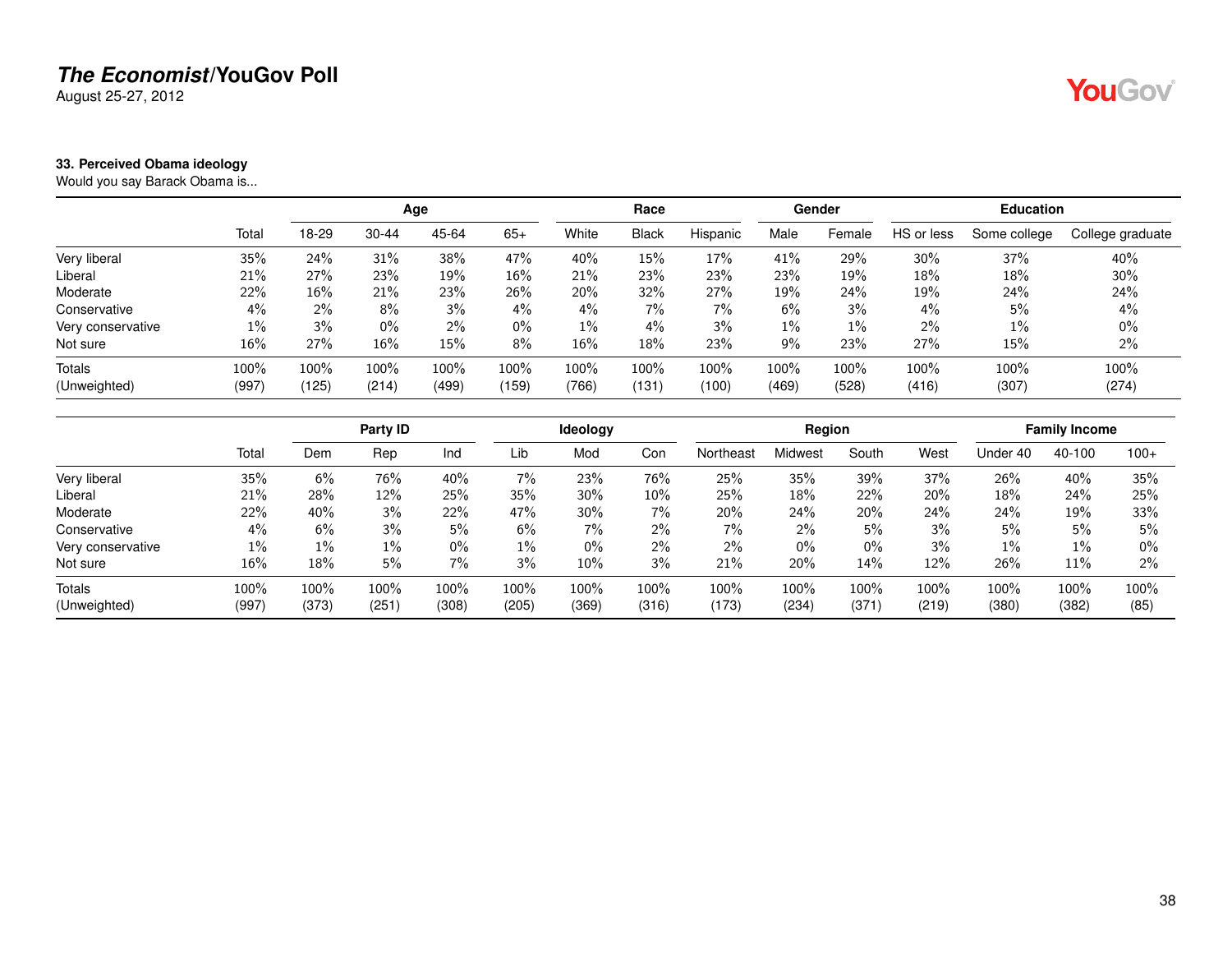**The Economist/YouGov Poll**
August 25-27, 2012

### 33. Perceived Obama ideology

Would you say Barack Obama is...

| | | Age | | | | Race | | | Gender | | Education | | |
|---|---|---|---|---|---|---|---|---|---|---|---|---|---|
| | Total | 18-29 | 30-44 | 45-64 | 65+ | White | Black | Hispanic | Male | Female | HS or less | Some college | College graduate |
| Very liberal | 35% | 24% | 31% | 38% | 47% | 40% | 15% | 17% | 41% | 29% | 30% | 37% | 40% |
| Liberal | 21% | 27% | 23% | 19% | 16% | 21% | 23% | 23% | 23% | 19% | 18% | 18% | 30% |
| Moderate | 22% | 16% | 21% | 23% | 26% | 20% | 32% | 27% | 19% | 24% | 19% | 24% | 24% |
| Conservative | 4% | 2% | 8% | 3% | 4% | 4% | 7% | 7% | 6% | 3% | 4% | 5% | 4% |
| Very conservative | 1% | 3% | 0% | 2% | 0% | 1% | 4% | 3% | 1% | 1% | 2% | 1% | 0% |
| Not sure | 16% | 27% | 16% | 15% | 8% | 16% | 18% | 23% | 9% | 23% | 27% | 15% | 2% |
| Totals | 100% | 100% | 100% | 100% | 100% | 100% | 100% | 100% | 100% | 100% | 100% | 100% | 100% |
| (Unweighted) | (997) | (125) | (214) | (499) | (159) | (766) | (131) | (100) | (469) | (528) | (416) | (307) | (274) |

| | | Party ID | | | Ideology | | | Region | | | | Family Income | | |
|---|---|---|---|---|---|---|---|---|---|---|---|---|---|---|
| | Total | Dem | Rep | Ind | Lib | Mod | Con | Northeast | Midwest | South | West | Under 40 | 40-100 | 100+ |
| Very liberal | 35% | 6% | 76% | 40% | 7% | 23% | 76% | 25% | 35% | 39% | 37% | 26% | 40% | 35% |
| Liberal | 21% | 28% | 12% | 25% | 35% | 30% | 10% | 25% | 18% | 22% | 20% | 18% | 24% | 25% |
| Moderate | 22% | 40% | 3% | 22% | 47% | 30% | 7% | 20% | 24% | 20% | 24% | 24% | 19% | 33% |
| Conservative | 4% | 6% | 3% | 5% | 6% | 7% | 2% | 7% | 2% | 5% | 3% | 5% | 5% | 5% |
| Very conservative | 1% | 1% | 1% | 0% | 1% | 0% | 2% | 2% | 0% | 0% | 3% | 1% | 1% | 0% |
| Not sure | 16% | 18% | 5% | 7% | 3% | 10% | 3% | 21% | 20% | 14% | 12% | 26% | 11% | 2% |
| Totals | 100% | 100% | 100% | 100% | 100% | 100% | 100% | 100% | 100% | 100% | 100% | 100% | 100% | 100% |
| (Unweighted) | (997) | (373) | (251) | (308) | (205) | (369) | (316) | (173) | (234) | (371) | (219) | (380) | (382) | (85) |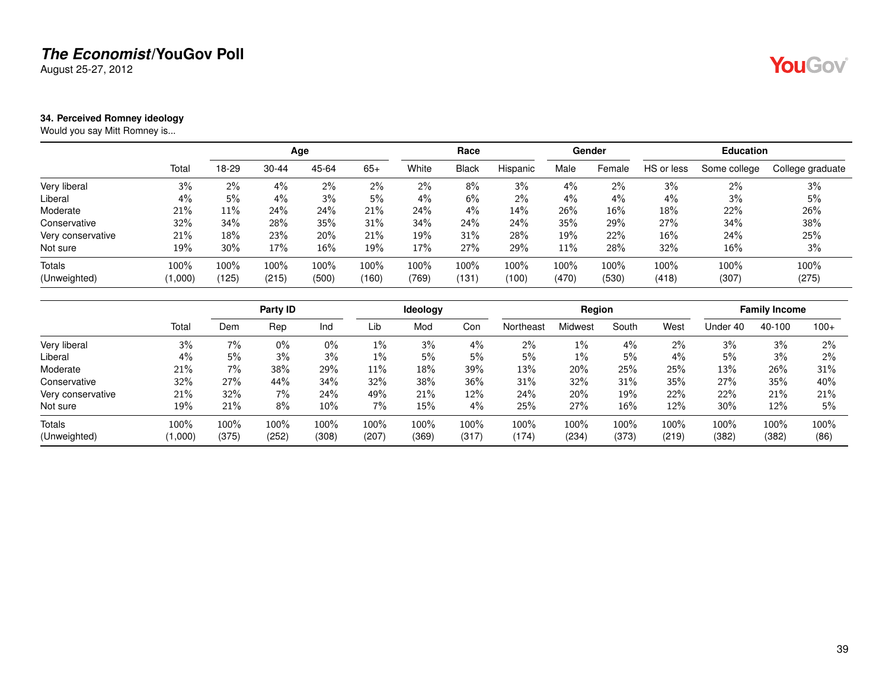# *The Economist*/YouGov Poll

August 25-27, 2012

**34. Perceived Romney ideology**

Would you say Mitt Romney is...

| | | Age | | | | Race | | | Gender | | Education | | |
|---|---|---|---|---|---|---|---|---|---|---|---|---|---|
| | Total | 18-29 | 30-44 | 45-64 | 65+ | White | Black | Hispanic | Male | Female | HS or less | Some college | College graduate |
| Very liberal | 3% | 2% | 4% | 2% | 2% | 2% | 8% | 3% | 4% | 2% | 3% | 2% | 3% |
| Liberal | 4% | 5% | 4% | 3% | 5% | 4% | 6% | 2% | 4% | 4% | 4% | 3% | 5% |
| Moderate | 21% | 11% | 24% | 24% | 21% | 24% | 4% | 14% | 26% | 16% | 18% | 22% | 26% |
| Conservative | 32% | 34% | 28% | 35% | 31% | 34% | 24% | 24% | 35% | 29% | 27% | 34% | 38% |
| Very conservative | 21% | 18% | 23% | 20% | 21% | 19% | 31% | 28% | 19% | 22% | 16% | 24% | 25% |
| Not sure | 19% | 30% | 17% | 16% | 19% | 17% | 27% | 29% | 11% | 28% | 32% | 16% | 3% |
| Totals | 100% | 100% | 100% | 100% | 100% | 100% | 100% | 100% | 100% | 100% | 100% | 100% | 100% |
| (Unweighted) | (1,000) | (125) | (215) | (500) | (160) | (769) | (131) | (100) | (470) | (530) | (418) | (307) | (275) |

| | | Party ID | | | Ideology | | | Region | | | | Family Income | | |
|---|---|---|---|---|---|---|---|---|---|---|---|---|---|---|
| | Total | Dem | Rep | Ind | Lib | Mod | Con | Northeast | Midwest | South | West | Under 40 | 40-100 | 100+ |
| Very liberal | 3% | 7% | 0% | 0% | 1% | 3% | 4% | 2% | 1% | 4% | 2% | 3% | 3% | 2% |
| Liberal | 4% | 5% | 3% | 3% | 1% | 5% | 5% | 5% | 1% | 5% | 4% | 5% | 3% | 2% |
| Moderate | 21% | 7% | 38% | 29% | 11% | 18% | 39% | 13% | 20% | 25% | 25% | 13% | 26% | 31% |
| Conservative | 32% | 27% | 44% | 34% | 32% | 38% | 36% | 31% | 32% | 31% | 35% | 27% | 35% | 40% |
| Very conservative | 21% | 32% | 7% | 24% | 49% | 21% | 12% | 24% | 20% | 19% | 22% | 22% | 21% | 21% |
| Not sure | 19% | 21% | 8% | 10% | 7% | 15% | 4% | 25% | 27% | 16% | 12% | 30% | 12% | 5% |
| Totals | 100% | 100% | 100% | 100% | 100% | 100% | 100% | 100% | 100% | 100% | 100% | 100% | 100% | 100% |
| (Unweighted) | (1,000) | (375) | (252) | (308) | (207) | (369) | (317) | (174) | (234) | (373) | (219) | (382) | (382) | (86) |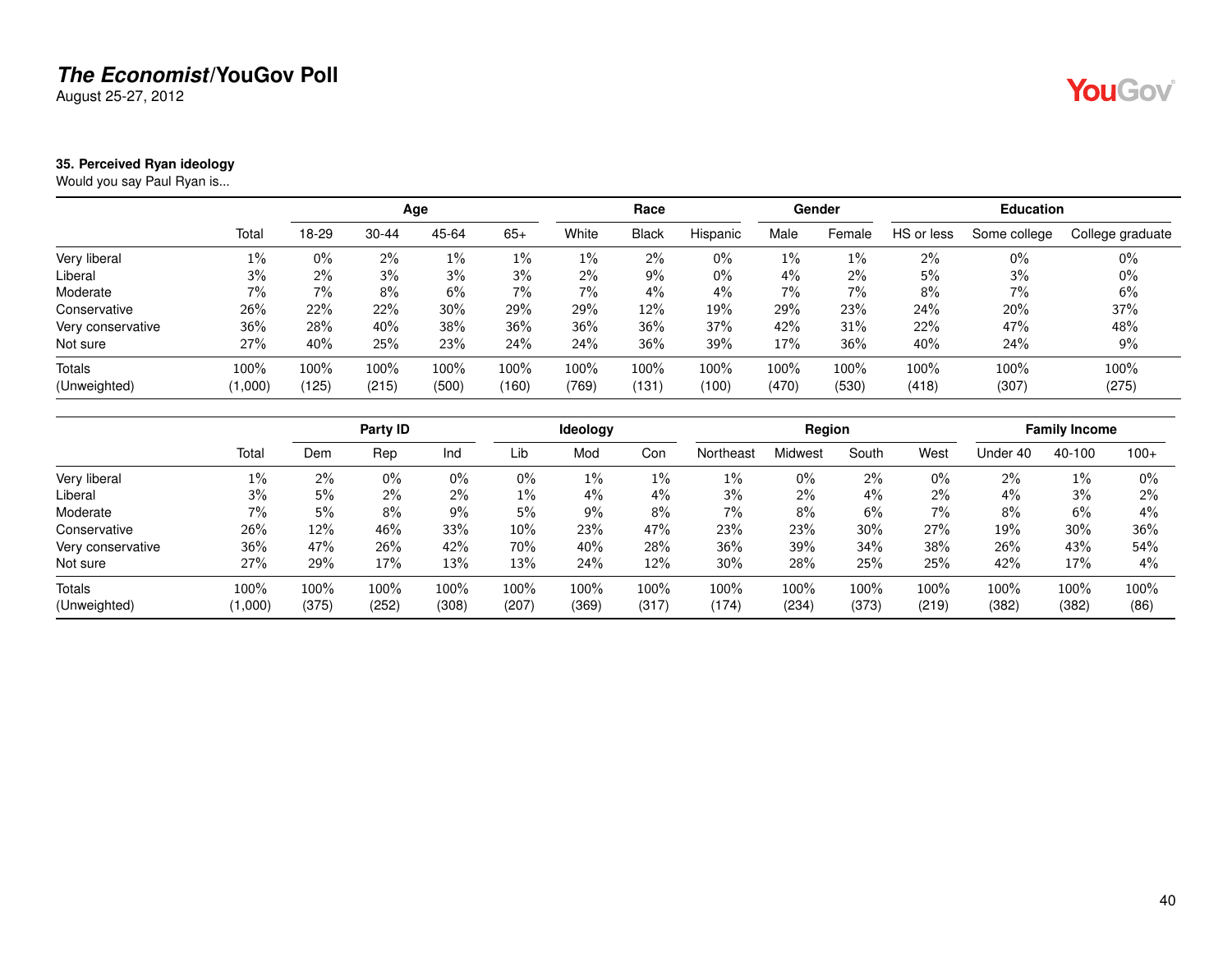## The Economist/YouGov Poll

August 25-27, 2012

### 35. Perceived Ryan ideology

Would you say Paul Ryan is...

| | | Age | | | | Race | | | Gender | | Education | | |
|---|---|---|---|---|---|---|---|---|---|---|---|---|---|
| | Total | 18-29 | 30-44 | 45-64 | 65+ | White | Black | Hispanic | Male | Female | HS or less | Some college | College graduate |
| Very liberal | 1% | 0% | 2% | 1% | 1% | 1% | 2% | 0% | 1% | 1% | 2% | 0% | 0% |
| Liberal | 3% | 2% | 3% | 3% | 3% | 2% | 9% | 0% | 4% | 2% | 5% | 3% | 0% |
| Moderate | 7% | 7% | 8% | 6% | 7% | 7% | 4% | 4% | 7% | 7% | 8% | 7% | 6% |
| Conservative | 26% | 22% | 22% | 30% | 29% | 29% | 12% | 19% | 29% | 23% | 24% | 20% | 37% |
| Very conservative | 36% | 28% | 40% | 38% | 36% | 36% | 36% | 37% | 42% | 31% | 22% | 47% | 48% |
| Not sure | 27% | 40% | 25% | 23% | 24% | 24% | 36% | 39% | 17% | 36% | 40% | 24% | 9% |
| Totals | 100% | 100% | 100% | 100% | 100% | 100% | 100% | 100% | 100% | 100% | 100% | 100% | 100% |
| (Unweighted) | (1,000) | (125) | (215) | (500) | (160) | (769) | (131) | (100) | (470) | (530) | (418) | (307) | (275) |

| | | Party ID | | | Ideology | | | Region | | | | Family Income | | |
|---|---|---|---|---|---|---|---|---|---|---|---|---|---|---|
| | Total | Dem | Rep | Ind | Lib | Mod | Con | Northeast | Midwest | South | West | Under 40 | 40-100 | 100+ |
| Very liberal | 1% | 2% | 0% | 0% | 0% | 1% | 1% | 1% | 0% | 2% | 0% | 2% | 1% | 0% |
| Liberal | 3% | 5% | 2% | 2% | 1% | 4% | 4% | 3% | 2% | 4% | 2% | 4% | 3% | 2% |
| Moderate | 7% | 5% | 8% | 9% | 5% | 9% | 8% | 7% | 8% | 6% | 7% | 8% | 6% | 4% |
| Conservative | 26% | 12% | 46% | 33% | 10% | 23% | 47% | 23% | 23% | 30% | 27% | 19% | 30% | 36% |
| Very conservative | 36% | 47% | 26% | 42% | 70% | 40% | 28% | 36% | 39% | 34% | 38% | 26% | 43% | 54% |
| Not sure | 27% | 29% | 17% | 13% | 13% | 24% | 12% | 30% | 28% | 25% | 25% | 42% | 17% | 4% |
| Totals | 100% | 100% | 100% | 100% | 100% | 100% | 100% | 100% | 100% | 100% | 100% | 100% | 100% | 100% |
| (Unweighted) | (1,000) | (375) | (252) | (308) | (207) | (369) | (317) | (174) | (234) | (373) | (219) | (382) | (382) | (86) |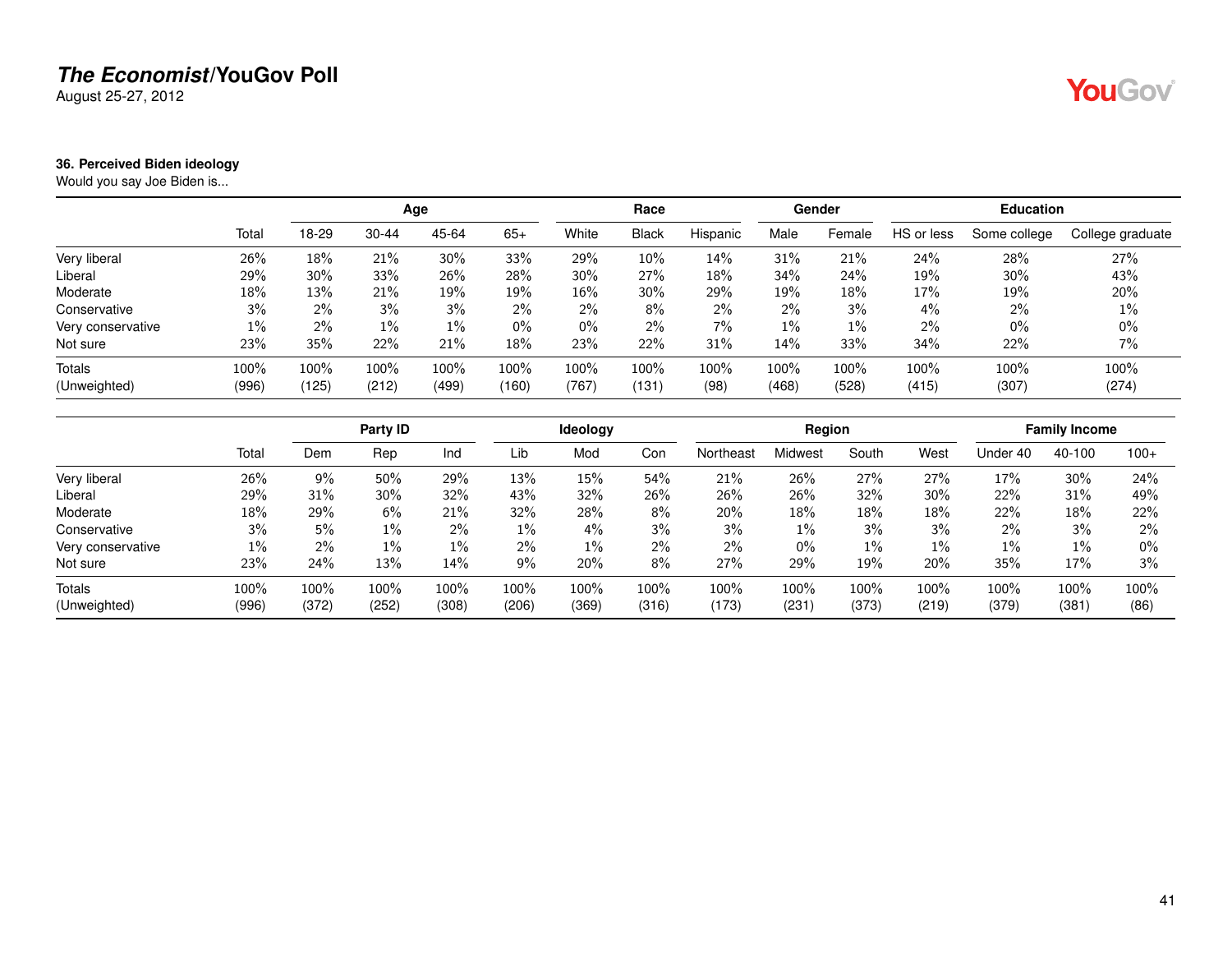**The Economist/YouGov Poll**
August 25-27, 2012

### 36. Perceived Biden ideology

Would you say Joe Biden is...

| | | Age | | | | Race | | | Gender | | Education | | |
|---|---|---|---|---|---|---|---|---|---|---|---|---|---|
| | Total | 18-29 | 30-44 | 45-64 | 65+ | White | Black | Hispanic | Male | Female | HS or less | Some college | College graduate |
| Very liberal | 26% | 18% | 21% | 30% | 33% | 29% | 10% | 14% | 31% | 21% | 24% | 28% | 27% |
| Liberal | 29% | 30% | 33% | 26% | 28% | 30% | 27% | 18% | 34% | 24% | 19% | 30% | 43% |
| Moderate | 18% | 13% | 21% | 19% | 19% | 16% | 30% | 29% | 19% | 18% | 17% | 19% | 20% |
| Conservative | 3% | 2% | 3% | 3% | 2% | 2% | 8% | 2% | 2% | 3% | 4% | 2% | 1% |
| Very conservative | 1% | 2% | 1% | 1% | 0% | 0% | 2% | 7% | 1% | 1% | 2% | 0% | 0% |
| Not sure | 23% | 35% | 22% | 21% | 18% | 23% | 22% | 31% | 14% | 33% | 34% | 22% | 7% |
| Totals | 100% | 100% | 100% | 100% | 100% | 100% | 100% | 100% | 100% | 100% | 100% | 100% | 100% |
| (Unweighted) | (996) | (125) | (212) | (499) | (160) | (767) | (131) | (98) | (468) | (528) | (415) | (307) | (274) |

| | | Party ID | | | Ideology | | | Region | | | | Family Income | | |
|---|---|---|---|---|---|---|---|---|---|---|---|---|---|---|
| | Total | Dem | Rep | Ind | Lib | Mod | Con | Northeast | Midwest | South | West | Under 40 | 40-100 | 100+ |
| Very liberal | 26% | 9% | 50% | 29% | 13% | 15% | 54% | 21% | 26% | 27% | 27% | 17% | 30% | 24% |
| Liberal | 29% | 31% | 30% | 32% | 43% | 32% | 26% | 26% | 26% | 32% | 30% | 22% | 31% | 49% |
| Moderate | 18% | 29% | 6% | 21% | 32% | 28% | 8% | 20% | 18% | 18% | 18% | 22% | 18% | 22% |
| Conservative | 3% | 5% | 1% | 2% | 1% | 4% | 3% | 3% | 1% | 3% | 3% | 2% | 3% | 2% |
| Very conservative | 1% | 2% | 1% | 1% | 2% | 1% | 2% | 2% | 0% | 1% | 1% | 1% | 1% | 0% |
| Not sure | 23% | 24% | 13% | 14% | 9% | 20% | 8% | 27% | 29% | 19% | 20% | 35% | 17% | 3% |
| Totals | 100% | 100% | 100% | 100% | 100% | 100% | 100% | 100% | 100% | 100% | 100% | 100% | 100% | 100% |
| (Unweighted) | (996) | (372) | (252) | (308) | (206) | (369) | (316) | (173) | (231) | (373) | (219) | (379) | (381) | (86) |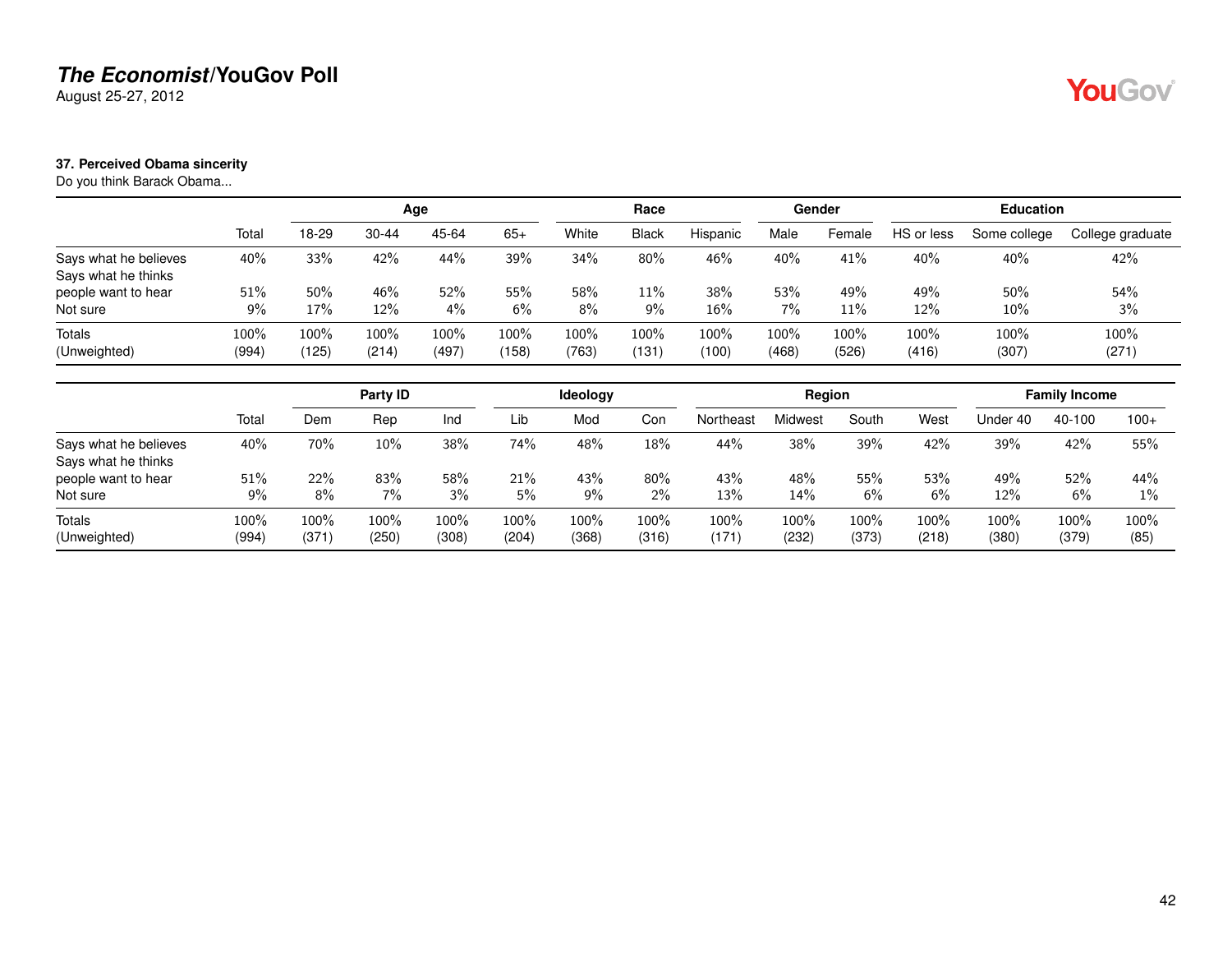# *The Economist*/YouGov Poll

August 25-27, 2012

### 37. Perceived Obama sincerity

Do you think Barack Obama...

| | | Age | | | | Race | | | Gender | | Education | | |
|---|---|---|---|---|---|---|---|---|---|---|---|---|---|
| | Total | 18-29 | 30-44 | 45-64 | 65+ | White | Black | Hispanic | Male | Female | HS or less | Some college | College graduate |
| Says what he believes | 40% | 33% | 42% | 44% | 39% | 34% | 80% | 46% | 40% | 41% | 40% | 40% | 42% |
| Says what he thinks people want to hear | 51% | 50% | 46% | 52% | 55% | 58% | 11% | 38% | 53% | 49% | 49% | 50% | 54% |
| Not sure | 9% | 17% | 12% | 4% | 6% | 8% | 9% | 16% | 7% | 11% | 12% | 10% | 3% |
| Totals | 100% | 100% | 100% | 100% | 100% | 100% | 100% | 100% | 100% | 100% | 100% | 100% | 100% |
| (Unweighted) | (994) | (125) | (214) | (497) | (158) | (763) | (131) | (100) | (468) | (526) | (416) | (307) | (271) |

| | | Party ID | | | Ideology | | | Region | | | | Family Income | | |
|---|---|---|---|---|---|---|---|---|---|---|---|---|---|---|
| | Total | Dem | Rep | Ind | Lib | Mod | Con | Northeast | Midwest | South | West | Under 40 | 40-100 | 100+ |
| Says what he believes | 40% | 70% | 10% | 38% | 74% | 48% | 18% | 44% | 38% | 39% | 42% | 39% | 42% | 55% |
| Says what he thinks people want to hear | 51% | 22% | 83% | 58% | 21% | 43% | 80% | 43% | 48% | 55% | 53% | 49% | 52% | 44% |
| Not sure | 9% | 8% | 7% | 3% | 5% | 9% | 2% | 13% | 14% | 6% | 6% | 12% | 6% | 1% |
| Totals | 100% | 100% | 100% | 100% | 100% | 100% | 100% | 100% | 100% | 100% | 100% | 100% | 100% | 100% |
| (Unweighted) | (994) | (371) | (250) | (308) | (204) | (368) | (316) | (171) | (232) | (373) | (218) | (380) | (379) | (85) |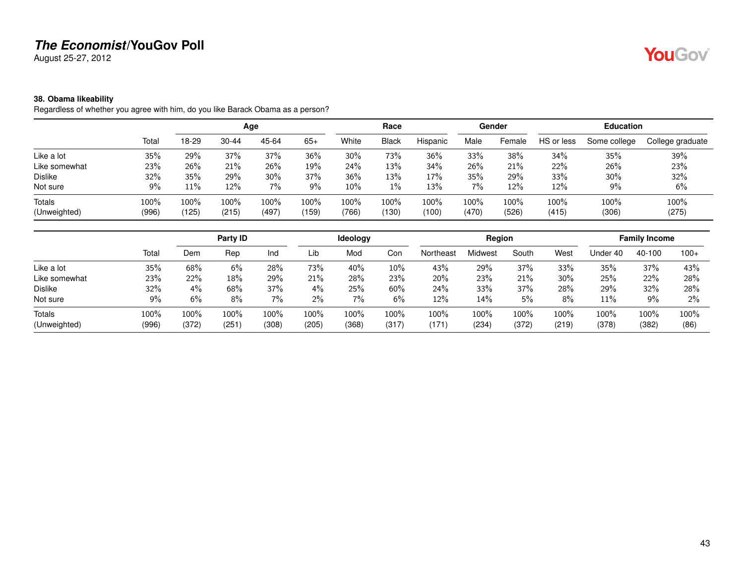# *The Economist*/YouGov Poll

August 25-27, 2012

### 38. Obama likeability

Regardless of whether you agree with him, do you like Barack Obama as a person?

| | | Age | | | | Race | | | Gender | | Education | | |
|---|---|---|---|---|---|---|---|---|---|---|---|---|---|
| | Total | 18-29 | 30-44 | 45-64 | 65+ | White | Black | Hispanic | Male | Female | HS or less | Some college | College graduate |
| Like a lot | 35% | 29% | 37% | 37% | 36% | 30% | 73% | 36% | 33% | 38% | 34% | 35% | 39% |
| Like somewhat | 23% | 26% | 21% | 26% | 19% | 24% | 13% | 34% | 26% | 21% | 22% | 26% | 23% |
| Dislike | 32% | 35% | 29% | 30% | 37% | 36% | 13% | 17% | 35% | 29% | 33% | 30% | 32% |
| Not sure | 9% | 11% | 12% | 7% | 9% | 10% | 1% | 13% | 7% | 12% | 12% | 9% | 6% |
| Totals | 100% | 100% | 100% | 100% | 100% | 100% | 100% | 100% | 100% | 100% | 100% | 100% | 100% |
| (Unweighted) | (996) | (125) | (215) | (497) | (159) | (766) | (130) | (100) | (470) | (526) | (415) | (306) | (275) |

| | | Party ID | | | Ideology | | | Region | | | | Family Income | | |
|---|---|---|---|---|---|---|---|---|---|---|---|---|---|---|
| | Total | Dem | Rep | Ind | Lib | Mod | Con | Northeast | Midwest | South | West | Under 40 | 40-100 | 100+ |
| Like a lot | 35% | 68% | 6% | 28% | 73% | 40% | 10% | 43% | 29% | 37% | 33% | 35% | 37% | 43% |
| Like somewhat | 23% | 22% | 18% | 29% | 21% | 28% | 23% | 20% | 23% | 21% | 30% | 25% | 22% | 28% |
| Dislike | 32% | 4% | 68% | 37% | 4% | 25% | 60% | 24% | 33% | 37% | 28% | 29% | 32% | 28% |
| Not sure | 9% | 6% | 8% | 7% | 2% | 7% | 6% | 12% | 14% | 5% | 8% | 11% | 9% | 2% |
| Totals | 100% | 100% | 100% | 100% | 100% | 100% | 100% | 100% | 100% | 100% | 100% | 100% | 100% | 100% |
| (Unweighted) | (996) | (372) | (251) | (308) | (205) | (368) | (317) | (171) | (234) | (372) | (219) | (378) | (382) | (86) |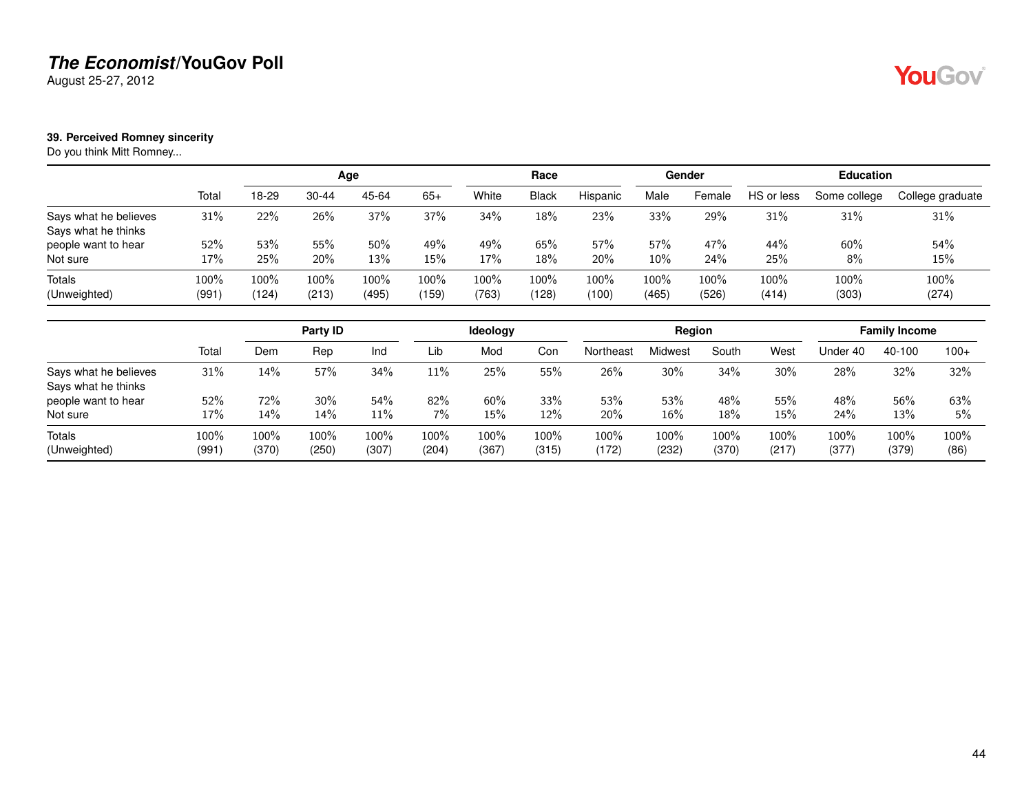**The Economist/YouGov Poll**
August 25-27, 2012

### 39. Perceived Romney sincerity

Do you think Mitt Romney...

| | Total | Age | | | | Race | | | Gender | | Education | | |
|---|---|---|---|---|---|---|---|---|---|---|---|---|---|
| | | 18-29 | 30-44 | 45-64 | 65+ | White | Black | Hispanic | Male | Female | HS or less | Some college | College graduate |
| Says what he believes | 31% | 22% | 26% | 37% | 37% | 34% | 18% | 23% | 33% | 29% | 31% | 31% | 31% |
| Says what he thinks people want to hear | 52% | 53% | 55% | 50% | 49% | 49% | 65% | 57% | 57% | 47% | 44% | 60% | 54% |
| Not sure | 17% | 25% | 20% | 13% | 15% | 17% | 18% | 20% | 10% | 24% | 25% | 8% | 15% |
| Totals | 100% | 100% | 100% | 100% | 100% | 100% | 100% | 100% | 100% | 100% | 100% | 100% | 100% |
| (Unweighted) | (991) | (124) | (213) | (495) | (159) | (763) | (128) | (100) | (465) | (526) | (414) | (303) | (274) |

| | Total | Party ID | | | Ideology | | | Region | | | | Family Income | | |
|---|---|---|---|---|---|---|---|---|---|---|---|---|---|---|
| | | Dem | Rep | Ind | Lib | Mod | Con | Northeast | Midwest | South | West | Under 40 | 40-100 | 100+ |
| Says what he believes | 31% | 14% | 57% | 34% | 11% | 25% | 55% | 26% | 30% | 34% | 30% | 28% | 32% | 32% |
| Says what he thinks people want to hear | 52% | 72% | 30% | 54% | 82% | 60% | 33% | 53% | 53% | 48% | 55% | 48% | 56% | 63% |
| Not sure | 17% | 14% | 14% | 11% | 7% | 15% | 12% | 20% | 16% | 18% | 15% | 24% | 13% | 5% |
| Totals | 100% | 100% | 100% | 100% | 100% | 100% | 100% | 100% | 100% | 100% | 100% | 100% | 100% | 100% |
| (Unweighted) | (991) | (370) | (250) | (307) | (204) | (367) | (315) | (172) | (232) | (370) | (217) | (377) | (379) | (86) |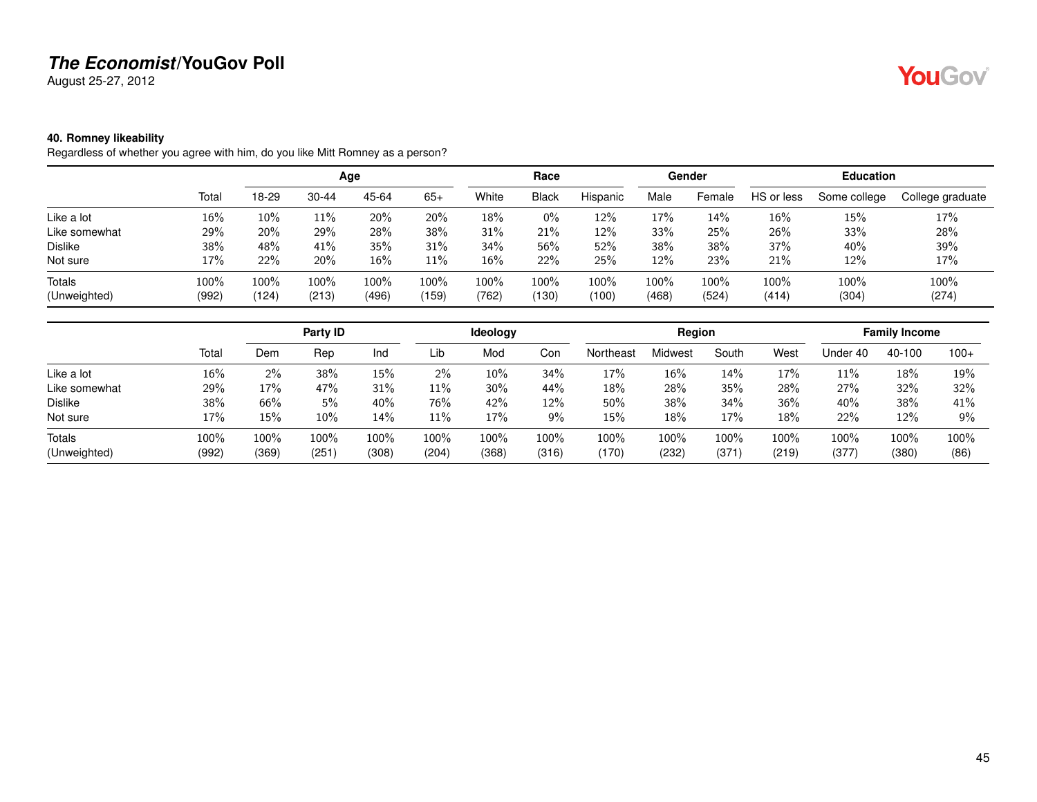## The Economist/YouGov Poll

August 25-27, 2012

### 40. Romney likeability

Regardless of whether you agree with him, do you like Mitt Romney as a person?

| | | Age | | | | Race | | | Gender | | Education | | |
|---|---|---|---|---|---|---|---|---|---|---|---|---|---|
| | Total | 18-29 | 30-44 | 45-64 | 65+ | White | Black | Hispanic | Male | Female | HS or less | Some college | College graduate |
| Like a lot | 16% | 10% | 11% | 20% | 20% | 18% | 0% | 12% | 17% | 14% | 16% | 15% | 17% |
| Like somewhat | 29% | 20% | 29% | 28% | 38% | 31% | 21% | 12% | 33% | 25% | 26% | 33% | 28% |
| Dislike | 38% | 48% | 41% | 35% | 31% | 34% | 56% | 52% | 38% | 38% | 37% | 40% | 39% |
| Not sure | 17% | 22% | 20% | 16% | 11% | 16% | 22% | 25% | 12% | 23% | 21% | 12% | 17% |
| Totals | 100% | 100% | 100% | 100% | 100% | 100% | 100% | 100% | 100% | 100% | 100% | 100% | 100% |
| (Unweighted) | (992) | (124) | (213) | (496) | (159) | (762) | (130) | (100) | (468) | (524) | (414) | (304) | (274) |

| | | Party ID | | | Ideology | | | Region | | | | Family Income | | |
|---|---|---|---|---|---|---|---|---|---|---|---|---|---|---|
| | Total | Dem | Rep | Ind | Lib | Mod | Con | Northeast | Midwest | South | West | Under 40 | 40-100 | 100+ |
| Like a lot | 16% | 2% | 38% | 15% | 2% | 10% | 34% | 17% | 16% | 14% | 17% | 11% | 18% | 19% |
| Like somewhat | 29% | 17% | 47% | 31% | 11% | 30% | 44% | 18% | 28% | 35% | 28% | 27% | 32% | 32% |
| Dislike | 38% | 66% | 5% | 40% | 76% | 42% | 12% | 50% | 38% | 34% | 36% | 40% | 38% | 41% |
| Not sure | 17% | 15% | 10% | 14% | 11% | 17% | 9% | 15% | 18% | 17% | 18% | 22% | 12% | 9% |
| Totals | 100% | 100% | 100% | 100% | 100% | 100% | 100% | 100% | 100% | 100% | 100% | 100% | 100% | 100% |
| (Unweighted) | (992) | (369) | (251) | (308) | (204) | (368) | (316) | (170) | (232) | (371) | (219) | (377) | (380) | (86) |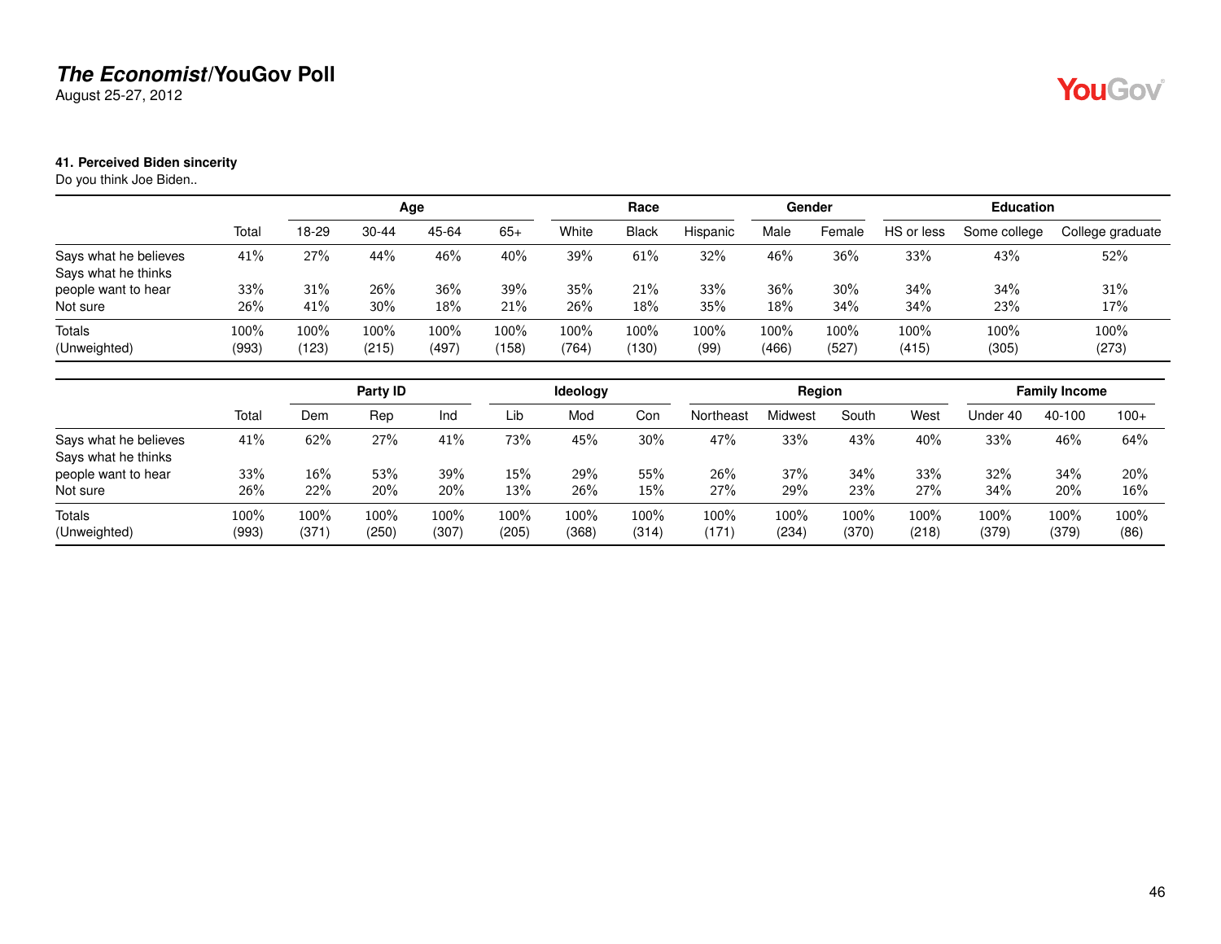**The Economist/YouGov Poll**
August 25-27, 2012

### 41. Perceived Biden sincerity

Do you think Joe Biden..

| | | Age | | | | Race | | | Gender | | Education | | |
|---|---|---|---|---|---|---|---|---|---|---|---|---|---|
| | Total | 18-29 | 30-44 | 45-64 | 65+ | White | Black | Hispanic | Male | Female | HS or less | Some college | College graduate |
| Says what he believes | 41% | 27% | 44% | 46% | 40% | 39% | 61% | 32% | 46% | 36% | 33% | 43% | 52% |
| Says what he thinks people want to hear | 33% | 31% | 26% | 36% | 39% | 35% | 21% | 33% | 36% | 30% | 34% | 34% | 31% |
| Not sure | 26% | 41% | 30% | 18% | 21% | 26% | 18% | 35% | 18% | 34% | 34% | 23% | 17% |
| Totals | 100% | 100% | 100% | 100% | 100% | 100% | 100% | 100% | 100% | 100% | 100% | 100% | 100% |
| (Unweighted) | (993) | (123) | (215) | (497) | (158) | (764) | (130) | (99) | (466) | (527) | (415) | (305) | (273) |

| | | Party ID | | | Ideology | | | Region | | | | Family Income | | |
|---|---|---|---|---|---|---|---|---|---|---|---|---|---|---|
| | Total | Dem | Rep | Ind | Lib | Mod | Con | Northeast | Midwest | South | West | Under 40 | 40-100 | 100+ |
| Says what he believes | 41% | 62% | 27% | 41% | 73% | 45% | 30% | 47% | 33% | 43% | 40% | 33% | 46% | 64% |
| Says what he thinks people want to hear | 33% | 16% | 53% | 39% | 15% | 29% | 55% | 26% | 37% | 34% | 33% | 32% | 34% | 20% |
| Not sure | 26% | 22% | 20% | 20% | 13% | 26% | 15% | 27% | 29% | 23% | 27% | 34% | 20% | 16% |
| Totals | 100% | 100% | 100% | 100% | 100% | 100% | 100% | 100% | 100% | 100% | 100% | 100% | 100% | 100% |
| (Unweighted) | (993) | (371) | (250) | (307) | (205) | (368) | (314) | (171) | (234) | (370) | (218) | (379) | (379) | (86) |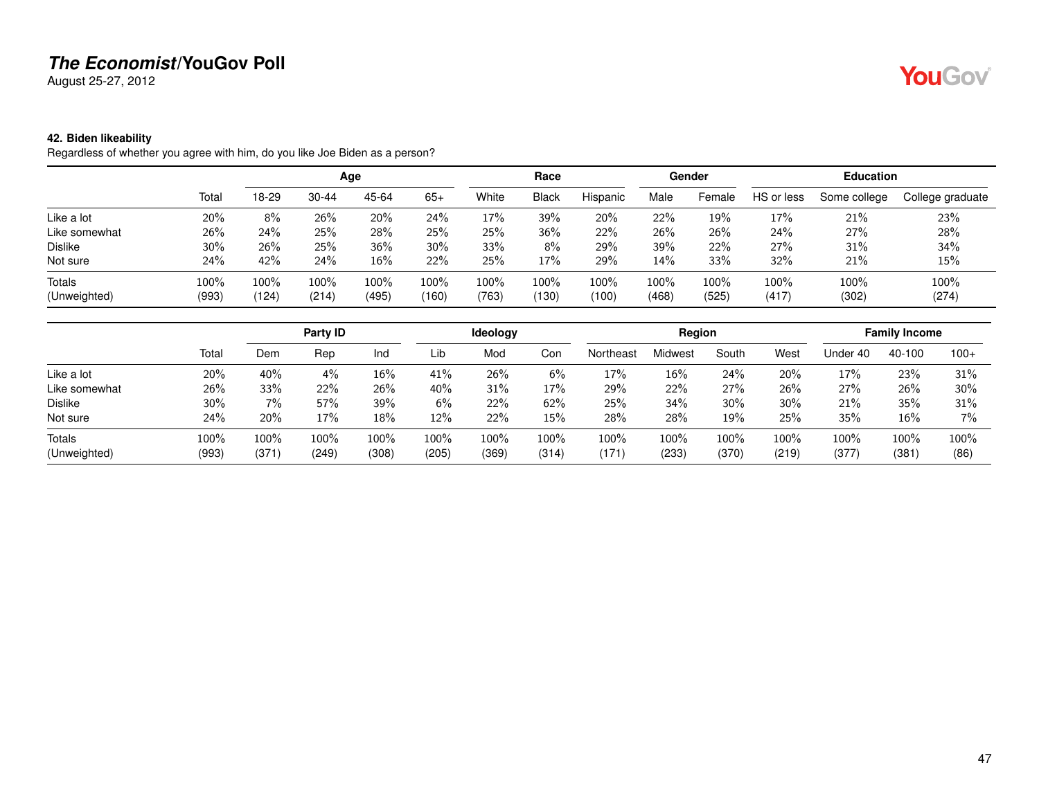**The Economist/YouGov Poll**
August 25-27, 2012

### 42. Biden likeability

Regardless of whether you agree with him, do you like Joe Biden as a person?

| | | Age | | | | Race | | | Gender | | Education | | |
|---|---|---|---|---|---|---|---|---|---|---|---|---|---|
| | Total | 18-29 | 30-44 | 45-64 | 65+ | White | Black | Hispanic | Male | Female | HS or less | Some college | College graduate |
| Like a lot | 20% | 8% | 26% | 20% | 24% | 17% | 39% | 20% | 22% | 19% | 17% | 21% | 23% |
| Like somewhat | 26% | 24% | 25% | 28% | 25% | 25% | 36% | 22% | 26% | 26% | 24% | 27% | 28% |
| Dislike | 30% | 26% | 25% | 36% | 30% | 33% | 8% | 29% | 39% | 22% | 27% | 31% | 34% |
| Not sure | 24% | 42% | 24% | 16% | 22% | 25% | 17% | 29% | 14% | 33% | 32% | 21% | 15% |
| Totals | 100% | 100% | 100% | 100% | 100% | 100% | 100% | 100% | 100% | 100% | 100% | 100% | 100% |
| (Unweighted) | (993) | (124) | (214) | (495) | (160) | (763) | (130) | (100) | (468) | (525) | (417) | (302) | (274) |

| | | Party ID | | | Ideology | | | Region | | | | Family Income | | |
|---|---|---|---|---|---|---|---|---|---|---|---|---|---|---|
| | Total | Dem | Rep | Ind | Lib | Mod | Con | Northeast | Midwest | South | West | Under 40 | 40-100 | 100+ |
| Like a lot | 20% | 40% | 4% | 16% | 41% | 26% | 6% | 17% | 16% | 24% | 20% | 17% | 23% | 31% |
| Like somewhat | 26% | 33% | 22% | 26% | 40% | 31% | 17% | 29% | 22% | 27% | 26% | 27% | 26% | 30% |
| Dislike | 30% | 7% | 57% | 39% | 6% | 22% | 62% | 25% | 34% | 30% | 30% | 21% | 35% | 31% |
| Not sure | 24% | 20% | 17% | 18% | 12% | 22% | 15% | 28% | 28% | 19% | 25% | 35% | 16% | 7% |
| Totals | 100% | 100% | 100% | 100% | 100% | 100% | 100% | 100% | 100% | 100% | 100% | 100% | 100% | 100% |
| (Unweighted) | (993) | (371) | (249) | (308) | (205) | (369) | (314) | (171) | (233) | (370) | (219) | (377) | (381) | (86) |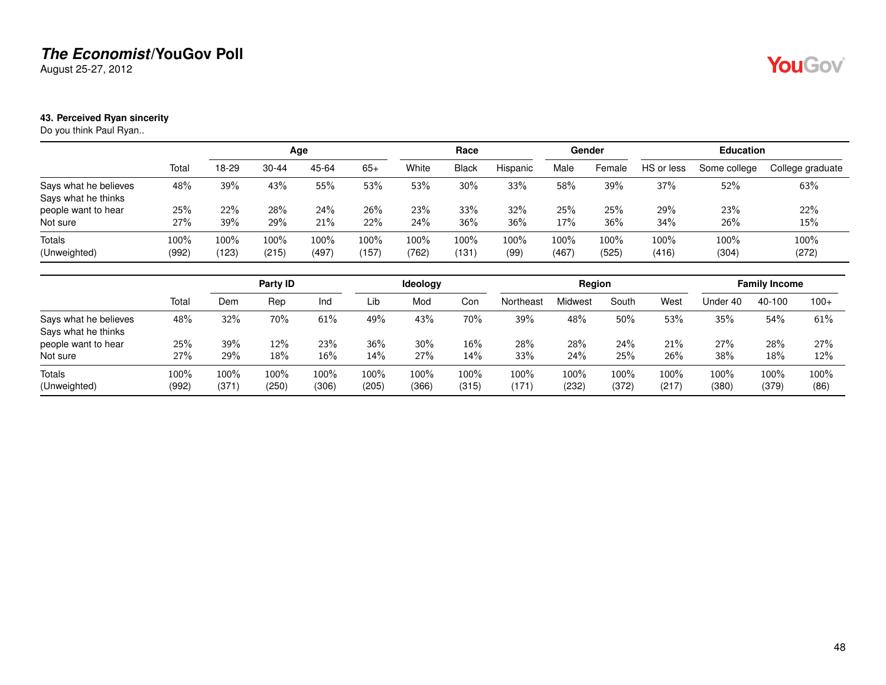## 43. Perceived Ryan sincerity

Do you think Paul Ryan..

| | Total | Age | | | | Race | | | Gender | | Education | | |
|---|---|---|---|---|---|---|---|---|---|---|---|---|---|
| | | 18-29 | 30-44 | 45-64 | 65+ | White | Black | Hispanic | Male | Female | HS or less | Some college | College graduate |
| Says what he believes | 48% | 39% | 43% | 55% | 53% | 53% | 30% | 33% | 58% | 39% | 37% | 52% | 63% |
| Says what he thinks people want to hear | 25% | 22% | 28% | 24% | 26% | 23% | 33% | 32% | 25% | 25% | 29% | 23% | 22% |
| Not sure | 27% | 39% | 29% | 21% | 22% | 24% | 36% | 36% | 17% | 36% | 34% | 26% | 15% |
| Totals | 100% | 100% | 100% | 100% | 100% | 100% | 100% | 100% | 100% | 100% | 100% | 100% | 100% |
| (Unweighted) | (992) | (123) | (215) | (497) | (157) | (762) | (131) | (99) | (467) | (525) | (416) | (304) | (272) |

| | Total | Party ID | | | Ideology | | | Region | | | | Family Income | | |
|---|---|---|---|---|---|---|---|---|---|---|---|---|---|---|
| | | Dem | Rep | Ind | Lib | Mod | Con | Northeast | Midwest | South | West | Under 40 | 40-100 | 100+ |
| Says what he believes | 48% | 32% | 70% | 61% | 49% | 43% | 70% | 39% | 48% | 50% | 53% | 35% | 54% | 61% |
| Says what he thinks people want to hear | 25% | 39% | 12% | 23% | 36% | 30% | 16% | 28% | 28% | 24% | 21% | 27% | 28% | 27% |
| Not sure | 27% | 29% | 18% | 16% | 14% | 27% | 14% | 33% | 24% | 25% | 26% | 38% | 18% | 12% |
| Totals | 100% | 100% | 100% | 100% | 100% | 100% | 100% | 100% | 100% | 100% | 100% | 100% | 100% | 100% |
| (Unweighted) | (992) | (371) | (250) | (306) | (205) | (366) | (315) | (171) | (232) | (372) | (217) | (380) | (379) | (86) |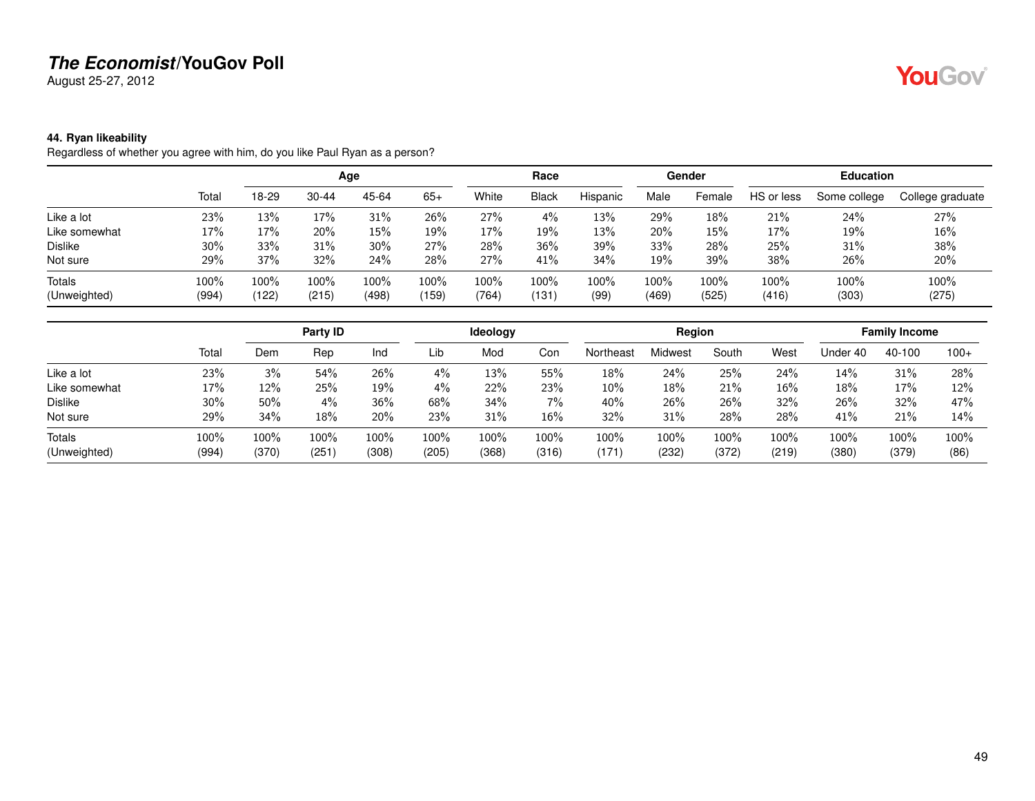# *The Economist*/YouGov Poll

August 25-27, 2012

### 44. Ryan likeability

Regardless of whether you agree with him, do you like Paul Ryan as a person?

| | | Age | | | | Race | | | Gender | | Education | | |
|---|---|---|---|---|---|---|---|---|---|---|---|---|---|
| | Total | 18-29 | 30-44 | 45-64 | 65+ | White | Black | Hispanic | Male | Female | HS or less | Some college | College graduate |
| Like a lot | 23% | 13% | 17% | 31% | 26% | 27% | 4% | 13% | 29% | 18% | 21% | 24% | 27% |
| Like somewhat | 17% | 17% | 20% | 15% | 19% | 17% | 19% | 13% | 20% | 15% | 17% | 19% | 16% |
| Dislike | 30% | 33% | 31% | 30% | 27% | 28% | 36% | 39% | 33% | 28% | 25% | 31% | 38% |
| Not sure | 29% | 37% | 32% | 24% | 28% | 27% | 41% | 34% | 19% | 39% | 38% | 26% | 20% |
| Totals | 100% | 100% | 100% | 100% | 100% | 100% | 100% | 100% | 100% | 100% | 100% | 100% | 100% |
| (Unweighted) | (994) | (122) | (215) | (498) | (159) | (764) | (131) | (99) | (469) | (525) | (416) | (303) | (275) |

| | | Party ID | | | Ideology | | | Region | | | | Family Income | | |
|---|---|---|---|---|---|---|---|---|---|---|---|---|---|---|
| | Total | Dem | Rep | Ind | Lib | Mod | Con | Northeast | Midwest | South | West | Under 40 | 40-100 | 100+ |
| Like a lot | 23% | 3% | 54% | 26% | 4% | 13% | 55% | 18% | 24% | 25% | 24% | 14% | 31% | 28% |
| Like somewhat | 17% | 12% | 25% | 19% | 4% | 22% | 23% | 10% | 18% | 21% | 16% | 18% | 17% | 12% |
| Dislike | 30% | 50% | 4% | 36% | 68% | 34% | 7% | 40% | 26% | 26% | 32% | 26% | 32% | 47% |
| Not sure | 29% | 34% | 18% | 20% | 23% | 31% | 16% | 32% | 31% | 28% | 28% | 41% | 21% | 14% |
| Totals | 100% | 100% | 100% | 100% | 100% | 100% | 100% | 100% | 100% | 100% | 100% | 100% | 100% | 100% |
| (Unweighted) | (994) | (370) | (251) | (308) | (205) | (368) | (316) | (171) | (232) | (372) | (219) | (380) | (379) | (86) |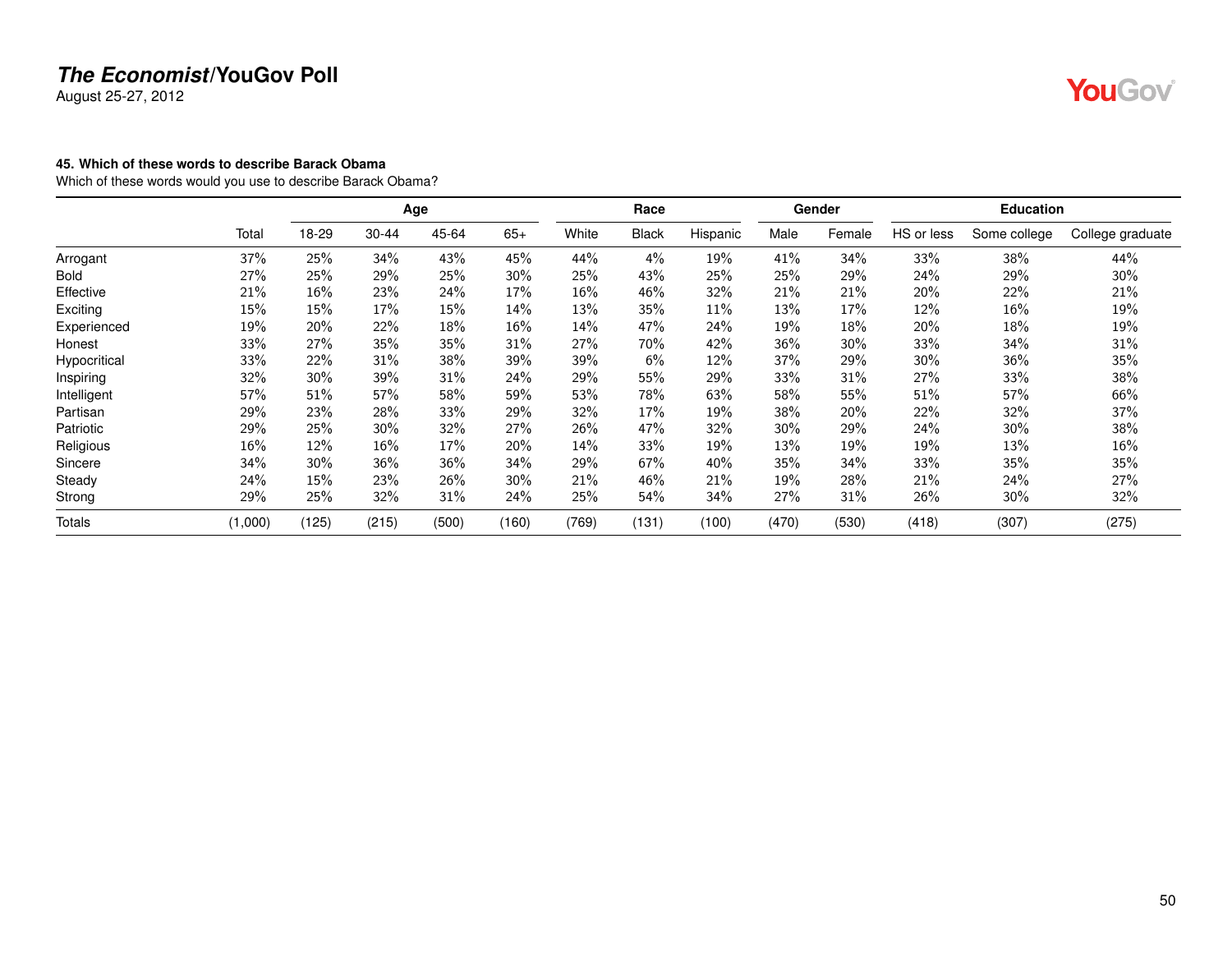***The Economist*/YouGov Poll**
August 25-27, 2012

**45. Which of these words to describe Barack Obama**
Which of these words would you use to describe Barack Obama?

| | | Age | | | | Race | | | Gender | | Education | | |
|---|---|---|---|---|---|---|---|---|---|---|---|---|---|
| | Total | 18-29 | 30-44 | 45-64 | 65+ | White | Black | Hispanic | Male | Female | HS or less | Some college | College graduate |
| Arrogant | 37% | 25% | 34% | 43% | 45% | 44% | 4% | 19% | 41% | 34% | 33% | 38% | 44% |
| Bold | 27% | 25% | 29% | 25% | 30% | 25% | 43% | 25% | 25% | 29% | 24% | 29% | 30% |
| Effective | 21% | 16% | 23% | 24% | 17% | 16% | 46% | 32% | 21% | 21% | 20% | 22% | 21% |
| Exciting | 15% | 15% | 17% | 15% | 14% | 13% | 35% | 11% | 13% | 17% | 12% | 16% | 19% |
| Experienced | 19% | 20% | 22% | 18% | 16% | 14% | 47% | 24% | 19% | 18% | 20% | 18% | 19% |
| Honest | 33% | 27% | 35% | 35% | 31% | 27% | 70% | 42% | 36% | 30% | 33% | 34% | 31% |
| Hypocritical | 33% | 22% | 31% | 38% | 39% | 39% | 6% | 12% | 37% | 29% | 30% | 36% | 35% |
| Inspiring | 32% | 30% | 39% | 31% | 24% | 29% | 55% | 29% | 33% | 31% | 27% | 33% | 38% |
| Intelligent | 57% | 51% | 57% | 58% | 59% | 53% | 78% | 63% | 58% | 55% | 51% | 57% | 66% |
| Partisan | 29% | 23% | 28% | 33% | 29% | 32% | 17% | 19% | 38% | 20% | 22% | 32% | 37% |
| Patriotic | 29% | 25% | 30% | 32% | 27% | 26% | 47% | 32% | 30% | 29% | 24% | 30% | 38% |
| Religious | 16% | 12% | 16% | 17% | 20% | 14% | 33% | 19% | 13% | 19% | 19% | 13% | 16% |
| Sincere | 34% | 30% | 36% | 36% | 34% | 29% | 67% | 40% | 35% | 34% | 33% | 35% | 35% |
| Steady | 24% | 15% | 23% | 26% | 30% | 21% | 46% | 21% | 19% | 28% | 21% | 24% | 27% |
| Strong | 29% | 25% | 32% | 31% | 24% | 25% | 54% | 34% | 27% | 31% | 26% | 30% | 32% |
| Totals | (1,000) | (125) | (215) | (500) | (160) | (769) | (131) | (100) | (470) | (530) | (418) | (307) | (275) |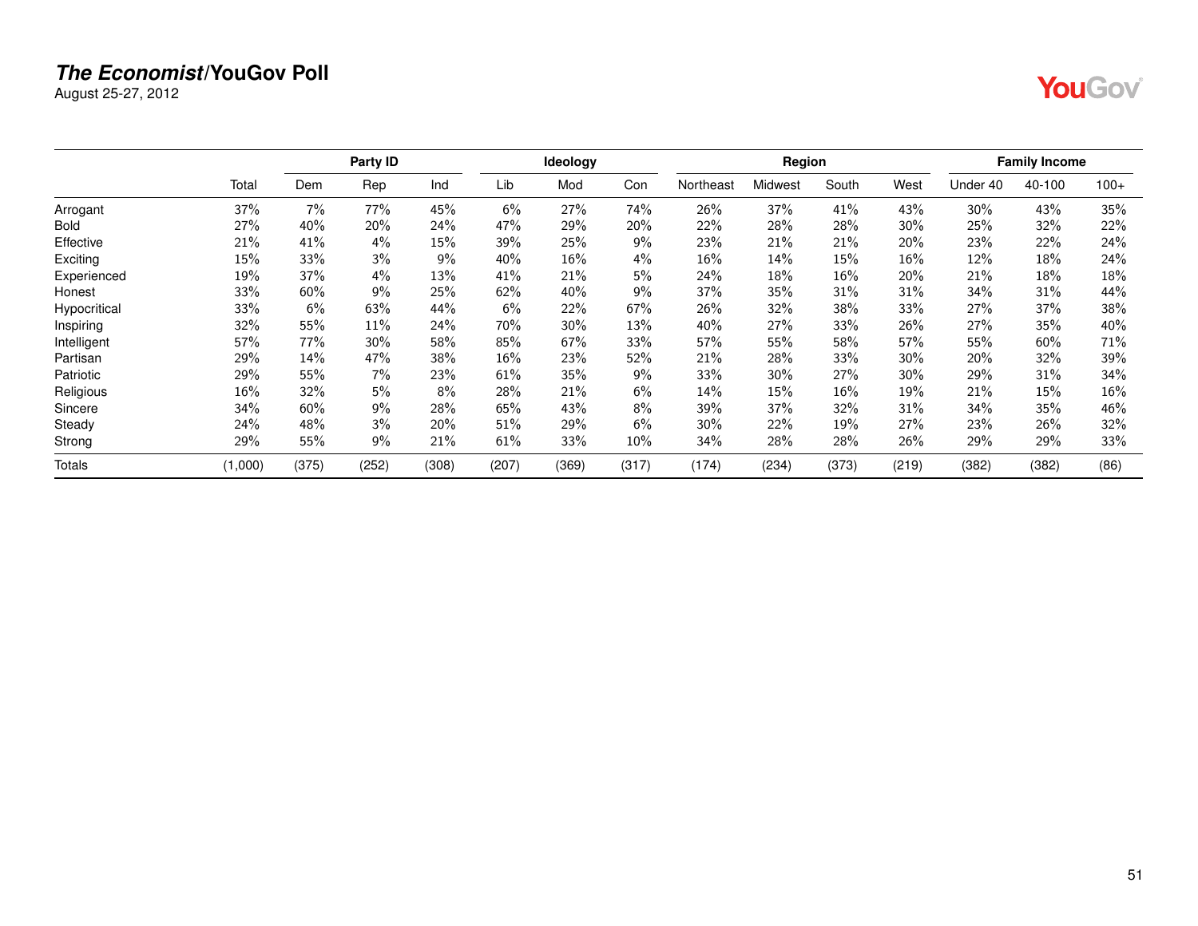# *The Economist*/YouGov Poll

August 25-27, 2012

| | | Party ID | | | Ideology | | | Region | | | | Family Income | | |
|---|---|---|---|---|---|---|---|---|---|---|---|---|---|---|
| | Total | Dem | Rep | Ind | Lib | Mod | Con | Northeast | Midwest | South | West | Under 40 | 40-100 | 100+ |
| Arrogant | 37% | 7% | 77% | 45% | 6% | 27% | 74% | 26% | 37% | 41% | 43% | 30% | 43% | 35% |
| Bold | 27% | 40% | 20% | 24% | 47% | 29% | 20% | 22% | 28% | 28% | 30% | 25% | 32% | 22% |
| Effective | 21% | 41% | 4% | 15% | 39% | 25% | 9% | 23% | 21% | 21% | 20% | 23% | 22% | 24% |
| Exciting | 15% | 33% | 3% | 9% | 40% | 16% | 4% | 16% | 14% | 15% | 16% | 12% | 18% | 24% |
| Experienced | 19% | 37% | 4% | 13% | 41% | 21% | 5% | 24% | 18% | 16% | 20% | 21% | 18% | 18% |
| Honest | 33% | 60% | 9% | 25% | 62% | 40% | 9% | 37% | 35% | 31% | 31% | 34% | 31% | 44% |
| Hypocritical | 33% | 6% | 63% | 44% | 6% | 22% | 67% | 26% | 32% | 38% | 33% | 27% | 37% | 38% |
| Inspiring | 32% | 55% | 11% | 24% | 70% | 30% | 13% | 40% | 27% | 33% | 26% | 27% | 35% | 40% |
| Intelligent | 57% | 77% | 30% | 58% | 85% | 67% | 33% | 57% | 55% | 58% | 57% | 55% | 60% | 71% |
| Partisan | 29% | 14% | 47% | 38% | 16% | 23% | 52% | 21% | 28% | 33% | 30% | 20% | 32% | 39% |
| Patriotic | 29% | 55% | 7% | 23% | 61% | 35% | 9% | 33% | 30% | 27% | 30% | 29% | 31% | 34% |
| Religious | 16% | 32% | 5% | 8% | 28% | 21% | 6% | 14% | 15% | 16% | 19% | 21% | 15% | 16% |
| Sincere | 34% | 60% | 9% | 28% | 65% | 43% | 8% | 39% | 37% | 32% | 31% | 34% | 35% | 46% |
| Steady | 24% | 48% | 3% | 20% | 51% | 29% | 6% | 30% | 22% | 19% | 27% | 23% | 26% | 32% |
| Strong | 29% | 55% | 9% | 21% | 61% | 33% | 10% | 34% | 28% | 28% | 26% | 29% | 29% | 33% |
| Totals | (1,000) | (375) | (252) | (308) | (207) | (369) | (317) | (174) | (234) | (373) | (219) | (382) | (382) | (86) |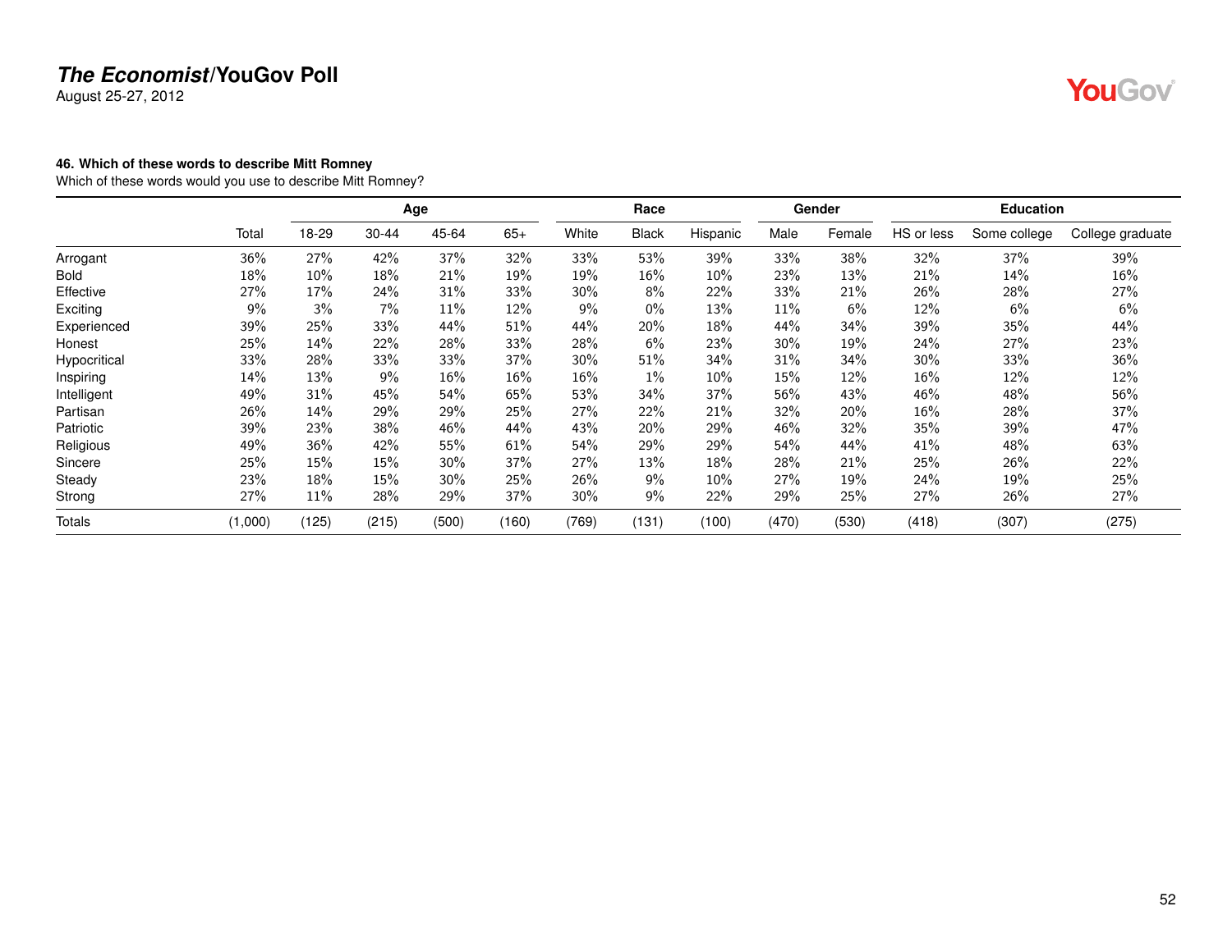## *The Economist*/YouGov Poll

August 25-27, 2012

### 46. Which of these words to describe Mitt Romney

Which of these words would you use to describe Mitt Romney?

| | | Age | | | | Race | | | Gender | | Education | | |
|---|---|---|---|---|---|---|---|---|---|---|---|---|---|
| | Total | 18-29 | 30-44 | 45-64 | 65+ | White | Black | Hispanic | Male | Female | HS or less | Some college | College graduate |
| Arrogant | 36% | 27% | 42% | 37% | 32% | 33% | 53% | 39% | 33% | 38% | 32% | 37% | 39% |
| Bold | 18% | 10% | 18% | 21% | 19% | 19% | 16% | 10% | 23% | 13% | 21% | 14% | 16% |
| Effective | 27% | 17% | 24% | 31% | 33% | 30% | 8% | 22% | 33% | 21% | 26% | 28% | 27% |
| Exciting | 9% | 3% | 7% | 11% | 12% | 9% | 0% | 13% | 11% | 6% | 12% | 6% | 6% |
| Experienced | 39% | 25% | 33% | 44% | 51% | 44% | 20% | 18% | 44% | 34% | 39% | 35% | 44% |
| Honest | 25% | 14% | 22% | 28% | 33% | 28% | 6% | 23% | 30% | 19% | 24% | 27% | 23% |
| Hypocritical | 33% | 28% | 33% | 33% | 37% | 30% | 51% | 34% | 31% | 34% | 30% | 33% | 36% |
| Inspiring | 14% | 13% | 9% | 16% | 16% | 16% | 1% | 10% | 15% | 12% | 16% | 12% | 12% |
| Intelligent | 49% | 31% | 45% | 54% | 65% | 53% | 34% | 37% | 56% | 43% | 46% | 48% | 56% |
| Partisan | 26% | 14% | 29% | 29% | 25% | 27% | 22% | 21% | 32% | 20% | 16% | 28% | 37% |
| Patriotic | 39% | 23% | 38% | 46% | 44% | 43% | 20% | 29% | 46% | 32% | 35% | 39% | 47% |
| Religious | 49% | 36% | 42% | 55% | 61% | 54% | 29% | 29% | 54% | 44% | 41% | 48% | 63% |
| Sincere | 25% | 15% | 15% | 30% | 37% | 27% | 13% | 18% | 28% | 21% | 25% | 26% | 22% |
| Steady | 23% | 18% | 15% | 30% | 25% | 26% | 9% | 10% | 27% | 19% | 24% | 19% | 25% |
| Strong | 27% | 11% | 28% | 29% | 37% | 30% | 9% | 22% | 29% | 25% | 27% | 26% | 27% |
| Totals | (1,000) | (125) | (215) | (500) | (160) | (769) | (131) | (100) | (470) | (530) | (418) | (307) | (275) |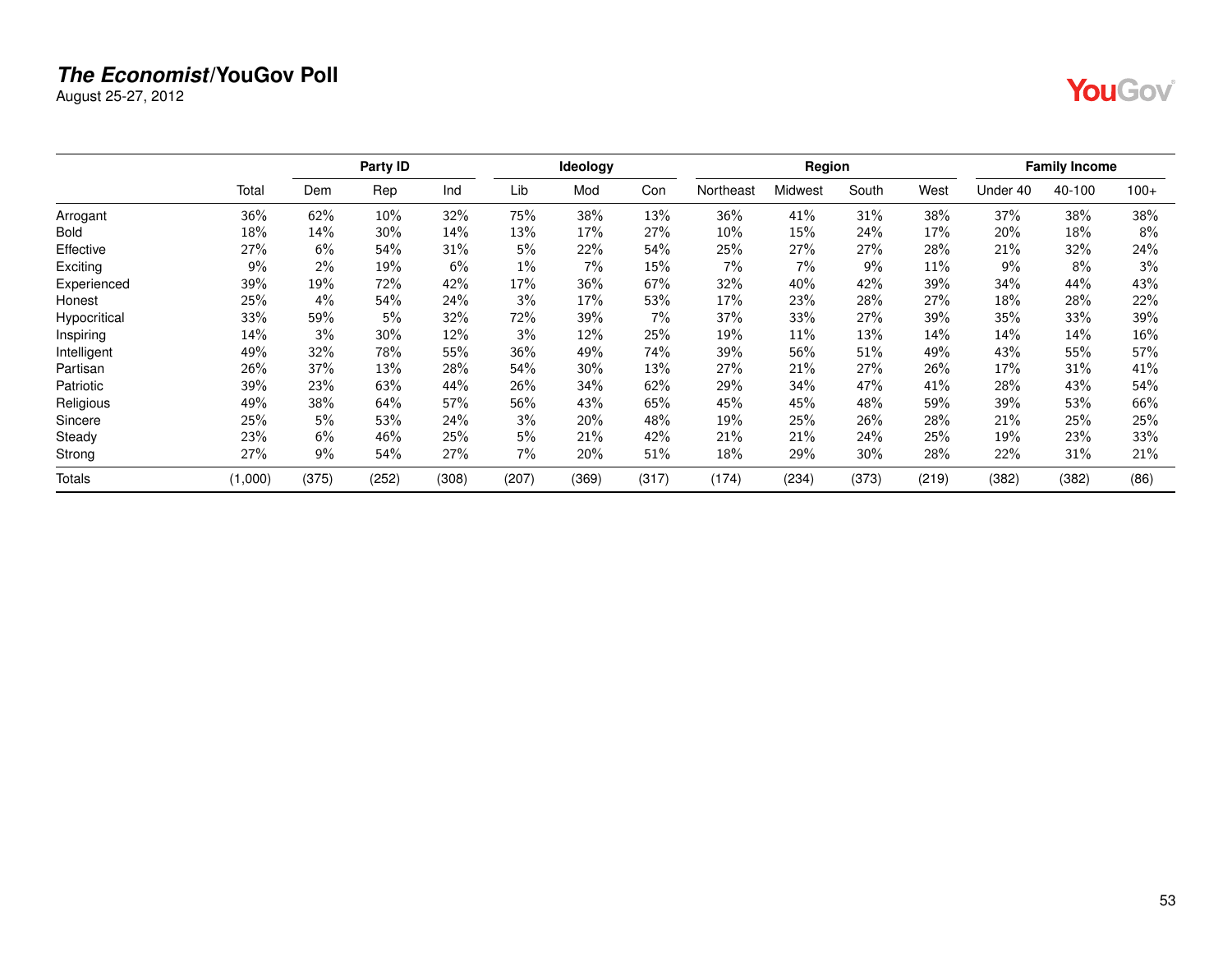# *The Economist*/YouGov Poll

August 25-27, 2012

| | Total | Party ID | | | Ideology | | | Region | | | | Family Income | | |
|---|---|---|---|---|---|---|---|---|---|---|---|---|---|---|
| | | Dem | Rep | Ind | Lib | Mod | Con | Northeast | Midwest | South | West | Under 40 | 40-100 | 100+ |
| Arrogant | 36% | 62% | 10% | 32% | 75% | 38% | 13% | 36% | 41% | 31% | 38% | 37% | 38% | 38% |
| Bold | 18% | 14% | 30% | 14% | 13% | 17% | 27% | 10% | 15% | 24% | 17% | 20% | 18% | 8% |
| Effective | 27% | 6% | 54% | 31% | 5% | 22% | 54% | 25% | 27% | 27% | 28% | 21% | 32% | 24% |
| Exciting | 9% | 2% | 19% | 6% | 1% | 7% | 15% | 7% | 7% | 9% | 11% | 9% | 8% | 3% |
| Experienced | 39% | 19% | 72% | 42% | 17% | 36% | 67% | 32% | 40% | 42% | 39% | 34% | 44% | 43% |
| Honest | 25% | 4% | 54% | 24% | 3% | 17% | 53% | 17% | 23% | 28% | 27% | 18% | 28% | 22% |
| Hypocritical | 33% | 59% | 5% | 32% | 72% | 39% | 7% | 37% | 33% | 27% | 39% | 35% | 33% | 39% |
| Inspiring | 14% | 3% | 30% | 12% | 3% | 12% | 25% | 19% | 11% | 13% | 14% | 14% | 14% | 16% |
| Intelligent | 49% | 32% | 78% | 55% | 36% | 49% | 74% | 39% | 56% | 51% | 49% | 43% | 55% | 57% |
| Partisan | 26% | 37% | 13% | 28% | 54% | 30% | 13% | 27% | 21% | 27% | 26% | 17% | 31% | 41% |
| Patriotic | 39% | 23% | 63% | 44% | 26% | 34% | 62% | 29% | 34% | 47% | 41% | 28% | 43% | 54% |
| Religious | 49% | 38% | 64% | 57% | 56% | 43% | 65% | 45% | 45% | 48% | 59% | 39% | 53% | 66% |
| Sincere | 25% | 5% | 53% | 24% | 3% | 20% | 48% | 19% | 25% | 26% | 28% | 21% | 25% | 25% |
| Steady | 23% | 6% | 46% | 25% | 5% | 21% | 42% | 21% | 21% | 24% | 25% | 19% | 23% | 33% |
| Strong | 27% | 9% | 54% | 27% | 7% | 20% | 51% | 18% | 29% | 30% | 28% | 22% | 31% | 21% |
| Totals | (1,000) | (375) | (252) | (308) | (207) | (369) | (317) | (174) | (234) | (373) | (219) | (382) | (382) | (86) |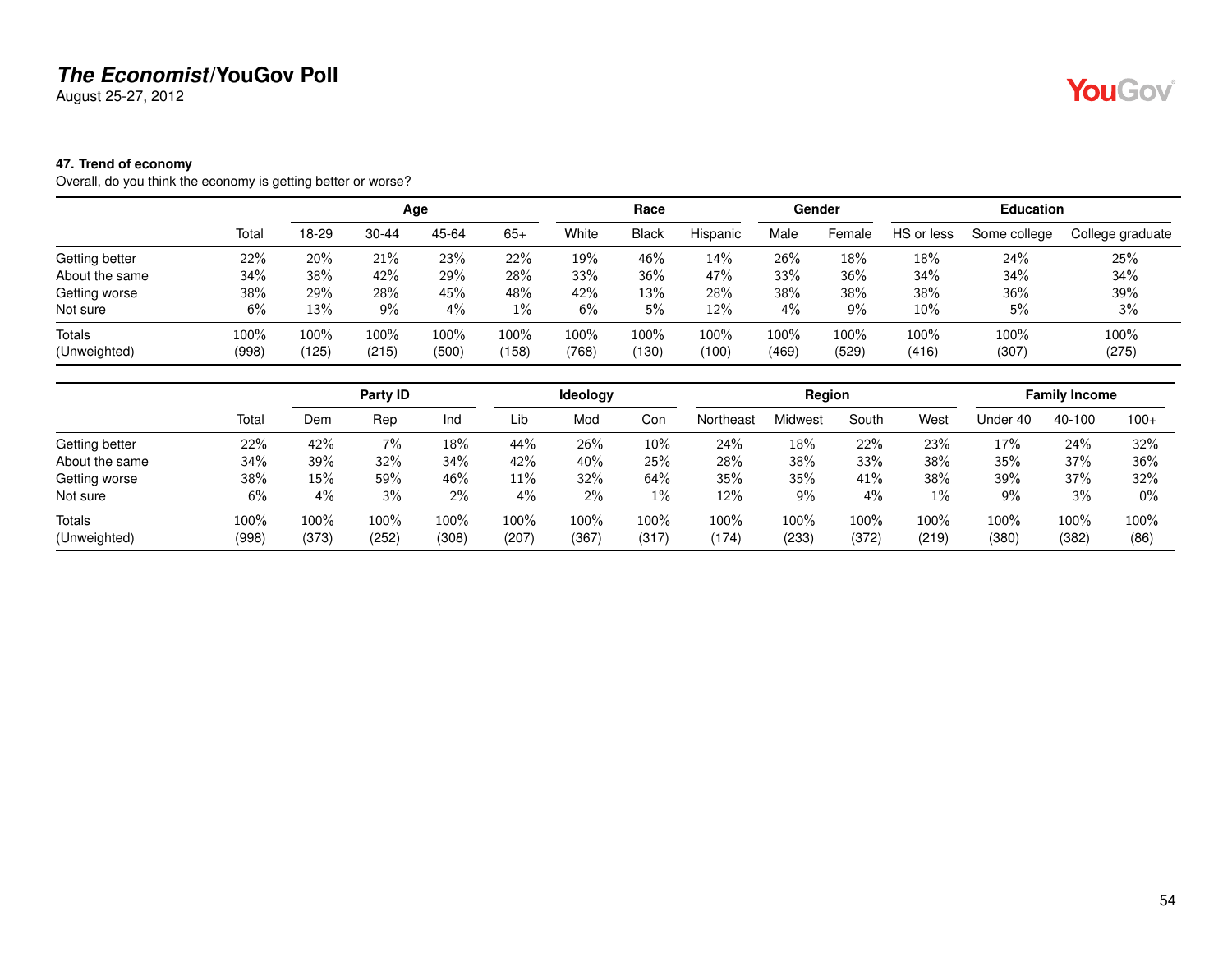**The Economist/YouGov Poll**
August 25-27, 2012

**47. Trend of economy**
Overall, do you think the economy is getting better or worse?

| | | Age | | | | Race | | | Gender | | Education | | |
|---|---|---|---|---|---|---|---|---|---|---|---|---|---|
| | Total | 18-29 | 30-44 | 45-64 | 65+ | White | Black | Hispanic | Male | Female | HS or less | Some college | College graduate |
| Getting better | 22% | 20% | 21% | 23% | 22% | 19% | 46% | 14% | 26% | 18% | 18% | 24% | 25% |
| About the same | 34% | 38% | 42% | 29% | 28% | 33% | 36% | 47% | 33% | 36% | 34% | 34% | 34% |
| Getting worse | 38% | 29% | 28% | 45% | 48% | 42% | 13% | 28% | 38% | 38% | 38% | 36% | 39% |
| Not sure | 6% | 13% | 9% | 4% | 1% | 6% | 5% | 12% | 4% | 9% | 10% | 5% | 3% |
| Totals | 100% | 100% | 100% | 100% | 100% | 100% | 100% | 100% | 100% | 100% | 100% | 100% | 100% |
| (Unweighted) | (998) | (125) | (215) | (500) | (158) | (768) | (130) | (100) | (469) | (529) | (416) | (307) | (275) |

| | | Party ID | | | Ideology | | | Region | | | | Family Income | | |
|---|---|---|---|---|---|---|---|---|---|---|---|---|---|---|
| | Total | Dem | Rep | Ind | Lib | Mod | Con | Northeast | Midwest | South | West | Under 40 | 40-100 | 100+ |
| Getting better | 22% | 42% | 7% | 18% | 44% | 26% | 10% | 24% | 18% | 22% | 23% | 17% | 24% | 32% |
| About the same | 34% | 39% | 32% | 34% | 42% | 40% | 25% | 28% | 38% | 33% | 38% | 35% | 37% | 36% |
| Getting worse | 38% | 15% | 59% | 46% | 11% | 32% | 64% | 35% | 35% | 41% | 38% | 39% | 37% | 32% |
| Not sure | 6% | 4% | 3% | 2% | 4% | 2% | 1% | 12% | 9% | 4% | 1% | 9% | 3% | 0% |
| Totals | 100% | 100% | 100% | 100% | 100% | 100% | 100% | 100% | 100% | 100% | 100% | 100% | 100% | 100% |
| (Unweighted) | (998) | (373) | (252) | (308) | (207) | (367) | (317) | (174) | (233) | (372) | (219) | (380) | (382) | (86) |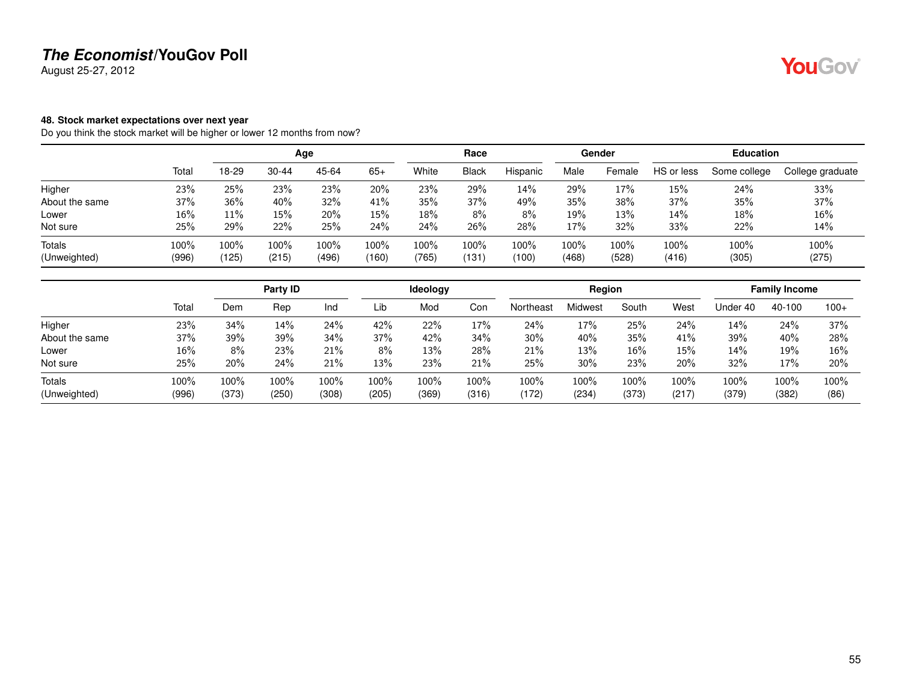## *The Economist*/YouGov Poll

August 25-27, 2012

### 48. Stock market expectations over next year

Do you think the stock market will be higher or lower 12 months from now?

| | | Age | | | | Race | | | Gender | | Education | | |
|---|---|---|---|---|---|---|---|---|---|---|---|---|---|
| | Total | 18-29 | 30-44 | 45-64 | 65+ | White | Black | Hispanic | Male | Female | HS or less | Some college | College graduate |
| Higher | 23% | 25% | 23% | 23% | 20% | 23% | 29% | 14% | 29% | 17% | 15% | 24% | 33% |
| About the same | 37% | 36% | 40% | 32% | 41% | 35% | 37% | 49% | 35% | 38% | 37% | 35% | 37% |
| Lower | 16% | 11% | 15% | 20% | 15% | 18% | 8% | 8% | 19% | 13% | 14% | 18% | 16% |
| Not sure | 25% | 29% | 22% | 25% | 24% | 24% | 26% | 28% | 17% | 32% | 33% | 22% | 14% |
| Totals | 100% | 100% | 100% | 100% | 100% | 100% | 100% | 100% | 100% | 100% | 100% | 100% | 100% |
| (Unweighted) | (996) | (125) | (215) | (496) | (160) | (765) | (131) | (100) | (468) | (528) | (416) | (305) | (275) |

| | | Party ID | | | Ideology | | | Region | | | | Family Income | | |
|---|---|---|---|---|---|---|---|---|---|---|---|---|---|---|
| | Total | Dem | Rep | Ind | Lib | Mod | Con | Northeast | Midwest | South | West | Under 40 | 40-100 | 100+ |
| Higher | 23% | 34% | 14% | 24% | 42% | 22% | 17% | 24% | 17% | 25% | 24% | 14% | 24% | 37% |
| About the same | 37% | 39% | 39% | 34% | 37% | 42% | 34% | 30% | 40% | 35% | 41% | 39% | 40% | 28% |
| Lower | 16% | 8% | 23% | 21% | 8% | 13% | 28% | 21% | 13% | 16% | 15% | 14% | 19% | 16% |
| Not sure | 25% | 20% | 24% | 21% | 13% | 23% | 21% | 25% | 30% | 23% | 20% | 32% | 17% | 20% |
| Totals | 100% | 100% | 100% | 100% | 100% | 100% | 100% | 100% | 100% | 100% | 100% | 100% | 100% | 100% |
| (Unweighted) | (996) | (373) | (250) | (308) | (205) | (369) | (316) | (172) | (234) | (373) | (217) | (379) | (382) | (86) |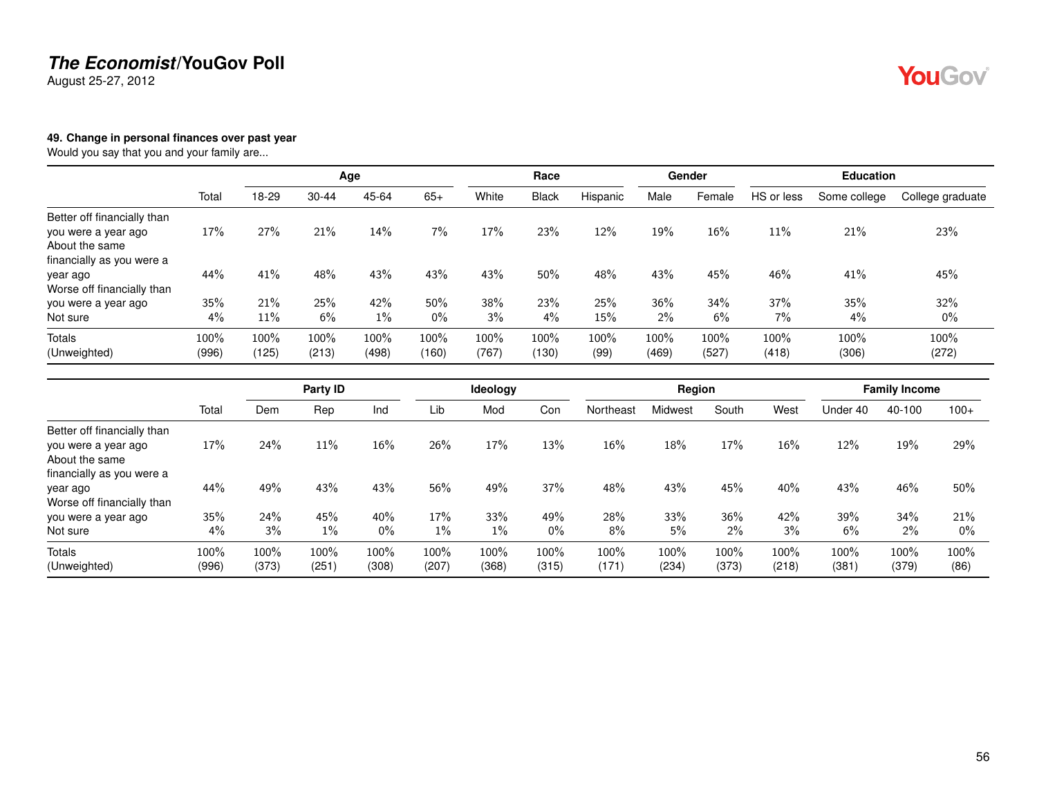**49. Change in personal finances over past year**

Would you say that you and your family are...

| | Total | Age | | | | Race | | | Gender | | Education | | |
|---|---|---|---|---|---|---|---|---|---|---|---|---|---|
| | | 18-29 | 30-44 | 45-64 | 65+ | White | Black | Hispanic | Male | Female | HS or less | Some college | College graduate |
| Better off financially than you were a year ago | 17% | 27% | 21% | 14% | 7% | 17% | 23% | 12% | 19% | 16% | 11% | 21% | 23% |
| About the same financially as you were a year ago | 44% | 41% | 48% | 43% | 43% | 43% | 50% | 48% | 43% | 45% | 46% | 41% | 45% |
| Worse off financially than you were a year ago | 35% | 21% | 25% | 42% | 50% | 38% | 23% | 25% | 36% | 34% | 37% | 35% | 32% |
| Not sure | 4% | 11% | 6% | 1% | 0% | 3% | 4% | 15% | 2% | 6% | 7% | 4% | 0% |
| Totals | 100% | 100% | 100% | 100% | 100% | 100% | 100% | 100% | 100% | 100% | 100% | 100% | 100% |
| (Unweighted) | (996) | (125) | (213) | (498) | (160) | (767) | (130) | (99) | (469) | (527) | (418) | (306) | (272) |

| | Total | Party ID | | | Ideology | | | Region | | | | Family Income | | |
|---|---|---|---|---|---|---|---|---|---|---|---|---|---|---|
| | | Dem | Rep | Ind | Lib | Mod | Con | Northeast | Midwest | South | West | Under 40 | 40-100 | 100+ |
| Better off financially than you were a year ago | 17% | 24% | 11% | 16% | 26% | 17% | 13% | 16% | 18% | 17% | 16% | 12% | 19% | 29% |
| About the same financially as you were a year ago | 44% | 49% | 43% | 43% | 56% | 49% | 37% | 48% | 43% | 45% | 40% | 43% | 46% | 50% |
| Worse off financially than you were a year ago | 35% | 24% | 45% | 40% | 17% | 33% | 49% | 28% | 33% | 36% | 42% | 39% | 34% | 21% |
| Not sure | 4% | 3% | 1% | 0% | 1% | 1% | 0% | 8% | 5% | 2% | 3% | 6% | 2% | 0% |
| Totals | 100% | 100% | 100% | 100% | 100% | 100% | 100% | 100% | 100% | 100% | 100% | 100% | 100% | 100% |
| (Unweighted) | (996) | (373) | (251) | (308) | (207) | (368) | (315) | (171) | (234) | (373) | (218) | (381) | (379) | (86) |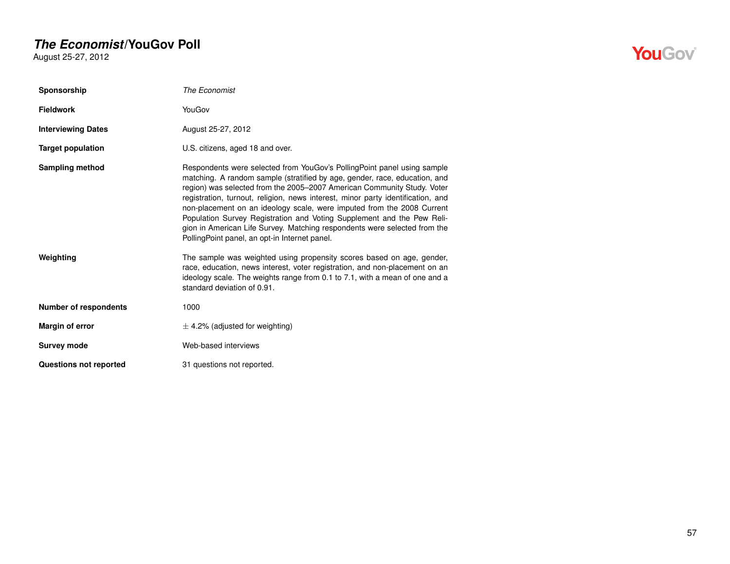# *The Economist*/YouGov Poll

August 25-27, 2012

| | |
|---|---|
| **Sponsorship** | *The Economist* |
| **Fieldwork** | YouGov |
| **Interviewing Dates** | August 25-27, 2012 |
| **Target population** | U.S. citizens, aged 18 and over. |
| **Sampling method** | Respondents were selected from YouGov's PollingPoint panel using sample matching. A random sample (stratified by age, gender, race, education, and region) was selected from the 2005–2007 American Community Study. Voter registration, turnout, religion, news interest, minor party identification, and non-placement on an ideology scale, were imputed from the 2008 Current Population Survey Registration and Voting Supplement and the Pew Religion in American Life Survey. Matching respondents were selected from the PollingPoint panel, an opt-in Internet panel. |
| **Weighting** | The sample was weighted using propensity scores based on age, gender, race, education, news interest, voter registration, and non-placement on an ideology scale. The weights range from 0.1 to 7.1, with a mean of one and a standard deviation of 0.91. |
| **Number of respondents** | 1000 |
| **Margin of error** | $\pm$ 4.2% (adjusted for weighting) |
| **Survey mode** | Web-based interviews |
| **Questions not reported** | 31 questions not reported. |